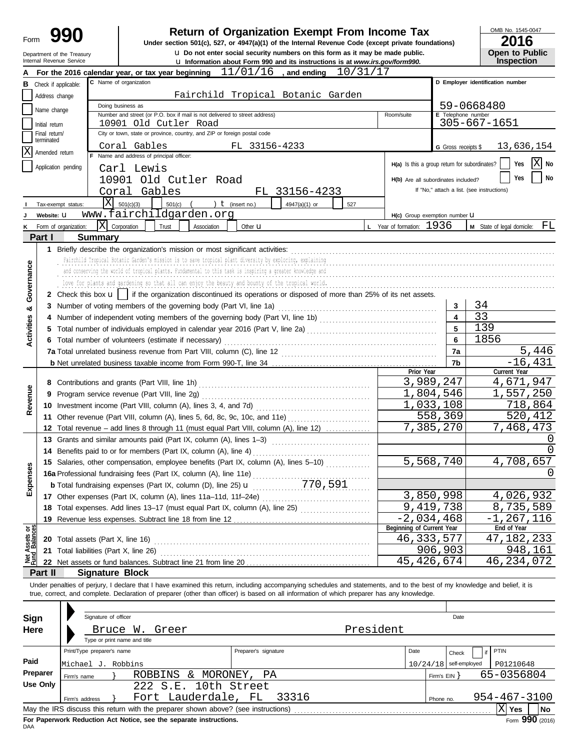Form **990**

# Return of Organization Exempt From Income Tax

**Under section 501(c), 527, or 4947(a)(1) of the Internal Revenue Code (except private foundations)**

u Do not enter social security numbers on this form as it may be made public.

u Information about Form 990 and its instructions is at www.irs.gov/form990.

Department of the Treasury
Internal Revenue Service

OMB No. 1545-0047

**2016**

**Open to Public Inspection**

**A** For the 2016 calendar year, or tax year beginning 11/01/16 , and ending 10/31/17

**B** Check if applicable:
- Address change
- Name change
- Initial return
- Final return/terminated
- [X] Amended return
- Application pending

**C** Name of organization: Fairchild Tropical Botanic Garden

Doing business as

Number and street (or P.O. box if mail is not delivered to street address): 10901 Old Cutler Road | Room/suite

City or town, state or province, country, and ZIP or foreign postal code: Coral Gables FL 33156-4233

**D** Employer identification number: 59-0668480

**E** Telephone number: 305-667-1651

**G** Gross receipts $ 13,636,154

**F** Name and address of principal officer: Carl Lewis, 10901 Old Cutler Road, Coral Gables FL 33156-4233

**H(a)** Is this a group return for subordinates? Yes [X] No

**H(b)** Are all subordinates included? Yes No

If "No," attach a list. (see instructions)

**I** Tax-exempt status: [X] 501(c)(3) 501(c) ( ) t (insert no.) 4947(a)(1) or 527

**J** Website: u www.fairchildgarden.org

**H(c)** Group exemption number u

**K** Form of organization: [X] Corporation Trust Association Other u

**L** Year of formation: 1936

**M** State of legal domicile: FL

## Part I Summary

**Activities & Governance**

1 Briefly describe the organization's mission or most significant activities:
Fairchild Tropical Botanic Garden's mission is to save tropical plant diversity by exploring, explaining and conserving the world of tropical plants. Fundamental to this task is inspiring a greater knowledge and love for plants and gardening so that all can enjoy the beauty and bounty of the tropical world.

2 Check this box u [ ] if the organization discontinued its operations or disposed of more than 25% of its net assets.

| | | |
|---|---|---|
| 3 Number of voting members of the governing body (Part VI, line 1a) | 3 | 34 |
| 4 Number of independent voting members of the governing body (Part VI, line 1b) | 4 | 33 |
| 5 Total number of individuals employed in calendar year 2016 (Part V, line 2a) | 5 | 139 |
| 6 Total number of volunteers (estimate if necessary) | 6 | 1856 |
| 7a Total unrelated business revenue from Part VIII, column (C), line 12 | 7a | 5,446 |
| b Net unrelated business taxable income from Form 990-T, line 34 | 7b | -16,431 |

| | Prior Year | Current Year |
|---|---|---|
| **Revenue** | | |
| 8 Contributions and grants (Part VIII, line 1h) | 3,989,247 | 4,671,947 |
| 9 Program service revenue (Part VIII, line 2g) | 1,804,546 | 1,557,250 |
| 10 Investment income (Part VIII, column (A), lines 3, 4, and 7d) | 1,033,108 | 718,864 |
| 11 Other revenue (Part VIII, column (A), lines 5, 6d, 8c, 9c, 10c, and 11e) | 558,369 | 520,412 |
| 12 Total revenue – add lines 8 through 11 (must equal Part VIII, column (A), line 12) | 7,385,270 | 7,468,473 |
| **Expenses** | | |
| 13 Grants and similar amounts paid (Part IX, column (A), lines 1–3) | | 0 |
| 14 Benefits paid to or for members (Part IX, column (A), line 4) | | 0 |
| 15 Salaries, other compensation, employee benefits (Part IX, column (A), lines 5–10) | 5,568,740 | 4,708,657 |
| 16a Professional fundraising fees (Part IX, column (A), line 11e) | | 0 |
| b Total fundraising expenses (Part IX, column (D), line 25) u 770,591 | | |
| 17 Other expenses (Part IX, column (A), lines 11a–11d, 11f–24e) | 3,850,998 | 4,026,932 |
| 18 Total expenses. Add lines 13–17 (must equal Part IX, column (A), line 25) | 9,419,738 | 8,735,589 |
| 19 Revenue less expenses. Subtract line 18 from line 12 | -2,034,468 | -1,267,116 |

| **Net Assets or Fund Balances** | Beginning of Current Year | End of Year |
|---|---|---|
| 20 Total assets (Part X, line 16) | 46,333,577 | 47,182,233 |
| 21 Total liabilities (Part X, line 26) | 906,903 | 948,161 |
| 22 Net assets or fund balances. Subtract line 21 from line 20 | 45,426,674 | 46,234,072 |

## Part II Signature Block

Under penalties of perjury, I declare that I have examined this return, including accompanying schedules and statements, and to the best of my knowledge and belief, it is true, correct, and complete. Declaration of preparer (other than officer) is based on all information of which preparer has any knowledge.

**Sign Here**

Signature of officer | Date

Bruce W. Greer, President

Type or print name and title

**Paid Preparer Use Only**

| Print/Type preparer's name | Preparer's signature | Date | Check if self-employed | PTIN |
|---|---|---|---|---|
| Michael J. Robbins | | 10/24/18 | | P01210648 |

Firm's name } ROBBINS & MORONEY, PA — Firm's EIN } 65-0356804

Firm's address } 222 S.E. 10th Street, Fort Lauderdale, FL 33316 — Phone no. 954-467-3100

May the IRS discuss this return with the preparer shown above? (see instructions) [X] Yes No

**For Paperwork Reduction Act Notice, see the separate instructions.**

DAA

Form **990** (2016)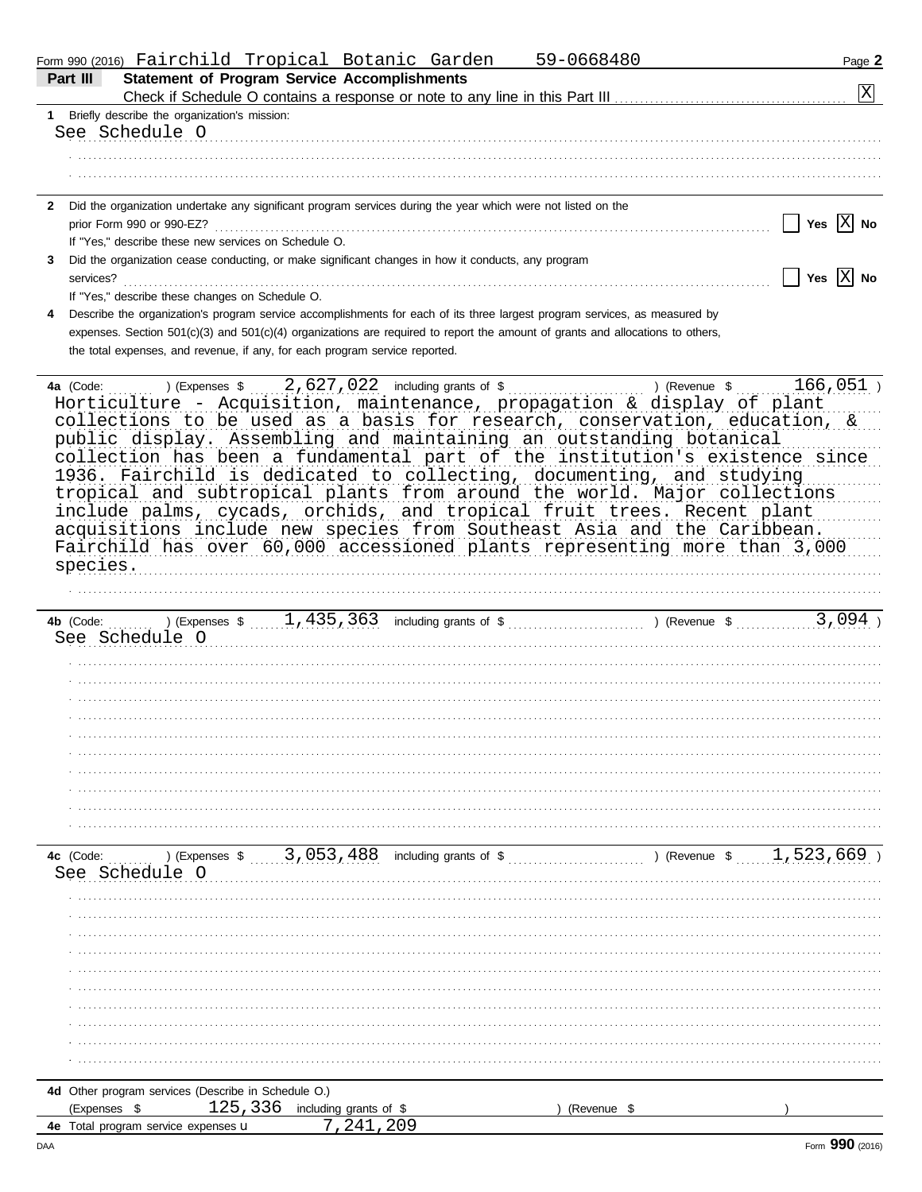Form 990 (2016) Fairchild Tropical Botanic Garden 59-0668480

## Part III Statement of Program Service Accomplishments

Check if Schedule O contains a response or note to any line in this Part III .......... [X]

**1** Briefly describe the organization's mission:

See Schedule O

**2** Did the organization undertake any significant program services during the year which were not listed on the prior Form 990 or 990-EZ? .......... [ ] Yes [X] No

If "Yes," describe these new services on Schedule O.

**3** Did the organization cease conducting, or make significant changes in how it conducts, any program services? .......... [ ] Yes [X] No

If "Yes," describe these changes on Schedule O.

**4** Describe the organization's program service accomplishments for each of its three largest program services, as measured by expenses. Section 501(c)(3) and 501(c)(4) organizations are required to report the amount of grants and allocations to others, the total expenses, and revenue, if any, for each program service reported.

**4a** (Code: ) (Expenses $ 2,627,022 including grants of $ ) (Revenue $ 166,051 )

Horticulture - Acquisition, maintenance, propagation & display of plant collections to be used as a basis for research, conservation, education, & public display. Assembling and maintaining an outstanding botanical collection has been a fundamental part of the institution's existence since 1936. Fairchild is dedicated to collecting, documenting, and studying tropical and subtropical plants from around the world. Major collections include palms, cycads, orchids, and tropical fruit trees. Recent plant acquisitions include new species from Southeast Asia and the Caribbean. Fairchild has over 60,000 accessioned plants representing more than 3,000 species.

**4b** (Code: ) (Expenses $ 1,435,363 including grants of $ ) (Revenue $ 3,094 )

See Schedule O

**4c** (Code: ) (Expenses $ 3,053,488 including grants of $ ) (Revenue $ 1,523,669 )

See Schedule O

**4d** Other program services (Describe in Schedule O.)

(Expenses $ 125,336 including grants of $ ) (Revenue $ )

**4e** Total program service expenses u 7,241,209

DAA Form **990** (2016)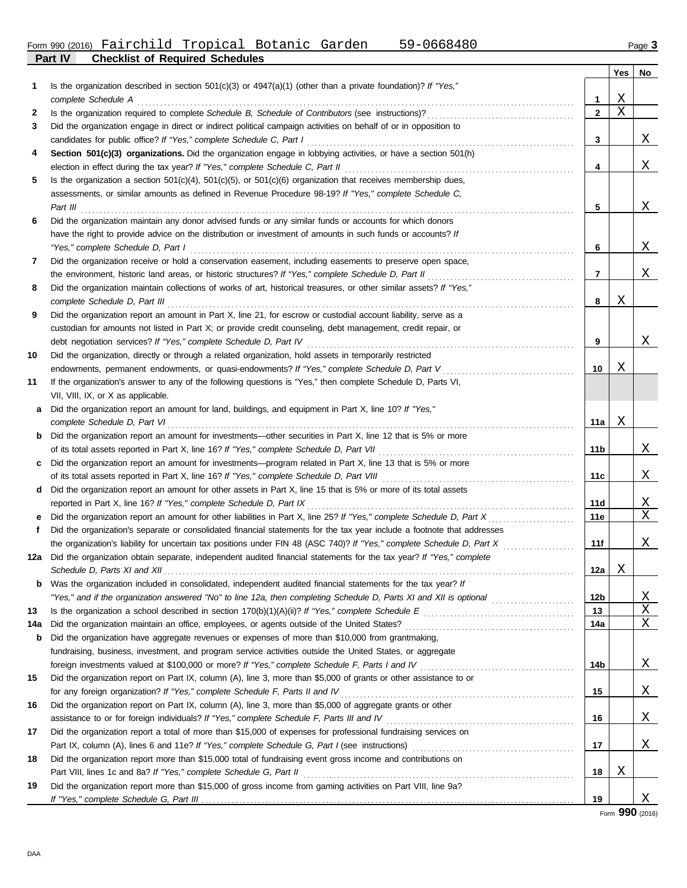Form 990 (2016) Fairchild Tropical Botanic Garden 59-0668480

## Part IV Checklist of Required Schedules

| | | | Yes | No |
|---|---|---|---|---|
| 1 | Is the organization described in section 501(c)(3) or 4947(a)(1) (other than a private foundation)? *If "Yes," complete Schedule A* | 1 | X | |
| 2 | Is the organization required to complete *Schedule B, Schedule of Contributors* (see instructions)? | 2 | X | |
| 3 | Did the organization engage in direct or indirect political campaign activities on behalf of or in opposition to candidates for public office? *If "Yes," complete Schedule C, Part I* | 3 | | X |
| 4 | **Section 501(c)(3) organizations.** Did the organization engage in lobbying activities, or have a section 501(h) election in effect during the tax year? *If "Yes," complete Schedule C, Part II* | 4 | | X |
| 5 | Is the organization a section 501(c)(4), 501(c)(5), or 501(c)(6) organization that receives membership dues, assessments, or similar amounts as defined in Revenue Procedure 98-19? *If "Yes," complete Schedule C, Part III* | 5 | | X |
| 6 | Did the organization maintain any donor advised funds or any similar funds or accounts for which donors have the right to provide advice on the distribution or investment of amounts in such funds or accounts? *If "Yes," complete Schedule D, Part I* | 6 | | X |
| 7 | Did the organization receive or hold a conservation easement, including easements to preserve open space, the environment, historic land areas, or historic structures? *If "Yes," complete Schedule D, Part II* | 7 | | X |
| 8 | Did the organization maintain collections of works of art, historical treasures, or other similar assets? *If "Yes," complete Schedule D, Part III* | 8 | X | |
| 9 | Did the organization report an amount in Part X, line 21, for escrow or custodial account liability, serve as a custodian for amounts not listed in Part X; or provide credit counseling, debt management, credit repair, or debt negotiation services? *If "Yes," complete Schedule D, Part IV* | 9 | | X |
| 10 | Did the organization, directly or through a related organization, hold assets in temporarily restricted endowments, permanent endowments, or quasi-endowments? *If "Yes," complete Schedule D, Part V* | 10 | X | |
| 11 | If the organization's answer to any of the following questions is "Yes," then complete Schedule D, Parts VI, VII, VIII, IX, or X as applicable. | | | |
| a | Did the organization report an amount for land, buildings, and equipment in Part X, line 10? *If "Yes," complete Schedule D, Part VI* | 11a | X | |
| b | Did the organization report an amount for investments—other securities in Part X, line 12 that is 5% or more of its total assets reported in Part X, line 16? *If "Yes," complete Schedule D, Part VII* | 11b | | X |
| c | Did the organization report an amount for investments—program related in Part X, line 13 that is 5% or more of its total assets reported in Part X, line 16? *If "Yes," complete Schedule D, Part VIII* | 11c | | X |
| d | Did the organization report an amount for other assets in Part X, line 15 that is 5% or more of its total assets reported in Part X, line 16? *If "Yes," complete Schedule D, Part IX* | 11d | | X |
| e | Did the organization report an amount for other liabilities in Part X, line 25? *If "Yes," complete Schedule D, Part X* | 11e | | X |
| f | Did the organization's separate or consolidated financial statements for the tax year include a footnote that addresses the organization's liability for uncertain tax positions under FIN 48 (ASC 740)? *If "Yes," complete Schedule D, Part X* | 11f | | X |
| 12a | Did the organization obtain separate, independent audited financial statements for the tax year? *If "Yes," complete Schedule D, Parts XI and XII* | 12a | X | |
| b | Was the organization included in consolidated, independent audited financial statements for the tax year? *If "Yes," and if the organization answered "No" to line 12a, then completing Schedule D, Parts XI and XII is optional* | 12b | | X |
| 13 | Is the organization a school described in section 170(b)(1)(A)(ii)? *If "Yes," complete Schedule E* | 13 | | X |
| 14a | Did the organization maintain an office, employees, or agents outside of the United States? | 14a | | X |
| b | Did the organization have aggregate revenues or expenses of more than $10,000 from grantmaking, fundraising, business, investment, and program service activities outside the United States, or aggregate foreign investments valued at $100,000 or more? *If "Yes," complete Schedule F, Parts I and IV* | 14b | | X |
| 15 | Did the organization report on Part IX, column (A), line 3, more than $5,000 of grants or other assistance to or for any foreign organization? *If "Yes," complete Schedule F, Parts II and IV* | 15 | | X |
| 16 | Did the organization report on Part IX, column (A), line 3, more than $5,000 of aggregate grants or other assistance to or for foreign individuals? *If "Yes," complete Schedule F, Parts III and IV* | 16 | | X |
| 17 | Did the organization report a total of more than $15,000 of expenses for professional fundraising services on Part IX, column (A), lines 6 and 11e? *If "Yes," complete Schedule G, Part I* (see instructions) | 17 | | X |
| 18 | Did the organization report more than $15,000 total of fundraising event gross income and contributions on Part VIII, lines 1c and 8a? *If "Yes," complete Schedule G, Part II* | 18 | X | |
| 19 | Did the organization report more than $15,000 of gross income from gaming activities on Part VIII, line 9a? *If "Yes," complete Schedule G, Part III* | 19 | | X |

Form **990** (2016)

DAA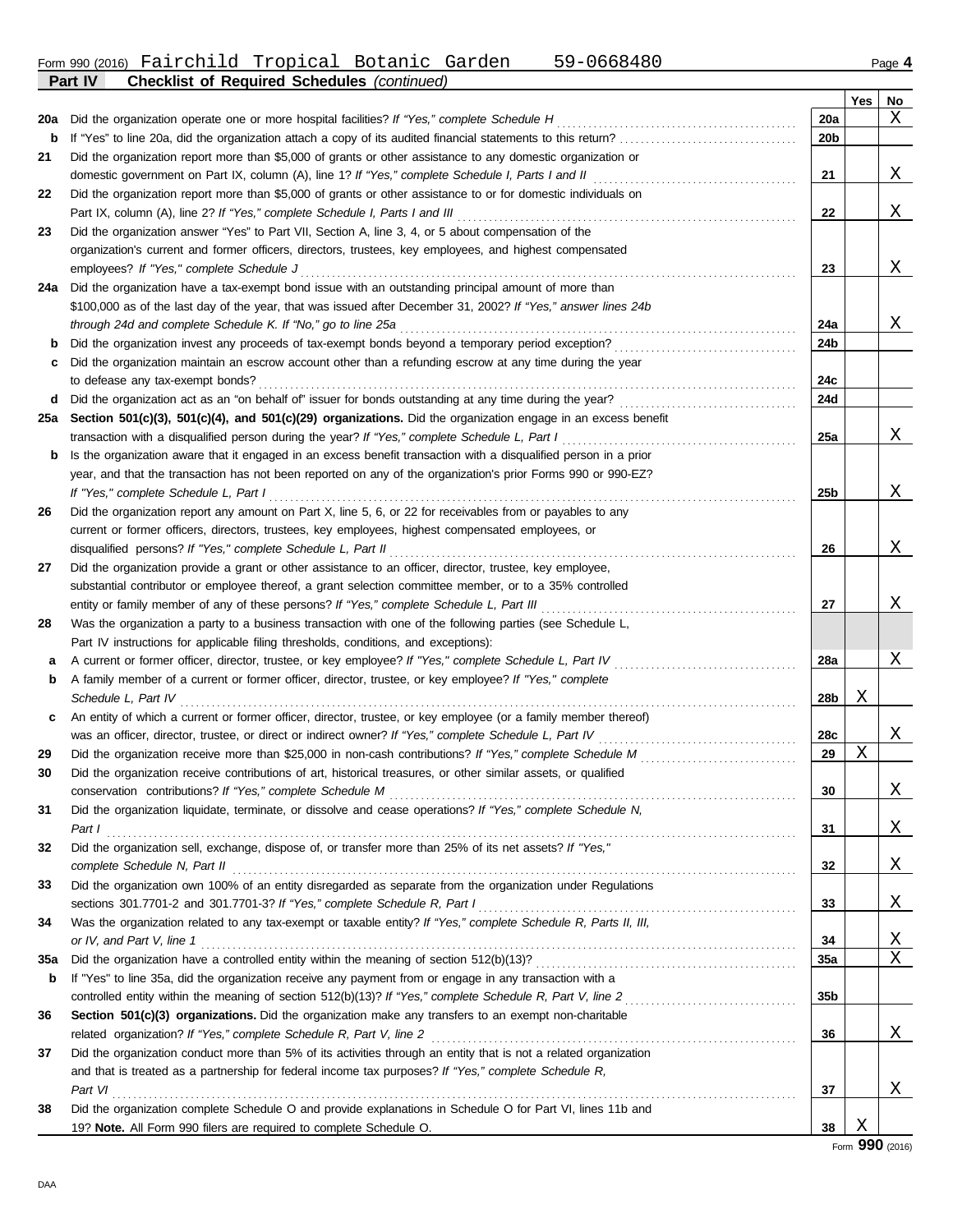Form 990 (2016) Fairchild Tropical Botanic Garden 59-0668480

**Part IV — Checklist of Required Schedules** *(continued)*

| | | | Yes | No |
|---|---|---|---|---|
| **20a** | Did the organization operate one or more hospital facilities? *If "Yes," complete Schedule H* | 20a | | X |
| **b** | If "Yes" to line 20a, did the organization attach a copy of its audited financial statements to this return? | 20b | | |
| **21** | Did the organization report more than $5,000 of grants or other assistance to any domestic organization or domestic government on Part IX, column (A), line 1? *If "Yes," complete Schedule I, Parts I and II* | 21 | | X |
| **22** | Did the organization report more than $5,000 of grants or other assistance to or for domestic individuals on Part IX, column (A), line 2? *If "Yes," complete Schedule I, Parts I and III* | 22 | | X |
| **23** | Did the organization answer "Yes" to Part VII, Section A, line 3, 4, or 5 about compensation of the organization's current and former officers, directors, trustees, key employees, and highest compensated employees? *If "Yes," complete Schedule J* | 23 | | X |
| **24a** | Did the organization have a tax-exempt bond issue with an outstanding principal amount of more than $100,000 as of the last day of the year, that was issued after December 31, 2002? *If "Yes," answer lines 24b through 24d and complete Schedule K. If "No," go to line 25a* | 24a | | X |
| **b** | Did the organization invest any proceeds of tax-exempt bonds beyond a temporary period exception? | 24b | | |
| **c** | Did the organization maintain an escrow account other than a refunding escrow at any time during the year to defease any tax-exempt bonds? | 24c | | |
| **d** | Did the organization act as an "on behalf of" issuer for bonds outstanding at any time during the year? | 24d | | |
| **25a** | **Section 501(c)(3), 501(c)(4), and 501(c)(29) organizations.** Did the organization engage in an excess benefit transaction with a disqualified person during the year? *If "Yes," complete Schedule L, Part I* | 25a | | X |
| **b** | Is the organization aware that it engaged in an excess benefit transaction with a disqualified person in a prior year, and that the transaction has not been reported on any of the organization's prior Forms 990 or 990-EZ? *If "Yes," complete Schedule L, Part I* | 25b | | X |
| **26** | Did the organization report any amount on Part X, line 5, 6, or 22 for receivables from or payables to any current or former officers, directors, trustees, key employees, highest compensated employees, or disqualified persons? *If "Yes," complete Schedule L, Part II* | 26 | | X |
| **27** | Did the organization provide a grant or other assistance to an officer, director, trustee, key employee, substantial contributor or employee thereof, a grant selection committee member, or to a 35% controlled entity or family member of any of these persons? *If "Yes," complete Schedule L, Part III* | 27 | | X |
| **28** | Was the organization a party to a business transaction with one of the following parties (see Schedule L, Part IV instructions for applicable filing thresholds, conditions, and exceptions): | | | |
| **a** | A current or former officer, director, trustee, or key employee? *If "Yes," complete Schedule L, Part IV* | 28a | | X |
| **b** | A family member of a current or former officer, director, trustee, or key employee? *If "Yes," complete Schedule L, Part IV* | 28b | X | |
| **c** | An entity of which a current or former officer, director, trustee, or key employee (or a family member thereof) was an officer, director, trustee, or direct or indirect owner? *If "Yes," complete Schedule L, Part IV* | 28c | | X |
| **29** | Did the organization receive more than $25,000 in non-cash contributions? *If "Yes," complete Schedule M* | 29 | X | |
| **30** | Did the organization receive contributions of art, historical treasures, or other similar assets, or qualified conservation contributions? *If "Yes," complete Schedule M* | 30 | | X |
| **31** | Did the organization liquidate, terminate, or dissolve and cease operations? *If "Yes," complete Schedule N, Part I* | 31 | | X |
| **32** | Did the organization sell, exchange, dispose of, or transfer more than 25% of its net assets? *If "Yes," complete Schedule N, Part II* | 32 | | X |
| **33** | Did the organization own 100% of an entity disregarded as separate from the organization under Regulations sections 301.7701-2 and 301.7701-3? *If "Yes," complete Schedule R, Part I* | 33 | | X |
| **34** | Was the organization related to any tax-exempt or taxable entity? *If "Yes," complete Schedule R, Parts II, III, or IV, and Part V, line 1* | 34 | | X |
| **35a** | Did the organization have a controlled entity within the meaning of section 512(b)(13)? | 35a | | X |
| **b** | If "Yes" to line 35a, did the organization receive any payment from or engage in any transaction with a controlled entity within the meaning of section 512(b)(13)? *If "Yes," complete Schedule R, Part V, line 2* | 35b | | |
| **36** | **Section 501(c)(3) organizations.** Did the organization make any transfers to an exempt non-charitable related organization? *If "Yes," complete Schedule R, Part V, line 2* | 36 | | X |
| **37** | Did the organization conduct more than 5% of its activities through an entity that is not a related organization and that is treated as a partnership for federal income tax purposes? *If "Yes," complete Schedule R, Part VI* | 37 | | X |
| **38** | Did the organization complete Schedule O and provide explanations in Schedule O for Part VI, lines 11b and 19? **Note.** All Form 990 filers are required to complete Schedule O. | 38 | X | |

Form **990** (2016)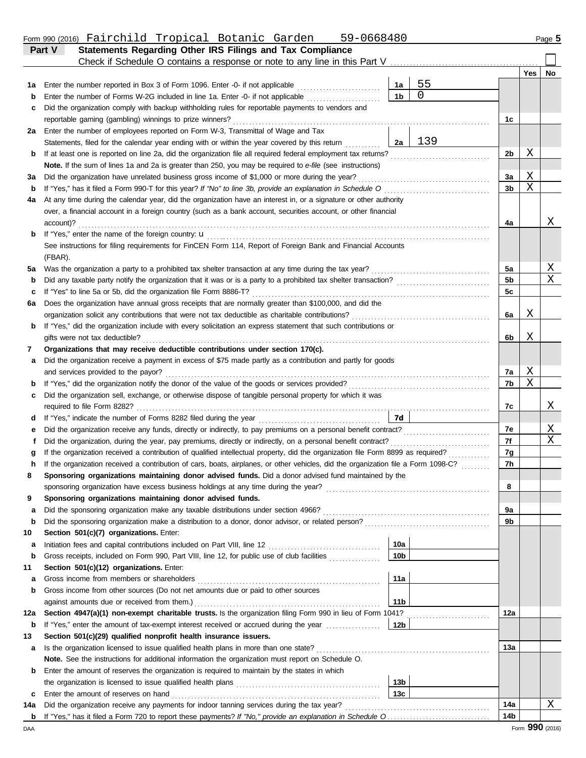Form 990 (2016) Fairchild Tropical Botanic Garden 59-0668480 Page 5

## Part V Statements Regarding Other IRS Filings and Tax Compliance

Check if Schedule O contains a response or note to any line in this Part V ☐

| | | | | | Yes | No |
|---|---|---|---|---|---|---|
| **1a** | Enter the number reported in Box 3 of Form 1096. Enter -0- if not applicable | 1a | 55 | | | |
| **b** | Enter the number of Forms W-2G included in line 1a. Enter -0- if not applicable | 1b | 0 | | | |
| **c** | Did the organization comply with backup withholding rules for reportable payments to vendors and reportable gaming (gambling) winnings to prize winners? | | | 1c | | |
| **2a** | Enter the number of employees reported on Form W-3, Transmittal of Wage and Tax Statements, filed for the calendar year ending with or within the year covered by this return | 2a | 139 | | | |
| **b** | If at least one is reported on line 2a, did the organization file all required federal employment tax returns? | | | 2b | X | |
| | **Note.** If the sum of lines 1a and 2a is greater than 250, you may be required to *e-file* (see instructions) | | | | | |
| **3a** | Did the organization have unrelated business gross income of $1,000 or more during the year? | | | 3a | X | |
| **b** | If "Yes," has it filed a Form 990-T for this year? *If "No" to line 3b, provide an explanation in Schedule O* | | | 3b | X | |
| **4a** | At any time during the calendar year, did the organization have an interest in, or a signature or other authority over, a financial account in a foreign country (such as a bank account, securities account, or other financial account)? | | | 4a | | X |
| **b** | If "Yes," enter the name of the foreign country: u | | | | | |
| | See instructions for filing requirements for FinCEN Form 114, Report of Foreign Bank and Financial Accounts (FBAR). | | | | | |
| **5a** | Was the organization a party to a prohibited tax shelter transaction at any time during the tax year? | | | 5a | | X |
| **b** | Did any taxable party notify the organization that it was or is a party to a prohibited tax shelter transaction? | | | 5b | | X |
| **c** | If "Yes" to line 5a or 5b, did the organization file Form 8886-T? | | | 5c | | |
| **6a** | Does the organization have annual gross receipts that are normally greater than $100,000, and did the organization solicit any contributions that were not tax deductible as charitable contributions? | | | 6a | X | |
| **b** | If "Yes," did the organization include with every solicitation an express statement that such contributions or gifts were not tax deductible? | | | 6b | X | |
| **7** | **Organizations that may receive deductible contributions under section 170(c).** | | | | | |
| **a** | Did the organization receive a payment in excess of $75 made partly as a contribution and partly for goods and services provided to the payor? | | | 7a | X | |
| **b** | If "Yes," did the organization notify the donor of the value of the goods or services provided? | | | 7b | X | |
| **c** | Did the organization sell, exchange, or otherwise dispose of tangible personal property for which it was required to file Form 8282? | | | 7c | | X |
| **d** | If "Yes," indicate the number of Forms 8282 filed during the year | 7d | | | | |
| **e** | Did the organization receive any funds, directly or indirectly, to pay premiums on a personal benefit contract? | | | 7e | | X |
| **f** | Did the organization, during the year, pay premiums, directly or indirectly, on a personal benefit contract? | | | 7f | | X |
| **g** | If the organization received a contribution of qualified intellectual property, did the organization file Form 8899 as required? | | | 7g | | |
| **h** | If the organization received a contribution of cars, boats, airplanes, or other vehicles, did the organization file a Form 1098-C? | | | 7h | | |
| **8** | **Sponsoring organizations maintaining donor advised funds.** Did a donor advised fund maintained by the sponsoring organization have excess business holdings at any time during the year? | | | 8 | | |
| **9** | **Sponsoring organizations maintaining donor advised funds.** | | | | | |
| **a** | Did the sponsoring organization make any taxable distributions under section 4966? | | | 9a | | |
| **b** | Did the sponsoring organization make a distribution to a donor, donor advisor, or related person? | | | 9b | | |
| **10** | **Section 501(c)(7) organizations.** Enter: | | | | | |
| **a** | Initiation fees and capital contributions included on Part VIII, line 12 | 10a | | | | |
| **b** | Gross receipts, included on Form 990, Part VIII, line 12, for public use of club facilities | 10b | | | | |
| **11** | **Section 501(c)(12) organizations.** Enter: | | | | | |
| **a** | Gross income from members or shareholders | 11a | | | | |
| **b** | Gross income from other sources (Do not net amounts due or paid to other sources against amounts due or received from them.) | 11b | | | | |
| **12a** | **Section 4947(a)(1) non-exempt charitable trusts.** Is the organization filing Form 990 in lieu of Form 1041? | | | 12a | | |
| **b** | If "Yes," enter the amount of tax-exempt interest received or accrued during the year | 12b | | | | |
| **13** | **Section 501(c)(29) qualified nonprofit health insurance issuers.** | | | | | |
| **a** | Is the organization licensed to issue qualified health plans in more than one state? | | | 13a | | |
| | **Note.** See the instructions for additional information the organization must report on Schedule O. | | | | | |
| **b** | Enter the amount of reserves the organization is required to maintain by the states in which the organization is licensed to issue qualified health plans | 13b | | | | |
| **c** | Enter the amount of reserves on hand | 13c | | | | |
| **14a** | Did the organization receive any payments for indoor tanning services during the tax year? | | | 14a | | X |
| **b** | If "Yes," has it filed a Form 720 to report these payments? *If "No," provide an explanation in Schedule O* | | | 14b | | |

DAA Form **990** (2016)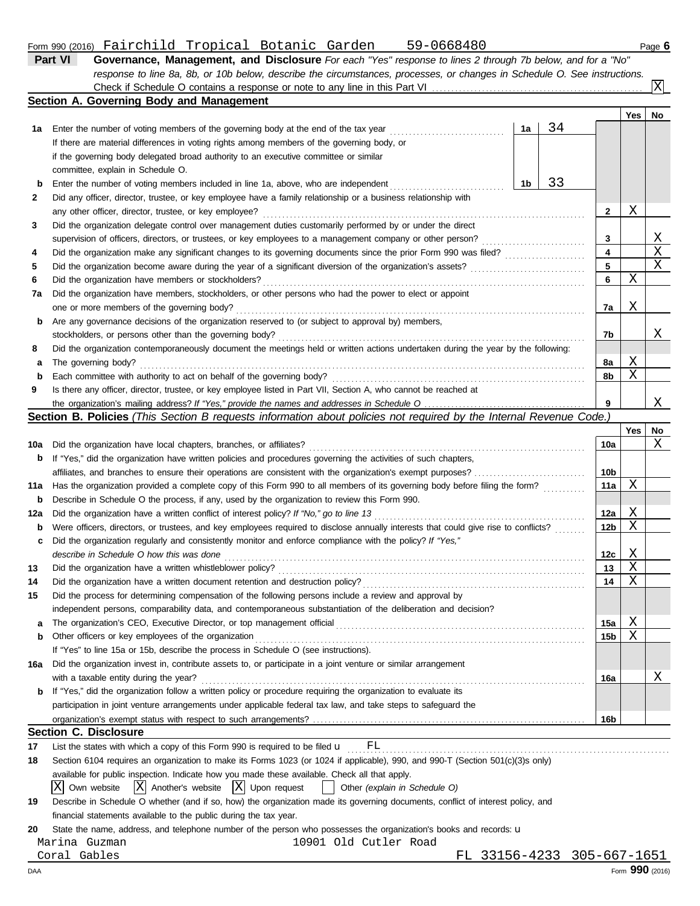Form 990 (2016) Fairchild Tropical Botanic Garden 59-0668480

## Part VI Governance, Management, and Disclosure

*For each "Yes" response to lines 2 through 7b below, and for a "No" response to line 8a, 8b, or 10b below, describe the circumstances, processes, or changes in Schedule O. See instructions.*

Check if Schedule O contains a response or note to any line in this Part VI .......... X

### Section A. Governing Body and Management

| | | | | Yes | No |
|---|---|---|---|---|---|
| **1a** | Enter the number of voting members of the governing body at the end of the tax year | 1a | 34 | | |
| | If there are material differences in voting rights among members of the governing body, or if the governing body delegated broad authority to an executive committee or similar committee, explain in Schedule O. | | | | |
| **b** | Enter the number of voting members included in line 1a, above, who are independent | 1b | 33 | | |
| **2** | Did any officer, director, trustee, or key employee have a family relationship or a business relationship with any other officer, director, trustee, or key employee? | 2 | | X | |
| **3** | Did the organization delegate control over management duties customarily performed by or under the direct supervision of officers, directors, or trustees, or key employees to a management company or other person? | 3 | | | X |
| **4** | Did the organization make any significant changes to its governing documents since the prior Form 990 was filed? | 4 | | | X |
| **5** | Did the organization become aware during the year of a significant diversion of the organization's assets? | 5 | | | X |
| **6** | Did the organization have members or stockholders? | 6 | | X | |
| **7a** | Did the organization have members, stockholders, or other persons who had the power to elect or appoint one or more members of the governing body? | 7a | | X | |
| **b** | Are any governance decisions of the organization reserved to (or subject to approval by) members, stockholders, or persons other than the governing body? | 7b | | | X |
| **8** | Did the organization contemporaneously document the meetings held or written actions undertaken during the year by the following: | | | | |
| **a** | The governing body? | 8a | | X | |
| **b** | Each committee with authority to act on behalf of the governing body? | 8b | | X | |
| **9** | Is there any officer, director, trustee, or key employee listed in Part VII, Section A, who cannot be reached at the organization's mailing address? *If "Yes," provide the names and addresses in Schedule O* | 9 | | | X |

### Section B. Policies *(This Section B requests information about policies not required by the Internal Revenue Code.)*

| | | | Yes | No |
|---|---|---|---|---|
| **10a** | Did the organization have local chapters, branches, or affiliates? | 10a | | X |
| **b** | If "Yes," did the organization have written policies and procedures governing the activities of such chapters, affiliates, and branches to ensure their operations are consistent with the organization's exempt purposes? | 10b | | |
| **11a** | Has the organization provided a complete copy of this Form 990 to all members of its governing body before filing the form? | 11a | X | |
| **b** | Describe in Schedule O the process, if any, used by the organization to review this Form 990. | | | |
| **12a** | Did the organization have a written conflict of interest policy? *If "No," go to line 13* | 12a | X | |
| **b** | Were officers, directors, or trustees, and key employees required to disclose annually interests that could give rise to conflicts? | 12b | X | |
| **c** | Did the organization regularly and consistently monitor and enforce compliance with the policy? *If "Yes," describe in Schedule O how this was done* | 12c | X | |
| **13** | Did the organization have a written whistleblower policy? | 13 | X | |
| **14** | Did the organization have a written document retention and destruction policy? | 14 | X | |
| **15** | Did the process for determining compensation of the following persons include a review and approval by independent persons, comparability data, and contemporaneous substantiation of the deliberation and decision? | | | |
| **a** | The organization's CEO, Executive Director, or top management official | 15a | X | |
| **b** | Other officers or key employees of the organization | 15b | X | |
| | If "Yes" to line 15a or 15b, describe the process in Schedule O (see instructions). | | | |
| **16a** | Did the organization invest in, contribute assets to, or participate in a joint venture or similar arrangement with a taxable entity during the year? | 16a | | X |
| **b** | If "Yes," did the organization follow a written policy or procedure requiring the organization to evaluate its participation in joint venture arrangements under applicable federal tax law, and take steps to safeguard the organization's exempt status with respect to such arrangements? | 16b | | |

### Section C. Disclosure

**17** List the states with which a copy of this Form 990 is required to be filed u FL

**18** Section 6104 requires an organization to make its Forms 1023 (or 1024 if applicable), 990, and 990-T (Section 501(c)(3)s only) available for public inspection. Indicate how you made these available. Check all that apply.

[X] Own website [X] Another's website [X] Upon request [ ] Other *(explain in Schedule O)*

**19** Describe in Schedule O whether (and if so, how) the organization made its governing documents, conflict of interest policy, and financial statements available to the public during the tax year.

**20** State the name, address, and telephone number of the person who possesses the organization's books and records: u

Marina Guzman 10901 Old Cutler Road
Coral Gables FL 33156-4233 305-667-1651

DAA Form **990** (2016)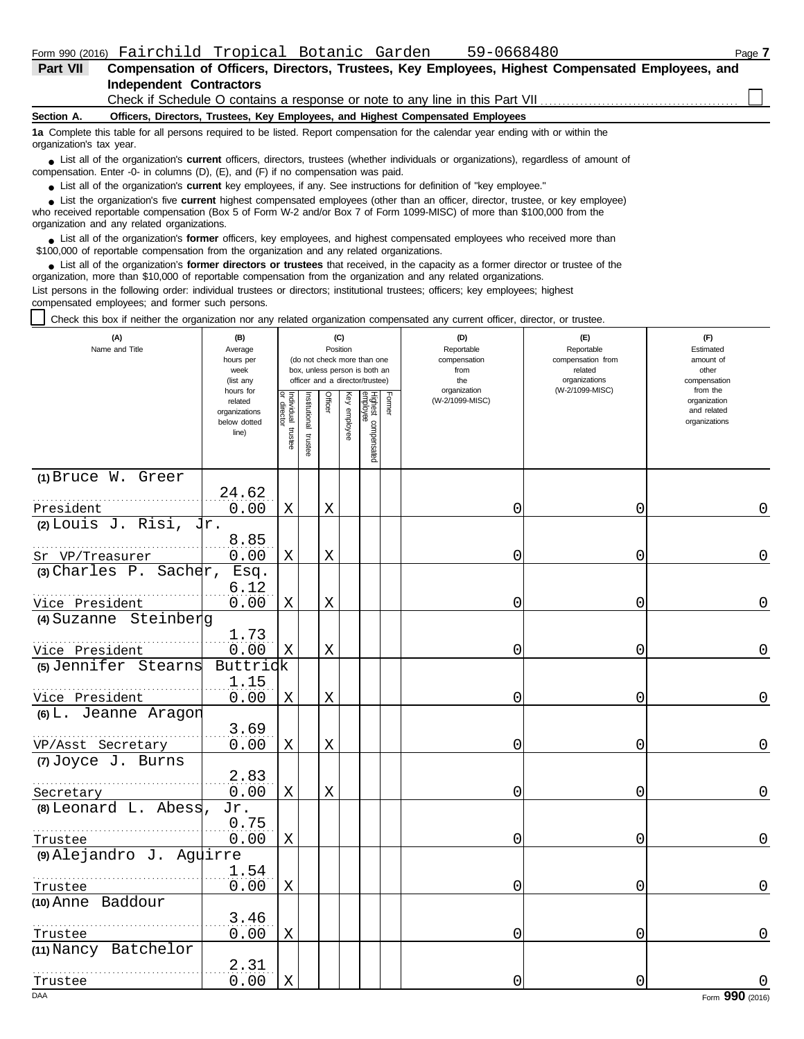Form 990 (2016) Fairchild Tropical Botanic Garden 59-0668480 Page **7**

## Part VII Compensation of Officers, Directors, Trustees, Key Employees, Highest Compensated Employees, and Independent Contractors

Check if Schedule O contains a response or note to any line in this Part VII ☐

**Section A. Officers, Directors, Trustees, Key Employees, and Highest Compensated Employees**

**1a** Complete this table for all persons required to be listed. Report compensation for the calendar year ending with or within the organization's tax year.

- List all of the organization's **current** officers, directors, trustees (whether individuals or organizations), regardless of amount of compensation. Enter -0- in columns (D), (E), and (F) if no compensation was paid.
- List all of the organization's **current** key employees, if any. See instructions for definition of "key employee."
- List the organization's five **current** highest compensated employees (other than an officer, director, trustee, or key employee) who received reportable compensation (Box 5 of Form W-2 and/or Box 7 of Form 1099-MISC) of more than $100,000 from the organization and any related organizations.
- List all of the organization's **former** officers, key employees, and highest compensated employees who received more than $100,000 of reportable compensation from the organization and any related organizations.
- List all of the organization's **former directors or trustees** that received, in the capacity as a former director or trustee of the organization, more than $10,000 of reportable compensation from the organization and any related organizations.

List persons in the following order: individual trustees or directors; institutional trustees; officers; key employees; highest compensated employees; and former such persons.

☐ Check this box if neither the organization nor any related organization compensated any current officer, director, or trustee.

| (A) Name and Title | (B) Average hours per week (list any hours for related organizations below dotted line) | (C) Position (do not check more than one box, unless person is both an officer and a director/trustee) Individual trustee or director | Institutional trustee | Officer | Key employee | Highest compensated employee | Former | (D) Reportable compensation from the organization (W-2/1099-MISC) | (E) Reportable compensation from related organizations (W-2/1099-MISC) | (F) Estimated amount of other compensation from the organization and related organizations |
|---|---|---|---|---|---|---|---|---|---|---|
| (1) Bruce W. Greer<br>President | 24.62<br>0.00 | X | | X | | | | 0 | 0 | 0 |
| (2) Louis J. Risi, Jr.<br>Sr VP/Treasurer | 8.85<br>0.00 | X | | X | | | | 0 | 0 | 0 |
| (3) Charles P. Sacher, Esq.<br>Vice President | 6.12<br>0.00 | X | | X | | | | 0 | 0 | 0 |
| (4) Suzanne Steinberg<br>Vice President | 1.73<br>0.00 | X | | X | | | | 0 | 0 | 0 |
| (5) Jennifer Stearns Buttrick<br>Vice President | 1.15<br>0.00 | X | | X | | | | 0 | 0 | 0 |
| (6) L. Jeanne Aragon<br>VP/Asst Secretary | 3.69<br>0.00 | X | | X | | | | 0 | 0 | 0 |
| (7) Joyce J. Burns<br>Secretary | 2.83<br>0.00 | X | | X | | | | 0 | 0 | 0 |
| (8) Leonard L. Abess, Jr.<br>Trustee | 0.75<br>0.00 | X | | | | | | 0 | 0 | 0 |
| (9) Alejandro J. Aguirre<br>Trustee | 1.54<br>0.00 | X | | | | | | 0 | 0 | 0 |
| (10) Anne Baddour<br>Trustee | 3.46<br>0.00 | X | | | | | | 0 | 0 | 0 |
| (11) Nancy Batchelor<br>Trustee | 2.31<br>0.00 | X | | | | | | 0 | 0 | 0 |

DAA Form **990** (2016)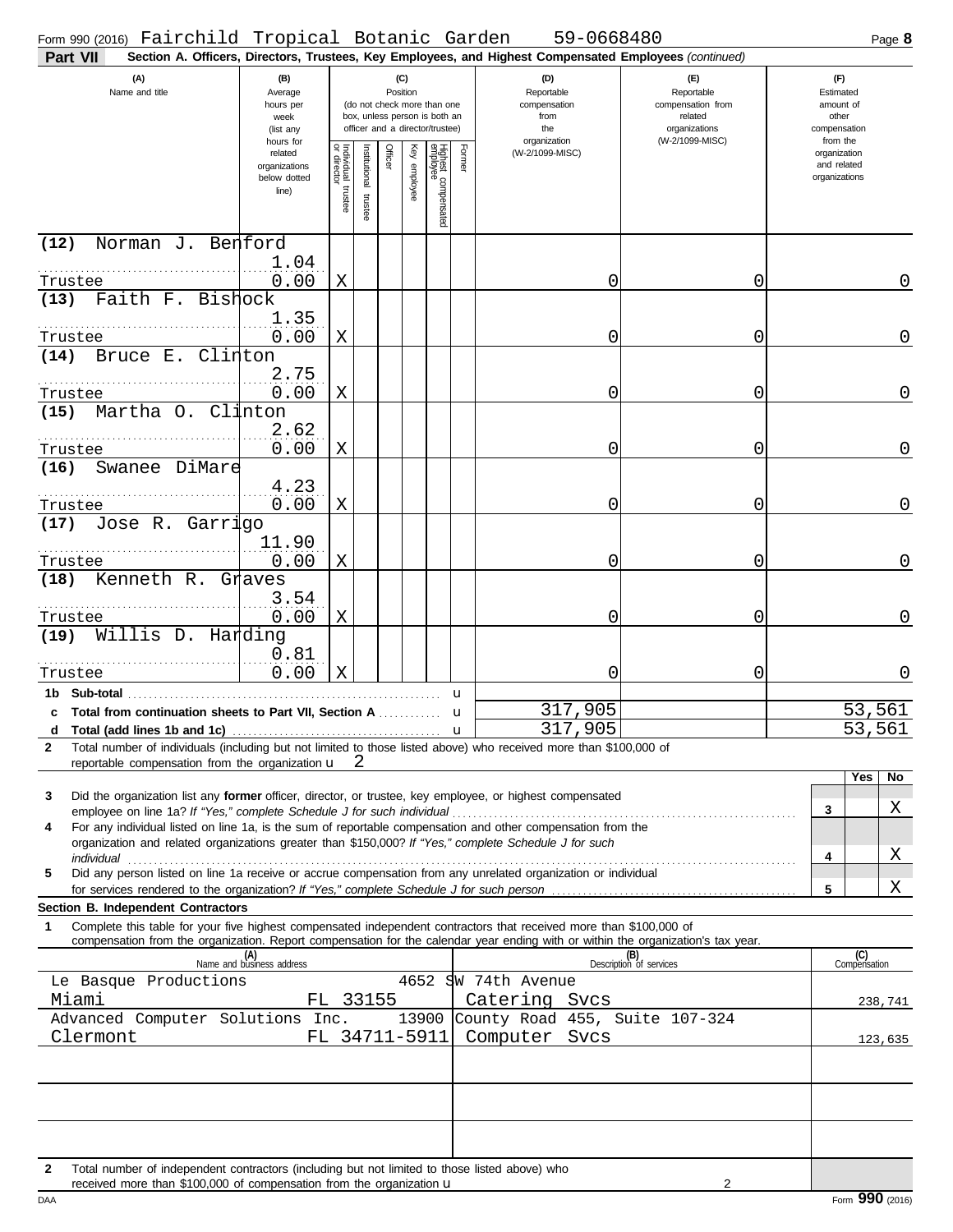Form 990 (2016) Fairchild Tropical Botanic Garden 59-0668480

**Part VII Section A. Officers, Directors, Trustees, Key Employees, and Highest Compensated Employees** *(continued)*

| (A) Name and title | (B) Average hours per week (list any hours for related organizations below dotted line) | (C) Position: Individual trustee or director | Institutional trustee | Officer | Key employee | Highest compensated employee | Former | (D) Reportable compensation from the organization (W-2/1099-MISC) | (E) Reportable compensation from related organizations (W-2/1099-MISC) | (F) Estimated amount of other compensation from the organization and related organizations |
|---|---|---|---|---|---|---|---|---|---|---|
| (12) Norman J. Benford<br>Trustee | 1.04<br>0.00 | X | | | | | | 0 | 0 | 0 |
| (13) Faith F. Bishock<br>Trustee | 1.35<br>0.00 | X | | | | | | 0 | 0 | 0 |
| (14) Bruce E. Clinton<br>Trustee | 2.75<br>0.00 | X | | | | | | 0 | 0 | 0 |
| (15) Martha O. Clinton<br>Trustee | 2.62<br>0.00 | X | | | | | | 0 | 0 | 0 |
| (16) Swanee DiMare<br>Trustee | 4.23<br>0.00 | X | | | | | | 0 | 0 | 0 |
| (17) Jose R. Garrigo<br>Trustee | 11.90<br>0.00 | X | | | | | | 0 | 0 | 0 |
| (18) Kenneth R. Graves<br>Trustee | 3.54<br>0.00 | X | | | | | | 0 | 0 | 0 |
| (19) Willis D. Harding<br>Trustee | 0.81<br>0.00 | X | | | | | | 0 | 0 | 0 |
| 1b Sub-total | | | | | | | | | | |
| c Total from continuation sheets to Part VII, Section A | | | | | | | | 317,905 | | 53,561 |
| d Total (add lines 1b and 1c) | | | | | | | | 317,905 | | 53,561 |

2 Total number of individuals (including but not limited to those listed above) who received more than $100,000 of reportable compensation from the organization u 2

| | | Yes | No |
|---|---|---|---|
| 3 Did the organization list any **former** officer, director, or trustee, key employee, or highest compensated employee on line 1a? *If "Yes," complete Schedule J for such individual* | 3 | | X |
| 4 For any individual listed on line 1a, is the sum of reportable compensation and other compensation from the organization and related organizations greater than $150,000? *If "Yes," complete Schedule J for such individual* | 4 | | X |
| 5 Did any person listed on line 1a receive or accrue compensation from any unrelated organization or individual for services rendered to the organization? *If "Yes," complete Schedule J for such person* | 5 | | X |

**Section B. Independent Contractors**

1 Complete this table for your five highest compensated independent contractors that received more than $100,000 of compensation from the organization. Report compensation for the calendar year ending with or within the organization's tax year.

| (A) Name and business address | (B) Description of services | (C) Compensation |
|---|---|---|
| Le Basque Productions 4652 SW 74th Avenue<br>Miami FL 33155 | Catering Svcs | 238,741 |
| Advanced Computer Solutions Inc. 13900 County Road 455, Suite 107-324<br>Clermont FL 34711-5911 | Computer Svcs | 123,635 |
| | | |
| | | |
| | | |

2 Total number of independent contractors (including but not limited to those listed above) who received more than $100,000 of compensation from the organization u 2

DAA Form 990 (2016)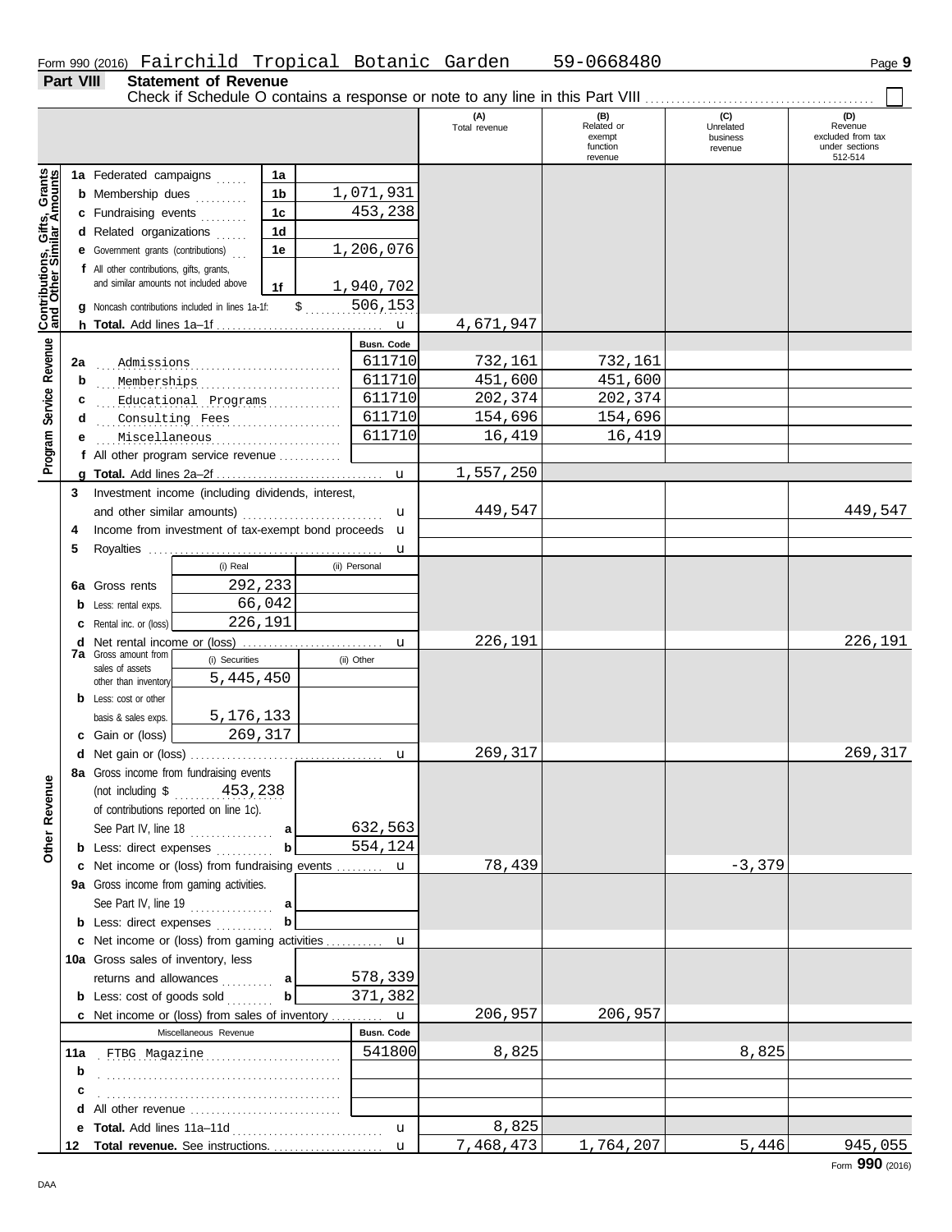Form 990 (2016) Fairchild Tropical Botanic Garden 59-0668480

## Part VIII Statement of Revenue

Check if Schedule O contains a response or note to any line in this Part VIII ☐

| | | | (A) Total revenue | (B) Related or exempt function revenue | (C) Unrelated business revenue | (D) Revenue excluded from tax under sections 512-514 |
|---|---|---|---|---|---|---|
| **Contributions, Gifts, Grants and Other Similar Amounts** | 1a Federated campaigns | 1a | | | | |
| | b Membership dues | 1b 1,071,931 | | | | |
| | c Fundraising events | 1c 453,238 | | | | |
| | d Related organizations | 1d | | | | |
| | e Government grants (contributions) | 1e 1,206,076 | | | | |
| | f All other contributions, gifts, grants, and similar amounts not included above | 1f 1,940,702 | | | | |
| | g Noncash contributions included in lines 1a-1f: | $ 506,153 | | | | |
| | h **Total.** Add lines 1a–1f | u | 4,671,947 | | | |
| **Program Service Revenue** | | Busn. Code | | | | |
| | 2a Admissions | 611710 | 732,161 | 732,161 | | |
| | b Memberships | 611710 | 451,600 | 451,600 | | |
| | c Educational Programs | 611710 | 202,374 | 202,374 | | |
| | d Consulting Fees | 611710 | 154,696 | 154,696 | | |
| | e Miscellaneous | 611710 | 16,419 | 16,419 | | |
| | f All other program service revenue | | | | | |
| | g **Total.** Add lines 2a–2f | u | 1,557,250 | | | |
| **Other Revenue** | 3 Investment income (including dividends, interest, and other similar amounts) | u | 449,547 | | | 449,547 |
| | 4 Income from investment of tax-exempt bond proceeds | u | | | | |
| | 5 Royalties | u | | | | |
| | | (i) Real / (ii) Personal | | | | |
| | 6a Gross rents | (i) 292,233 | | | | |
| | b Less: rental exps. | (i) 66,042 | | | | |
| | c Rental inc. or (loss) | (i) 226,191 | | | | |
| | d Net rental income or (loss) | u | 226,191 | | | 226,191 |
| | 7a Gross amount from sales of assets other than inventory | (i) Securities 5,445,450 / (ii) Other | | | | |
| | b Less: cost or other basis & sales exps. | (i) 5,176,133 | | | | |
| | c Gain or (loss) | (i) 269,317 | | | | |
| | d Net gain or (loss) | u | 269,317 | | | 269,317 |
| | 8a Gross income from fundraising events (not including $ 453,238 of contributions reported on line 1c). See Part IV, line 18 | a 632,563 | | | | |
| | b Less: direct expenses | b 554,124 | | | | |
| | c Net income or (loss) from fundraising events | u | 78,439 | | -3,379 | |
| | 9a Gross income from gaming activities. See Part IV, line 19 | a | | | | |
| | b Less: direct expenses | b | | | | |
| | c Net income or (loss) from gaming activities | u | | | | |
| | 10a Gross sales of inventory, less returns and allowances | a 578,339 | | | | |
| | b Less: cost of goods sold | b 371,382 | | | | |
| | c Net income or (loss) from sales of inventory | u | 206,957 | 206,957 | | |
| | Miscellaneous Revenue | Busn. Code | | | | |
| | 11a FTBG Magazine | 541800 | 8,825 | | 8,825 | |
| | b | | | | | |
| | c | | | | | |
| | d All other revenue | | | | | |
| | e **Total.** Add lines 11a–11d | u | 8,825 | | | |
| | 12 **Total revenue.** See instructions. | u | 7,468,473 | 1,764,207 | 5,446 | 945,055 |

Form **990** (2016)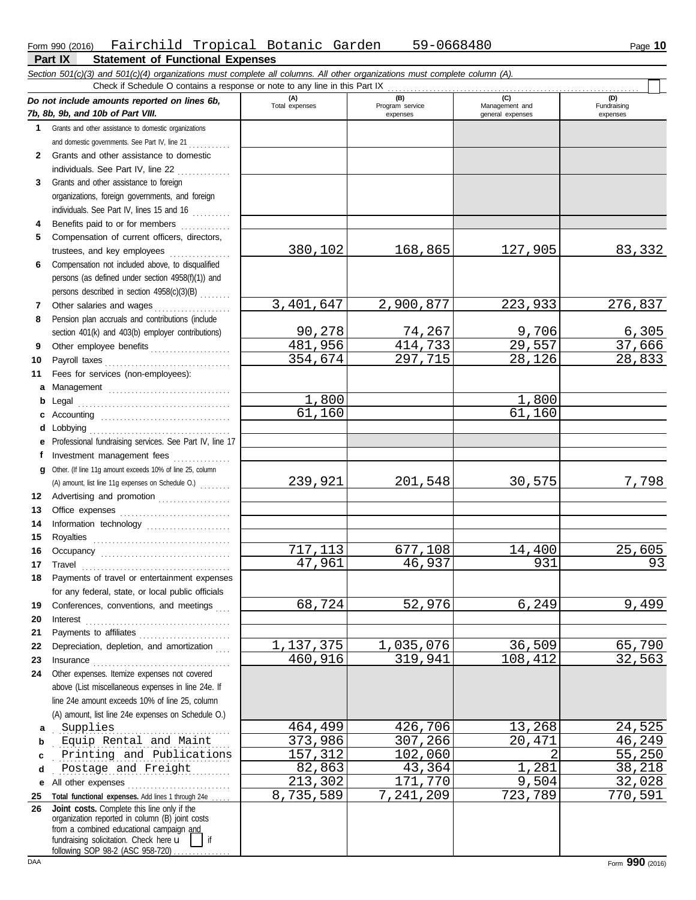Form 990 (2016) Fairchild Tropical Botanic Garden 59-0668480

## Part IX Statement of Functional Expenses

*Section 501(c)(3) and 501(c)(4) organizations must complete all columns. All other organizations must complete column (A).*

Check if Schedule O contains a response or note to any line in this Part IX

| | *Do not include amounts reported on lines 6b, 7b, 8b, 9b, and 10b of Part VIII.* | (A) Total expenses | (B) Program service expenses | (C) Management and general expenses | (D) Fundraising expenses |
|---|---|---|---|---|---|
| 1 | Grants and other assistance to domestic organizations and domestic governments. See Part IV, line 21 | | | | |
| 2 | Grants and other assistance to domestic individuals. See Part IV, line 22 | | | | |
| 3 | Grants and other assistance to foreign organizations, foreign governments, and foreign individuals. See Part IV, lines 15 and 16 | | | | |
| 4 | Benefits paid to or for members | | | | |
| 5 | Compensation of current officers, directors, trustees, and key employees | 380,102 | 168,865 | 127,905 | 83,332 |
| 6 | Compensation not included above, to disqualified persons (as defined under section 4958(f)(1)) and persons described in section 4958(c)(3)(B) | | | | |
| 7 | Other salaries and wages | 3,401,647 | 2,900,877 | 223,933 | 276,837 |
| 8 | Pension plan accruals and contributions (include section 401(k) and 403(b) employer contributions) | 90,278 | 74,267 | 9,706 | 6,305 |
| 9 | Other employee benefits | 481,956 | 414,733 | 29,557 | 37,666 |
| 10 | Payroll taxes | 354,674 | 297,715 | 28,126 | 28,833 |
| 11 | Fees for services (non-employees): | | | | |
| a | Management | | | | |
| b | Legal | 1,800 | | 1,800 | |
| c | Accounting | 61,160 | | 61,160 | |
| d | Lobbying | | | | |
| e | Professional fundraising services. See Part IV, line 17 | | | | |
| f | Investment management fees | | | | |
| g | Other. (If line 11g amount exceeds 10% of line 25, column (A) amount, list line 11g expenses on Schedule O.) | 239,921 | 201,548 | 30,575 | 7,798 |
| 12 | Advertising and promotion | | | | |
| 13 | Office expenses | | | | |
| 14 | Information technology | | | | |
| 15 | Royalties | | | | |
| 16 | Occupancy | 717,113 | 677,108 | 14,400 | 25,605 |
| 17 | Travel | 47,961 | 46,937 | 931 | 93 |
| 18 | Payments of travel or entertainment expenses for any federal, state, or local public officials | | | | |
| 19 | Conferences, conventions, and meetings | 68,724 | 52,976 | 6,249 | 9,499 |
| 20 | Interest | | | | |
| 21 | Payments to affiliates | | | | |
| 22 | Depreciation, depletion, and amortization | 1,137,375 | 1,035,076 | 36,509 | 65,790 |
| 23 | Insurance | 460,916 | 319,941 | 108,412 | 32,563 |
| 24 | Other expenses. Itemize expenses not covered above (List miscellaneous expenses in line 24e. If line 24e amount exceeds 10% of line 25, column (A) amount, list line 24e expenses on Schedule O.) | | | | |
| a | Supplies | 464,499 | 426,706 | 13,268 | 24,525 |
| b | Equip Rental and Maint | 373,986 | 307,266 | 20,471 | 46,249 |
| c | Printing and Publications | 157,312 | 102,060 | 2 | 55,250 |
| d | Postage and Freight | 82,863 | 43,364 | 1,281 | 38,218 |
| e | All other expenses | 213,302 | 171,770 | 9,504 | 32,028 |
| 25 | **Total functional expenses.** Add lines 1 through 24e | 8,735,589 | 7,241,209 | 723,789 | 770,591 |
| 26 | **Joint costs.** Complete this line only if the organization reported in column (B) joint costs from a combined educational campaign and fundraising solicitation. Check here u [ ] if following SOP 98-2 (ASC 958-720) | | | | |

DAA Form **990** (2016)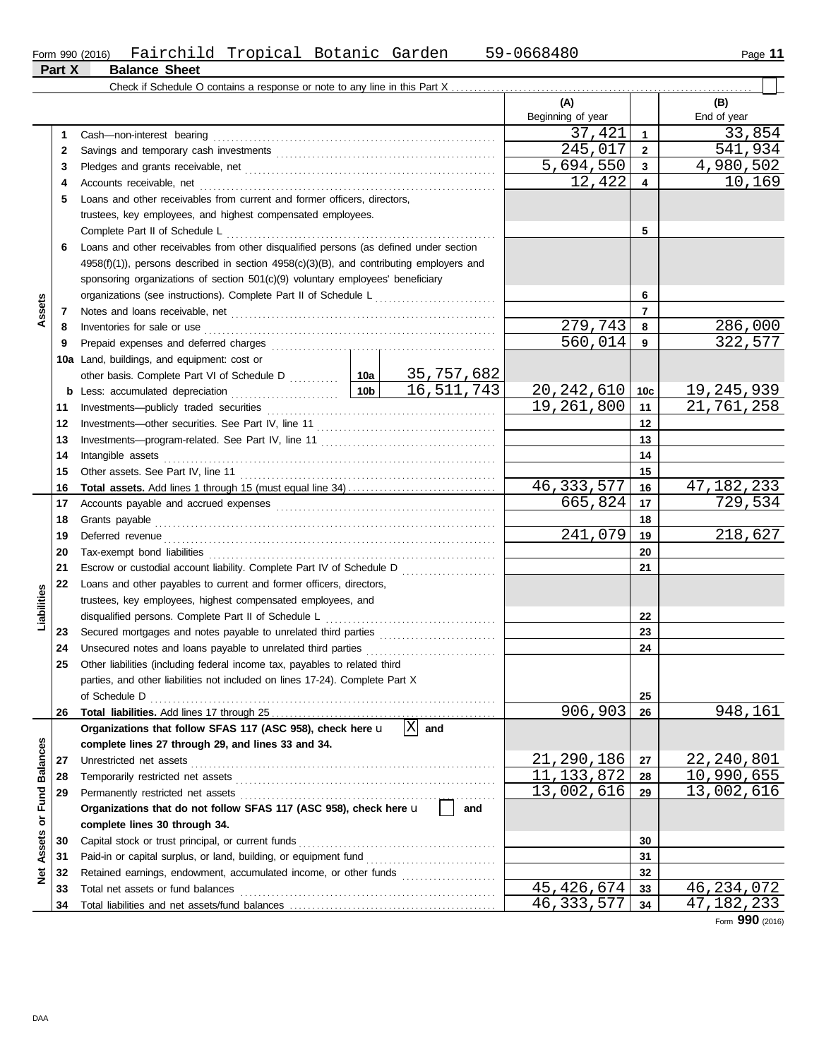Form 990 (2016) Fairchild Tropical Botanic Garden 59-0668480

## Part X Balance Sheet

Check if Schedule O contains a response or note to any line in this Part X . . . . . . ☐

| | | | | (A) Beginning of year | | (B) End of year |
|---|---|---|---|---|---|---|
| **Assets** | 1 | Cash—non-interest bearing | | 37,421 | 1 | 33,854 |
| | 2 | Savings and temporary cash investments | | 245,017 | 2 | 541,934 |
| | 3 | Pledges and grants receivable, net | | 5,694,550 | 3 | 4,980,502 |
| | 4 | Accounts receivable, net | | 12,422 | 4 | 10,169 |
| | 5 | Loans and other receivables from current and former officers, directors, trustees, key employees, and highest compensated employees. Complete Part II of Schedule L | | | 5 | |
| | 6 | Loans and other receivables from other disqualified persons (as defined under section 4958(f)(1)), persons described in section 4958(c)(3)(B), and contributing employers and sponsoring organizations of section 501(c)(9) voluntary employees' beneficiary organizations (see instructions). Complete Part II of Schedule L | | | 6 | |
| | 7 | Notes and loans receivable, net | | | 7 | |
| | 8 | Inventories for sale or use | | 279,743 | 8 | 286,000 |
| | 9 | Prepaid expenses and deferred charges | | 560,014 | 9 | 322,577 |
| | 10a | Land, buildings, and equipment: cost or other basis. Complete Part VI of Schedule D | 10a 35,757,682 | | | |
| | b | Less: accumulated depreciation | 10b 16,511,743 | 20,242,610 | 10c | 19,245,939 |
| | 11 | Investments—publicly traded securities | | 19,261,800 | 11 | 21,761,258 |
| | 12 | Investments—other securities. See Part IV, line 11 | | | 12 | |
| | 13 | Investments—program-related. See Part IV, line 11 | | | 13 | |
| | 14 | Intangible assets | | | 14 | |
| | 15 | Other assets. See Part IV, line 11 | | | 15 | |
| | 16 | **Total assets.** Add lines 1 through 15 (must equal line 34) | | 46,333,577 | 16 | 47,182,233 |
| **Liabilities** | 17 | Accounts payable and accrued expenses | | 665,824 | 17 | 729,534 |
| | 18 | Grants payable | | | 18 | |
| | 19 | Deferred revenue | | 241,079 | 19 | 218,627 |
| | 20 | Tax-exempt bond liabilities | | | 20 | |
| | 21 | Escrow or custodial account liability. Complete Part IV of Schedule D | | | 21 | |
| | 22 | Loans and other payables to current and former officers, directors, trustees, key employees, highest compensated employees, and disqualified persons. Complete Part II of Schedule L | | | 22 | |
| | 23 | Secured mortgages and notes payable to unrelated third parties | | | 23 | |
| | 24 | Unsecured notes and loans payable to unrelated third parties | | | 24 | |
| | 25 | Other liabilities (including federal income tax, payables to related third parties, and other liabilities not included on lines 17-24). Complete Part X of Schedule D | | | 25 | |
| | 26 | **Total liabilities.** Add lines 17 through 25 | | 906,903 | 26 | 948,161 |
| **Net Assets or Fund Balances** | | **Organizations that follow SFAS 117 (ASC 958), check here** ☒ **and complete lines 27 through 29, and lines 33 and 34.** | | | | |
| | 27 | Unrestricted net assets | | 21,290,186 | 27 | 22,240,801 |
| | 28 | Temporarily restricted net assets | | 11,133,872 | 28 | 10,990,655 |
| | 29 | Permanently restricted net assets | | 13,002,616 | 29 | 13,002,616 |
| | | **Organizations that do not follow SFAS 117 (ASC 958), check here** ☐ **and complete lines 30 through 34.** | | | | |
| | 30 | Capital stock or trust principal, or current funds | | | 30 | |
| | 31 | Paid-in or capital surplus, or land, building, or equipment fund | | | 31 | |
| | 32 | Retained earnings, endowment, accumulated income, or other funds | | | 32 | |
| | 33 | Total net assets or fund balances | | 45,426,674 | 33 | 46,234,072 |
| | 34 | Total liabilities and net assets/fund balances | | 46,333,577 | 34 | 47,182,233 |

Form **990** (2016)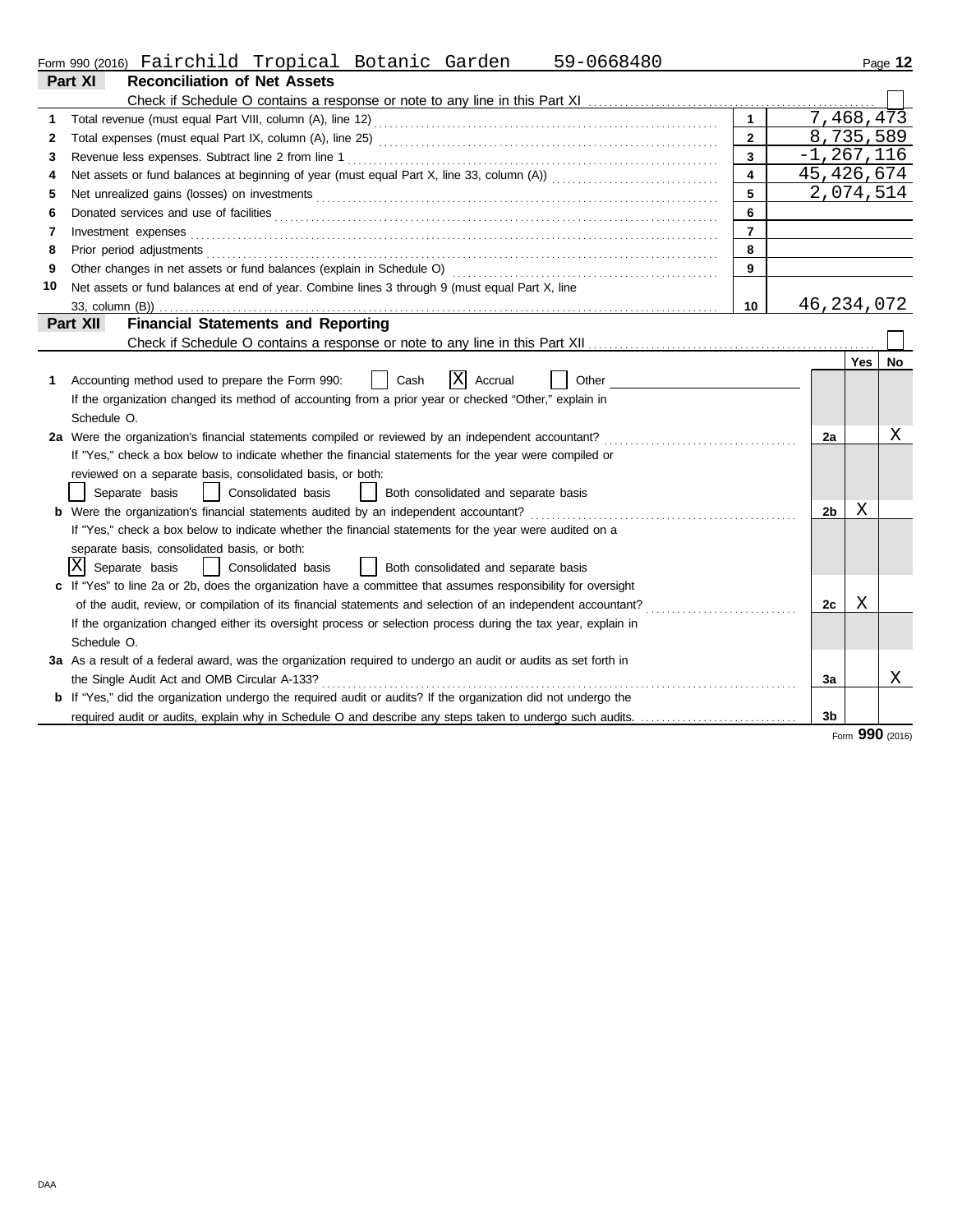Form 990 (2016) Fairchild Tropical Botanic Garden 59-0668480

## Part XI Reconciliation of Net Assets

Check if Schedule O contains a response or note to any line in this Part XI ☐

| | | | |
|---|---|---|---|
| 1 | Total revenue (must equal Part VIII, column (A), line 12) | 1 | 7,468,473 |
| 2 | Total expenses (must equal Part IX, column (A), line 25) | 2 | 8,735,589 |
| 3 | Revenue less expenses. Subtract line 2 from line 1 | 3 | -1,267,116 |
| 4 | Net assets or fund balances at beginning of year (must equal Part X, line 33, column (A)) | 4 | 45,426,674 |
| 5 | Net unrealized gains (losses) on investments | 5 | 2,074,514 |
| 6 | Donated services and use of facilities | 6 | |
| 7 | Investment expenses | 7 | |
| 8 | Prior period adjustments | 8 | |
| 9 | Other changes in net assets or fund balances (explain in Schedule O) | 9 | |
| 10 | Net assets or fund balances at end of year. Combine lines 3 through 9 (must equal Part X, line 33, column (B)) | 10 | 46,234,072 |

## Part XII Financial Statements and Reporting

Check if Schedule O contains a response or note to any line in this Part XII ☐

| | | | Yes | No |
|---|---|---|---|---|
| **1** | Accounting method used to prepare the Form 990: ☐ Cash ☒ Accrual ☐ Other<br>If the organization changed its method of accounting from a prior year or checked "Other," explain in Schedule O. | | | |
| **2a** | Were the organization's financial statements compiled or reviewed by an independent accountant? | 2a | | X |
| | If "Yes," check a box below to indicate whether the financial statements for the year were compiled or reviewed on a separate basis, consolidated basis, or both:<br>☐ Separate basis ☐ Consolidated basis ☐ Both consolidated and separate basis | | | |
| **b** | Were the organization's financial statements audited by an independent accountant? | 2b | X | |
| | If "Yes," check a box below to indicate whether the financial statements for the year were audited on a separate basis, consolidated basis, or both:<br>☒ Separate basis ☐ Consolidated basis ☐ Both consolidated and separate basis | | | |
| **c** | If "Yes" to line 2a or 2b, does the organization have a committee that assumes responsibility for oversight of the audit, review, or compilation of its financial statements and selection of an independent accountant? | 2c | X | |
| | If the organization changed either its oversight process or selection process during the tax year, explain in Schedule O. | | | |
| **3a** | As a result of a federal award, was the organization required to undergo an audit or audits as set forth in the Single Audit Act and OMB Circular A-133? | 3a | | X |
| **b** | If "Yes," did the organization undergo the required audit or audits? If the organization did not undergo the required audit or audits, explain why in Schedule O and describe any steps taken to undergo such audits. | 3b | | |

Form **990** (2016)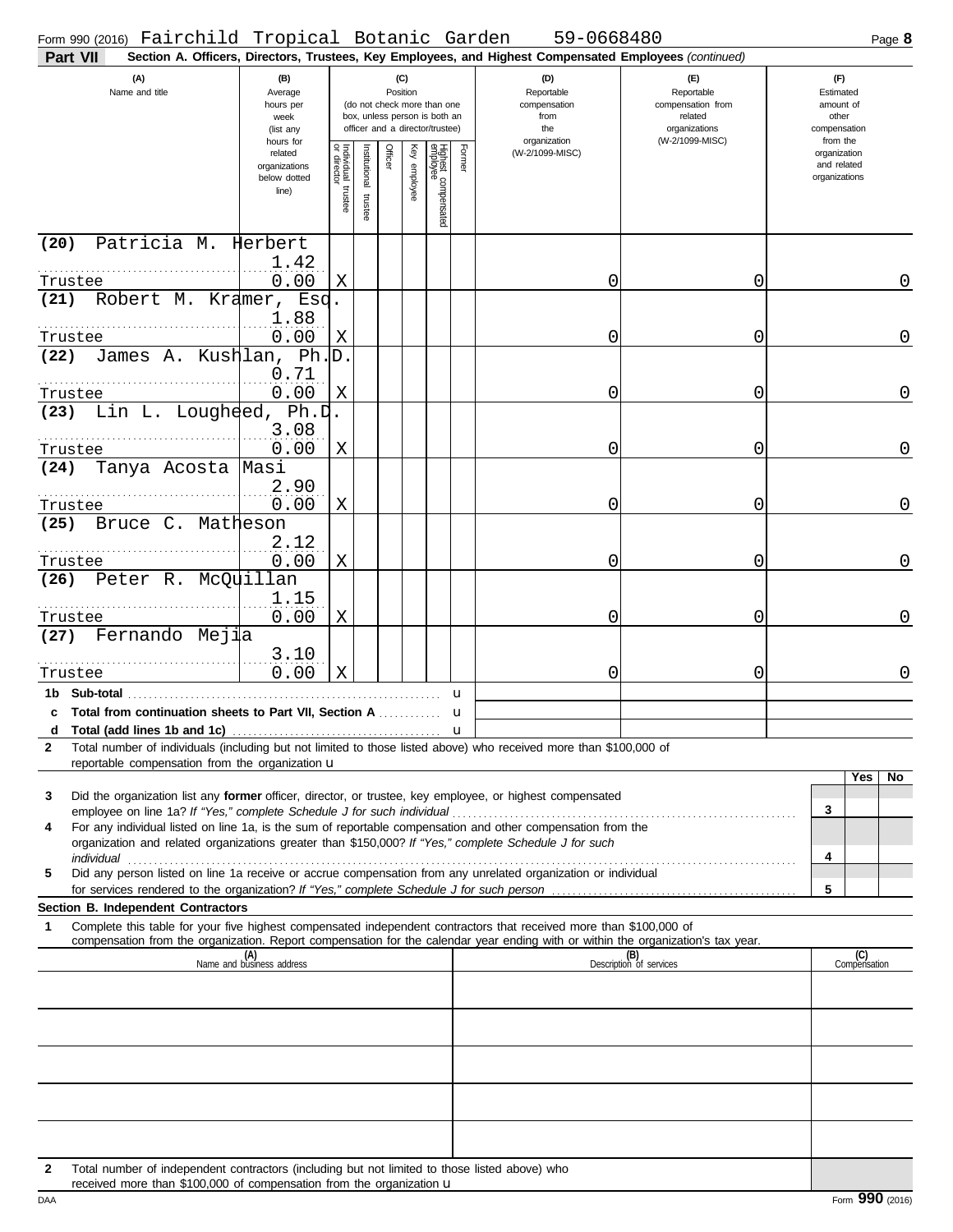Form 990 (2016) Fairchild Tropical Botanic Garden 59-0668480 Page **8**

**Part VII** **Section A. Officers, Directors, Trustees, Key Employees, and Highest Compensated Employees** *(continued)*

| (A) Name and title | (B) Average hours per week (list any hours for related organizations below dotted line) | (C) Position: Individual trustee or director | Institutional trustee | Officer | Key employee | Highest compensated employee | Former | (D) Reportable compensation from the organization (W-2/1099-MISC) | (E) Reportable compensation from related organizations (W-2/1099-MISC) | (F) Estimated amount of other compensation from the organization and related organizations |
|---|---|---|---|---|---|---|---|---|---|---|
| (20) Patricia M. Herbert<br>Trustee | 1.42<br>0.00 | X | | | | | | 0 | 0 | 0 |
| (21) Robert M. Kramer, Esq.<br>Trustee | 1.88<br>0.00 | X | | | | | | 0 | 0 | 0 |
| (22) James A. Kushlan, Ph.D.<br>Trustee | 0.71<br>0.00 | X | | | | | | 0 | 0 | 0 |
| (23) Lin L. Lougheed, Ph.D.<br>Trustee | 3.08<br>0.00 | X | | | | | | 0 | 0 | 0 |
| (24) Tanya Acosta Masi<br>Trustee | 2.90<br>0.00 | X | | | | | | 0 | 0 | 0 |
| (25) Bruce C. Matheson<br>Trustee | 2.12<br>0.00 | X | | | | | | 0 | 0 | 0 |
| (26) Peter R. McQuillan<br>Trustee | 1.15<br>0.00 | X | | | | | | 0 | 0 | 0 |
| (27) Fernando Mejia<br>Trustee | 3.10<br>0.00 | X | | | | | | 0 | 0 | 0 |
| **1b Sub-total** | | | | | | | | | | |
| **c Total from continuation sheets to Part VII, Section A** | | | | | | | | | | |
| **d Total (add lines 1b and 1c)** | | | | | | | | | | |

**2** Total number of individuals (including but not limited to those listed above) who received more than $100,000 of reportable compensation from the organization u

| | | Yes | No |
|---|---|---|---|
| **3** Did the organization list any **former** officer, director, or trustee, key employee, or highest compensated employee on line 1a? *If "Yes," complete Schedule J for such individual* | 3 | | |
| **4** For any individual listed on line 1a, is the sum of reportable compensation and other compensation from the organization and related organizations greater than $150,000? *If "Yes," complete Schedule J for such individual* | 4 | | |
| **5** Did any person listed on line 1a receive or accrue compensation from any unrelated organization or individual for services rendered to the organization? *If "Yes," complete Schedule J for such person* | 5 | | |

**Section B. Independent Contractors**

**1** Complete this table for your five highest compensated independent contractors that received more than $100,000 of compensation from the organization. Report compensation for the calendar year ending with or within the organization's tax year.

| (A) Name and business address | (B) Description of services | (C) Compensation |
|---|---|---|
| | | |
| | | |
| | | |
| | | |
| | | |

**2** Total number of independent contractors (including but not limited to those listed above) who received more than $100,000 of compensation from the organization u

DAA Form **990** (2016)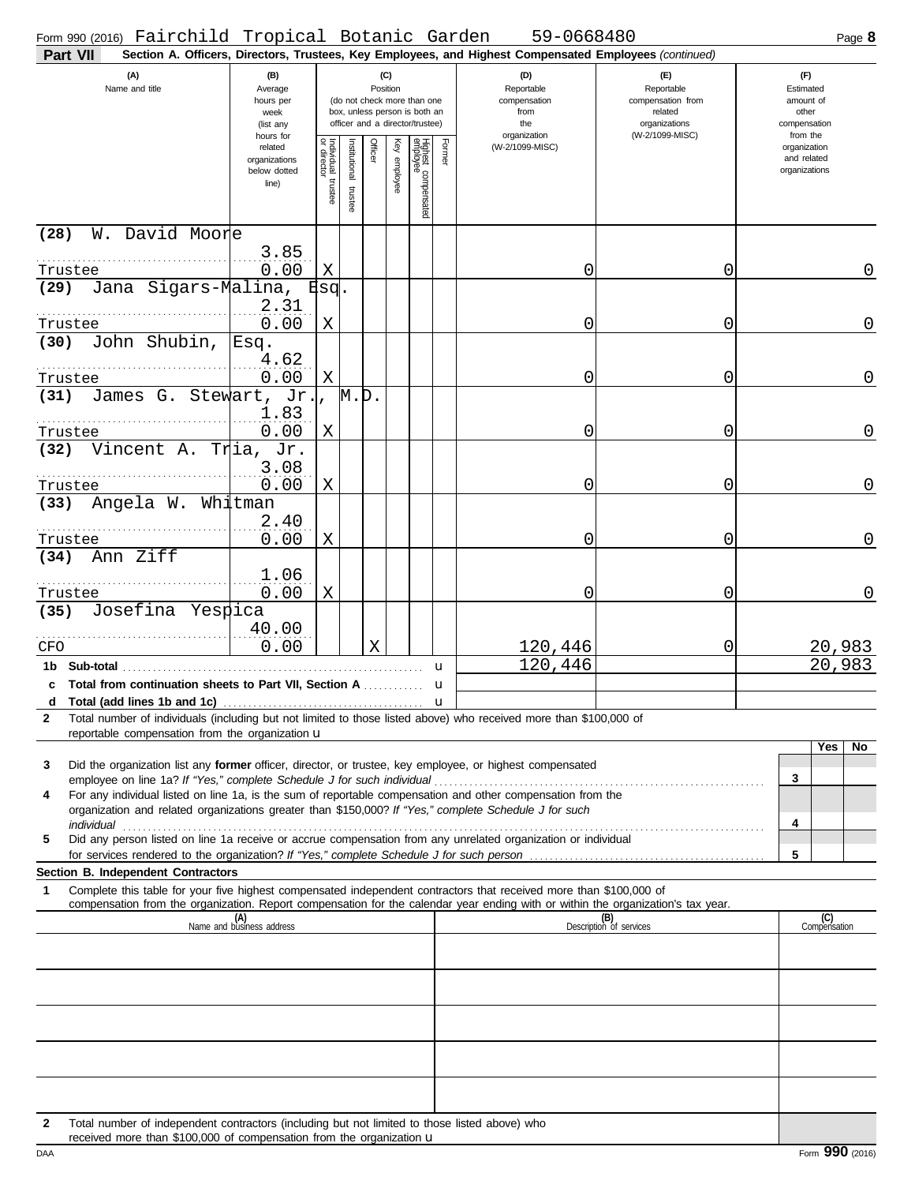Form 990 (2016) Fairchild Tropical Botanic Garden 59-0668480

**Part VII** **Section A. Officers, Directors, Trustees, Key Employees, and Highest Compensated Employees** *(continued)*

| (A) Name and title | (B) Average hours per week (list any hours for related organizations below dotted line) | (C) Position: Individual trustee or director | Institutional trustee | Officer | Key employee | Highest compensated employee | Former | (D) Reportable compensation from the organization (W-2/1099-MISC) | (E) Reportable compensation from related organizations (W-2/1099-MISC) | (F) Estimated amount of other compensation from the organization and related organizations |
|---|---|---|---|---|---|---|---|---|---|---|
| (28) W. David Moore<br>Trustee | 3.85<br>0.00 | X | | | | | | 0 | 0 | 0 |
| (29) Jana Sigars-Malina, Esq.<br>Trustee | 2.31<br>0.00 | X | | | | | | 0 | 0 | 0 |
| (30) John Shubin, Esq.<br>Trustee | 4.62<br>0.00 | X | | | | | | 0 | 0 | 0 |
| (31) James G. Stewart, Jr., M.D.<br>Trustee | 1.83<br>0.00 | X | | | | | | 0 | 0 | 0 |
| (32) Vincent A. Tria, Jr.<br>Trustee | 3.08<br>0.00 | X | | | | | | 0 | 0 | 0 |
| (33) Angela W. Whitman<br>Trustee | 2.40<br>0.00 | X | | | | | | 0 | 0 | 0 |
| (34) Ann Ziff<br>Trustee | 1.06<br>0.00 | X | | | | | | 0 | 0 | 0 |
| (35) Josefina Yespica<br>CFO | 40.00<br>0.00 | | | X | | | | 120,446 | 0 | 20,983 |
| **1b Sub-total** | | | | | | | | 120,446 | | 20,983 |
| **c Total from continuation sheets to Part VII, Section A** | | | | | | | | | | |
| **d Total (add lines 1b and 1c)** | | | | | | | | | | |

**2** Total number of individuals (including but not limited to those listed above) who received more than $100,000 of reportable compensation from the organization u

| | | Yes | No |
|---|---|---|---|
| **3** Did the organization list any **former** officer, director, or trustee, key employee, or highest compensated employee on line 1a? *If "Yes," complete Schedule J for such individual* | 3 | | |
| **4** For any individual listed on line 1a, is the sum of reportable compensation and other compensation from the organization and related organizations greater than $150,000? *If "Yes," complete Schedule J for such individual* | 4 | | |
| **5** Did any person listed on line 1a receive or accrue compensation from any unrelated organization or individual for services rendered to the organization? *If "Yes," complete Schedule J for such person* | 5 | | |

**Section B. Independent Contractors**

**1** Complete this table for your five highest compensated independent contractors that received more than $100,000 of compensation from the organization. Report compensation for the calendar year ending with or within the organization's tax year.

| (A) Name and business address | (B) Description of services | (C) Compensation |
|---|---|---|
| | | |
| | | |
| | | |
| | | |
| | | |

**2** Total number of independent contractors (including but not limited to those listed above) who received more than $100,000 of compensation from the organization u

DAA Form **990** (2016)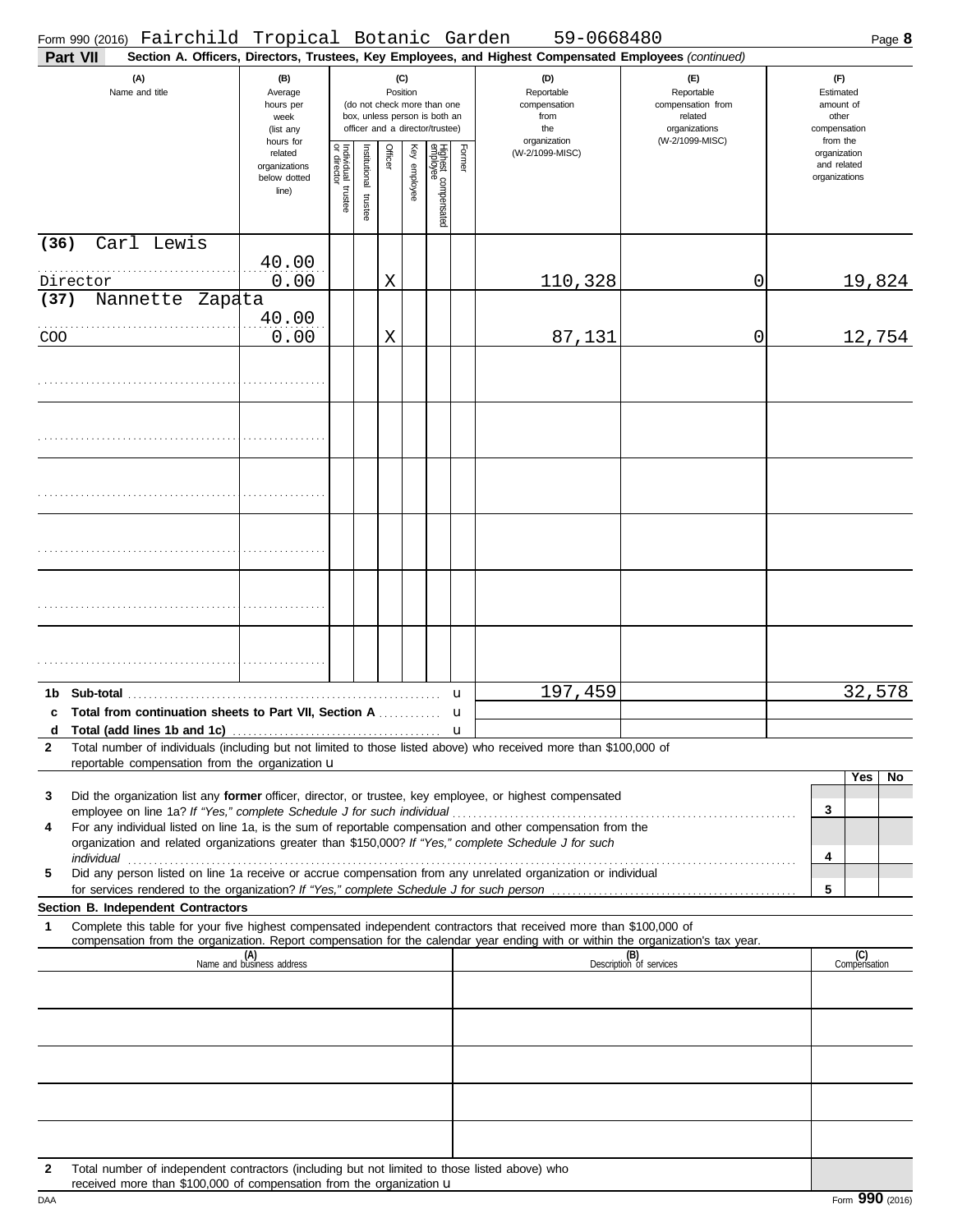Form 990 (2016) Fairchild Tropical Botanic Garden 59-0668480 Page **8**

**Part VII** **Section A. Officers, Directors, Trustees, Key Employees, and Highest Compensated Employees** *(continued)*

| (A) Name and title | (B) Average hours per week (list any hours for related organizations below dotted line) | (C) Position (do not check more than one box, unless person is both an officer and a director/trustee) | | | | | | (D) Reportable compensation from the organization (W-2/1099-MISC) | (E) Reportable compensation from related organizations (W-2/1099-MISC) | (F) Estimated amount of other compensation from the organization and related organizations |
|---|---|---|---|---|---|---|---|---|---|---|
| | | Individual trustee or director | Institutional trustee | Officer | Key employee | Highest compensated employee | Former | | | |
| (36) Carl Lewis<br>Director | 40.00<br>0.00 | | | X | | | | 110,328 | 0 | 19,824 |
| (37) Nannette Zapata<br>COO | 40.00<br>0.00 | | | X | | | | 87,131 | 0 | 12,754 |
| | | | | | | | | | | |
| | | | | | | | | | | |
| | | | | | | | | | | |
| | | | | | | | | | | |
| | | | | | | | | | | |
| | | | | | | | | | | |
| **1b Sub-total** | | | | | | | | 197,459 | | 32,578 |
| **c Total from continuation sheets to Part VII, Section A** | | | | | | | | | | |
| **d Total (add lines 1b and 1c)** | | | | | | | | | | |

**2** Total number of individuals (including but not limited to those listed above) who received more than $100,000 of reportable compensation from the organization

| | | Yes | No |
|---|---|---|---|
| **3** Did the organization list any **former** officer, director, or trustee, key employee, or highest compensated employee on line 1a? *If "Yes," complete Schedule J for such individual* | 3 | | |
| **4** For any individual listed on line 1a, is the sum of reportable compensation and other compensation from the organization and related organizations greater than $150,000? *If "Yes," complete Schedule J for such individual* | 4 | | |
| **5** Did any person listed on line 1a receive or accrue compensation from any unrelated organization or individual for services rendered to the organization? *If "Yes," complete Schedule J for such person* | 5 | | |

**Section B. Independent Contractors**

**1** Complete this table for your five highest compensated independent contractors that received more than $100,000 of compensation from the organization. Report compensation for the calendar year ending with or within the organization's tax year.

| (A) Name and business address | (B) Description of services | (C) Compensation |
|---|---|---|
| | | |
| | | |
| | | |
| | | |
| | | |

**2** Total number of independent contractors (including but not limited to those listed above) who received more than $100,000 of compensation from the organization

DAA Form **990** (2016)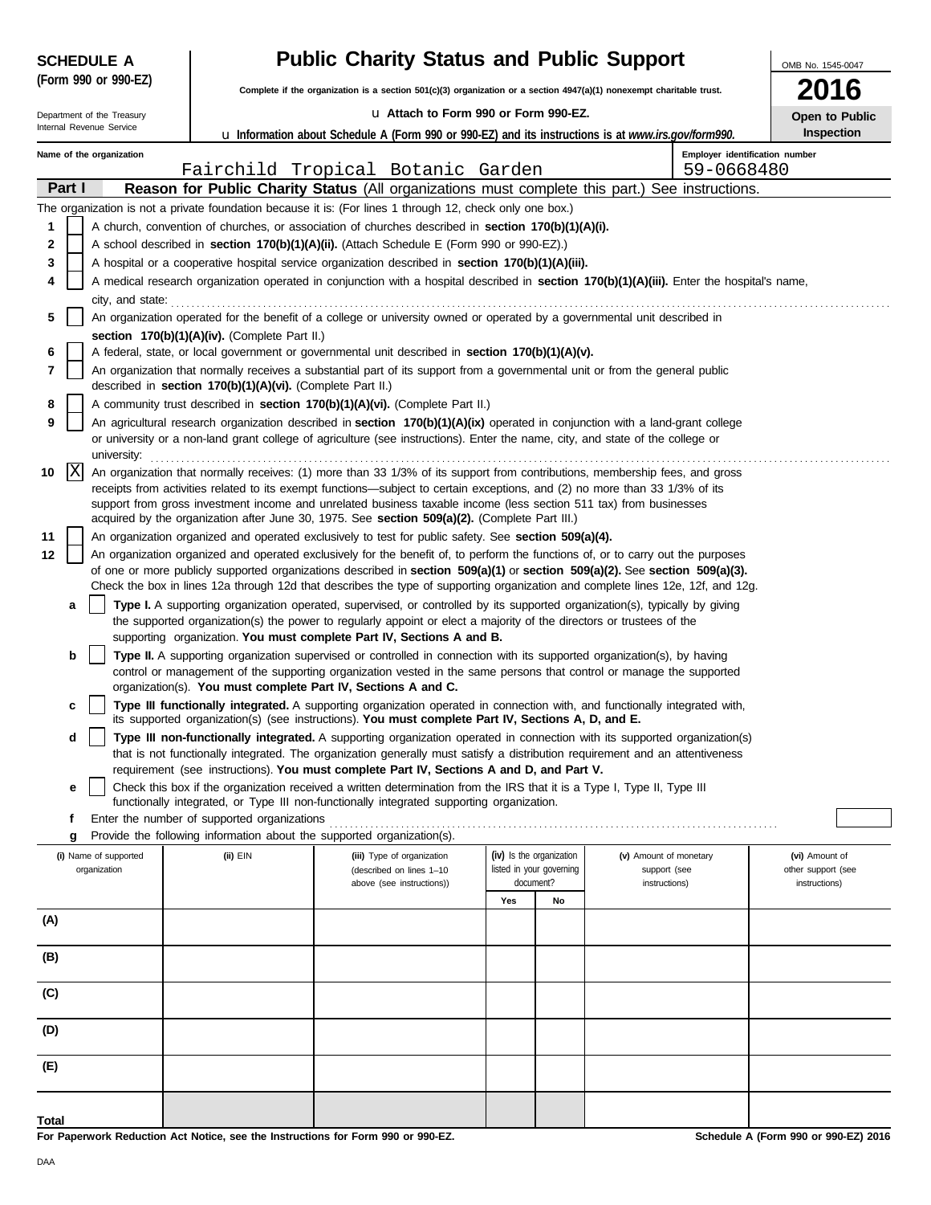**SCHEDULE A (Form 990 or 990-EZ)**

Department of the Treasury
Internal Revenue Service

# Public Charity Status and Public Support

**Complete if the organization is a section 501(c)(3) organization or a section 4947(a)(1) nonexempt charitable trust.**

u **Attach to Form 990 or Form 990-EZ.**

u **Information about Schedule A (Form 990 or 990-EZ) and its instructions is at *www.irs.gov/form990.***

OMB No. 1545-0047

**2016**

**Open to Public Inspection**

**Name of the organization:** Fairchild Tropical Botanic Garden

**Employer identification number:** 59-0668480

**Part I — Reason for Public Charity Status** (All organizations must complete this part.) See instructions.

The organization is not a private foundation because it is: (For lines 1 through 12, check only one box.)

1. [ ] A church, convention of churches, or association of churches described in **section 170(b)(1)(A)(i).**
2. [ ] A school described in **section 170(b)(1)(A)(ii).** (Attach Schedule E (Form 990 or 990-EZ).)
3. [ ] A hospital or a cooperative hospital service organization described in **section 170(b)(1)(A)(iii).**
4. [ ] A medical research organization operated in conjunction with a hospital described in **section 170(b)(1)(A)(iii).** Enter the hospital's name, city, and state:
5. [ ] An organization operated for the benefit of a college or university owned or operated by a governmental unit described in **section 170(b)(1)(A)(iv).** (Complete Part II.)
6. [ ] A federal, state, or local government or governmental unit described in **section 170(b)(1)(A)(v).**
7. [ ] An organization that normally receives a substantial part of its support from a governmental unit or from the general public described in **section 170(b)(1)(A)(vi).** (Complete Part II.)
8. [ ] A community trust described in **section 170(b)(1)(A)(vi).** (Complete Part II.)
9. [ ] An agricultural research organization described in **section 170(b)(1)(A)(ix)** operated in conjunction with a land-grant college or university or a non-land grant college of agriculture (see instructions). Enter the name, city, and state of the college or university:
10. [X] An organization that normally receives: (1) more than 33 1/3% of its support from contributions, membership fees, and gross receipts from activities related to its exempt functions—subject to certain exceptions, and (2) no more than 33 1/3% of its support from gross investment income and unrelated business taxable income (less section 511 tax) from businesses acquired by the organization after June 30, 1975. See **section 509(a)(2).** (Complete Part III.)
11. [ ] An organization organized and operated exclusively to test for public safety. See **section 509(a)(4).**
12. [ ] An organization organized and operated exclusively for the benefit of, to perform the functions of, or to carry out the purposes of one or more publicly supported organizations described in **section 509(a)(1)** or **section 509(a)(2).** See **section 509(a)(3).** Check the box in lines 12a through 12d that describes the type of supporting organization and complete lines 12e, 12f, and 12g.
   - **a** [ ] **Type I.** A supporting organization operated, supervised, or controlled by its supported organization(s), typically by giving the supported organization(s) the power to regularly appoint or elect a majority of the directors or trustees of the supporting organization. **You must complete Part IV, Sections A and B.**
   - **b** [ ] **Type II.** A supporting organization supervised or controlled in connection with its supported organization(s), by having control or management of the supporting organization vested in the same persons that control or manage the supported organization(s). **You must complete Part IV, Sections A and C.**
   - **c** [ ] **Type III functionally integrated.** A supporting organization operated in connection with, and functionally integrated with, its supported organization(s) (see instructions). **You must complete Part IV, Sections A, D, and E.**
   - **d** [ ] **Type III non-functionally integrated.** A supporting organization operated in connection with its supported organization(s) that is not functionally integrated. The organization generally must satisfy a distribution requirement and an attentiveness requirement (see instructions). **You must complete Part IV, Sections A and D, and Part V.**
   - **e** [ ] Check this box if the organization received a written determination from the IRS that it is a Type I, Type II, Type III functionally integrated, or Type III non-functionally integrated supporting organization.
   - **f** Enter the number of supported organizations
   - **g** Provide the following information about the supported organization(s).

| (i) Name of supported organization | (ii) EIN | (iii) Type of organization (described on lines 1–10 above (see instructions)) | (iv) Is the organization listed in your governing document? Yes | No | (v) Amount of monetary support (see instructions) | (vi) Amount of other support (see instructions) |
|---|---|---|---|---|---|---|
| (A) | | | | | | |
| (B) | | | | | | |
| (C) | | | | | | |
| (D) | | | | | | |
| (E) | | | | | | |
| **Total** | | | | | | |

**For Paperwork Reduction Act Notice, see the Instructions for Form 990 or 990-EZ.**

**Schedule A (Form 990 or 990-EZ) 2016**

DAA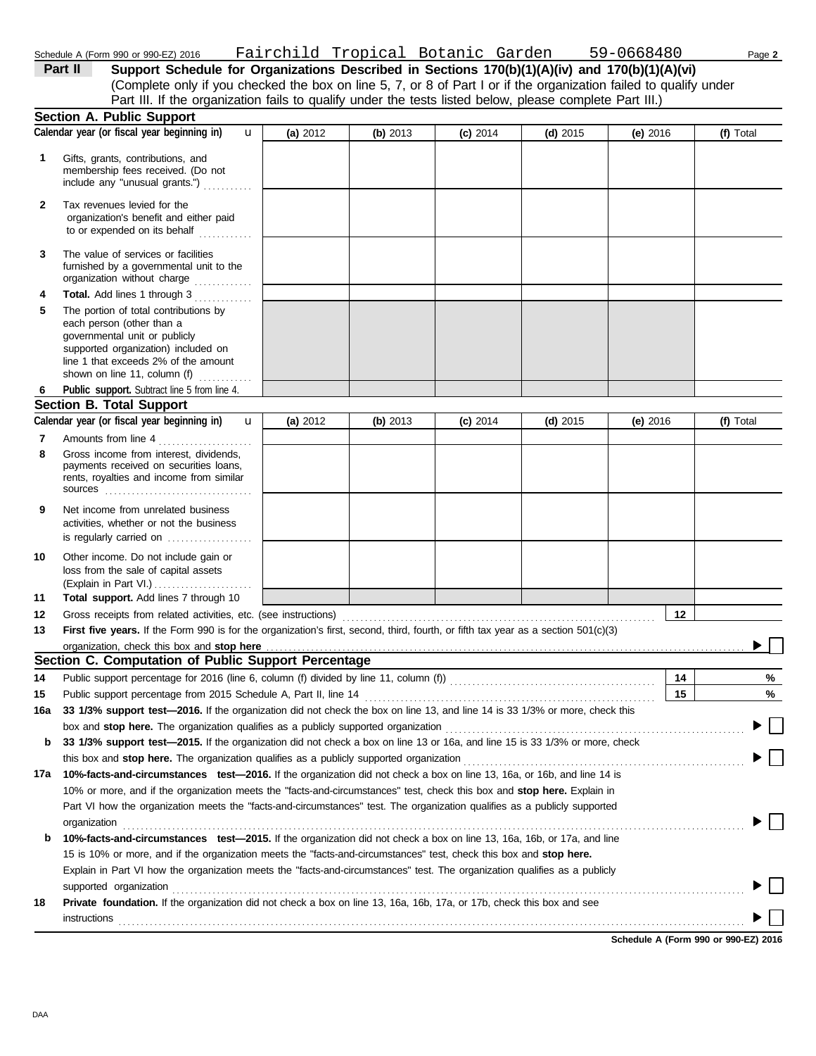Schedule A (Form 990 or 990-EZ) 2016 Fairchild Tropical Botanic Garden 59-0668480

**Part II** **Support Schedule for Organizations Described in Sections 170(b)(1)(A)(iv) and 170(b)(1)(A)(vi)**
(Complete only if you checked the box on line 5, 7, or 8 of Part I or if the organization failed to qualify under Part III. If the organization fails to qualify under the tests listed below, please complete Part III.)

## Section A. Public Support

| Calendar year (or fiscal year beginning in) | (a) 2012 | (b) 2013 | (c) 2014 | (d) 2015 | (e) 2016 | (f) Total |
|---|---|---|---|---|---|---|
| **1** Gifts, grants, contributions, and membership fees received. (Do not include any "unusual grants.") | | | | | | |
| **2** Tax revenues levied for the organization's benefit and either paid to or expended on its behalf | | | | | | |
| **3** The value of services or facilities furnished by a governmental unit to the organization without charge | | | | | | |
| **4** **Total.** Add lines 1 through 3 | | | | | | |
| **5** The portion of total contributions by each person (other than a governmental unit or publicly supported organization) included on line 1 that exceeds 2% of the amount shown on line 11, column (f) | | | | | | |
| **6** **Public support.** Subtract line 5 from line 4. | | | | | | |

## Section B. Total Support

| Calendar year (or fiscal year beginning in) | (a) 2012 | (b) 2013 | (c) 2014 | (d) 2015 | (e) 2016 | (f) Total |
|---|---|---|---|---|---|---|
| **7** Amounts from line 4 | | | | | | |
| **8** Gross income from interest, dividends, payments received on securities loans, rents, royalties and income from similar sources | | | | | | |
| **9** Net income from unrelated business activities, whether or not the business is regularly carried on | | | | | | |
| **10** Other income. Do not include gain or loss from the sale of capital assets (Explain in Part VI.) | | | | | | |
| **11** **Total support.** Add lines 7 through 10 | | | | | | |

**12** Gross receipts from related activities, etc. (see instructions) **12**

**13** **First five years.** If the Form 990 is for the organization's first, second, third, fourth, or fifth tax year as a section 501(c)(3) organization, check this box and **stop here** ▶ ☐

## Section C. Computation of Public Support Percentage

**14** Public support percentage for 2016 (line 6, column (f) divided by line 11, column (f)) **14** %

**15** Public support percentage from 2015 Schedule A, Part II, line 14 **15** %

**16a** **33 1/3% support test—2016.** If the organization did not check the box on line 13, and line 14 is 33 1/3% or more, check this box and **stop here.** The organization qualifies as a publicly supported organization ▶ ☐

**b** **33 1/3% support test—2015.** If the organization did not check a box on line 13 or 16a, and line 15 is 33 1/3% or more, check this box and **stop here.** The organization qualifies as a publicly supported organization ▶ ☐

**17a** **10%-facts-and-circumstances test—2016.** If the organization did not check a box on line 13, 16a, or 16b, and line 14 is 10% or more, and if the organization meets the "facts-and-circumstances" test, check this box and **stop here.** Explain in Part VI how the organization meets the "facts-and-circumstances" test. The organization qualifies as a publicly supported organization ▶ ☐

**b** **10%-facts-and-circumstances test—2015.** If the organization did not check a box on line 13, 16a, 16b, or 17a, and line 15 is 10% or more, and if the organization meets the "facts-and-circumstances" test, check this box and **stop here.** Explain in Part VI how the organization meets the "facts-and-circumstances" test. The organization qualifies as a publicly supported organization ▶ ☐

**18** **Private foundation.** If the organization did not check a box on line 13, 16a, 16b, 17a, or 17b, check this box and see instructions ▶ ☐

**Schedule A (Form 990 or 990-EZ) 2016**

DAA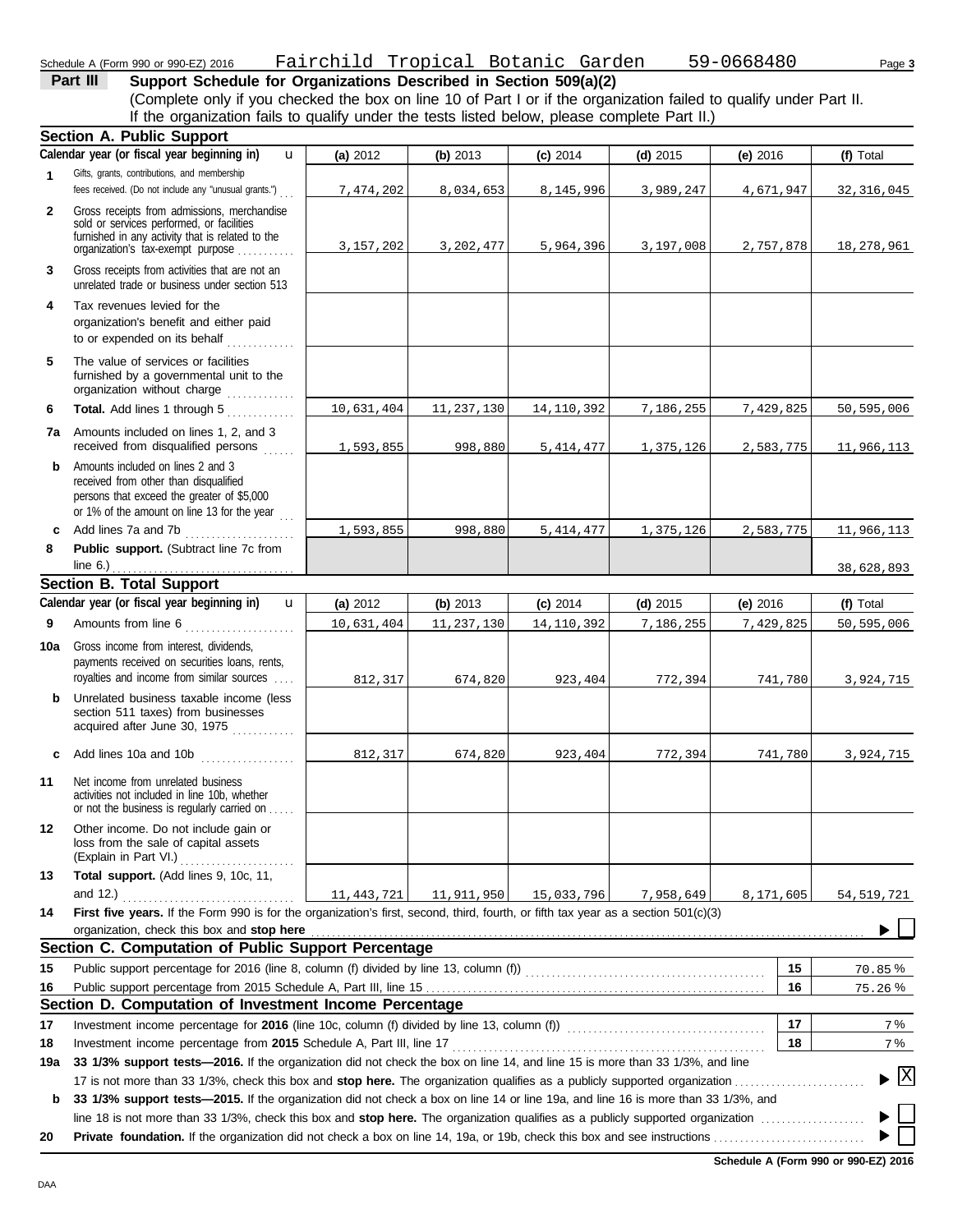Schedule A (Form 990 or 990-EZ) 2016 Fairchild Tropical Botanic Garden 59-0668480

## Part III Support Schedule for Organizations Described in Section 509(a)(2)

(Complete only if you checked the box on line 10 of Part I or if the organization failed to qualify under Part II. If the organization fails to qualify under the tests listed below, please complete Part II.)

### Section A. Public Support

| Calendar year (or fiscal year beginning in) | (a) 2012 | (b) 2013 | (c) 2014 | (d) 2015 | (e) 2016 | (f) Total |
|---|---|---|---|---|---|---|
| 1 Gifts, grants, contributions, and membership fees received. (Do not include any "unusual grants.") | 7,474,202 | 8,034,653 | 8,145,996 | 3,989,247 | 4,671,947 | 32,316,045 |
| 2 Gross receipts from admissions, merchandise sold or services performed, or facilities furnished in any activity that is related to the organization's tax-exempt purpose | 3,157,202 | 3,202,477 | 5,964,396 | 3,197,008 | 2,757,878 | 18,278,961 |
| 3 Gross receipts from activities that are not an unrelated trade or business under section 513 | | | | | | |
| 4 Tax revenues levied for the organization's benefit and either paid to or expended on its behalf | | | | | | |
| 5 The value of services or facilities furnished by a governmental unit to the organization without charge | | | | | | |
| 6 **Total.** Add lines 1 through 5 | 10,631,404 | 11,237,130 | 14,110,392 | 7,186,255 | 7,429,825 | 50,595,006 |
| 7a Amounts included on lines 1, 2, and 3 received from disqualified persons | 1,593,855 | 998,880 | 5,414,477 | 1,375,126 | 2,583,775 | 11,966,113 |
| b Amounts included on lines 2 and 3 received from other than disqualified persons that exceed the greater of $5,000 or 1% of the amount on line 13 for the year | | | | | | |
| c Add lines 7a and 7b | 1,593,855 | 998,880 | 5,414,477 | 1,375,126 | 2,583,775 | 11,966,113 |
| 8 **Public support.** (Subtract line 7c from line 6.) | | | | | | 38,628,893 |

### Section B. Total Support

| Calendar year (or fiscal year beginning in) | (a) 2012 | (b) 2013 | (c) 2014 | (d) 2015 | (e) 2016 | (f) Total |
|---|---|---|---|---|---|---|
| 9 Amounts from line 6 | 10,631,404 | 11,237,130 | 14,110,392 | 7,186,255 | 7,429,825 | 50,595,006 |
| 10a Gross income from interest, dividends, payments received on securities loans, rents, royalties and income from similar sources | 812,317 | 674,820 | 923,404 | 772,394 | 741,780 | 3,924,715 |
| b Unrelated business taxable income (less section 511 taxes) from businesses acquired after June 30, 1975 | | | | | | |
| c Add lines 10a and 10b | 812,317 | 674,820 | 923,404 | 772,394 | 741,780 | 3,924,715 |
| 11 Net income from unrelated business activities not included in line 10b, whether or not the business is regularly carried on | | | | | | |
| 12 Other income. Do not include gain or loss from the sale of capital assets (Explain in Part VI.) | | | | | | |
| 13 **Total support.** (Add lines 9, 10c, 11, and 12.) | 11,443,721 | 11,911,950 | 15,033,796 | 7,958,649 | 8,171,605 | 54,519,721 |

14 **First five years.** If the Form 990 is for the organization's first, second, third, fourth, or fifth tax year as a section 501(c)(3) organization, check this box and **stop here** ☐

### Section C. Computation of Public Support Percentage

| | | | |
|---|---|---|---|
| 15 | Public support percentage for 2016 (line 8, column (f) divided by line 13, column (f)) | 15 | 70.85 % |
| 16 | Public support percentage from 2015 Schedule A, Part III, line 15 | 16 | 75.26 % |

### Section D. Computation of Investment Income Percentage

| | | | |
|---|---|---|---|
| 17 | Investment income percentage for **2016** (line 10c, column (f) divided by line 13, column (f)) | 17 | 7 % |
| 18 | Investment income percentage from **2015** Schedule A, Part III, line 17 | 18 | 7 % |

19a **33 1/3% support tests—2016.** If the organization did not check the box on line 14, and line 15 is more than 33 1/3%, and line 17 is not more than 33 1/3%, check this box and **stop here.** The organization qualifies as a publicly supported organization ☒

b **33 1/3% support tests—2015.** If the organization did not check a box on line 14 or line 19a, and line 16 is more than 33 1/3%, and line 18 is not more than 33 1/3%, check this box and **stop here.** The organization qualifies as a publicly supported organization ☐

20 **Private foundation.** If the organization did not check a box on line 14, 19a, or 19b, check this box and see instructions ☐

**Schedule A (Form 990 or 990-EZ) 2016**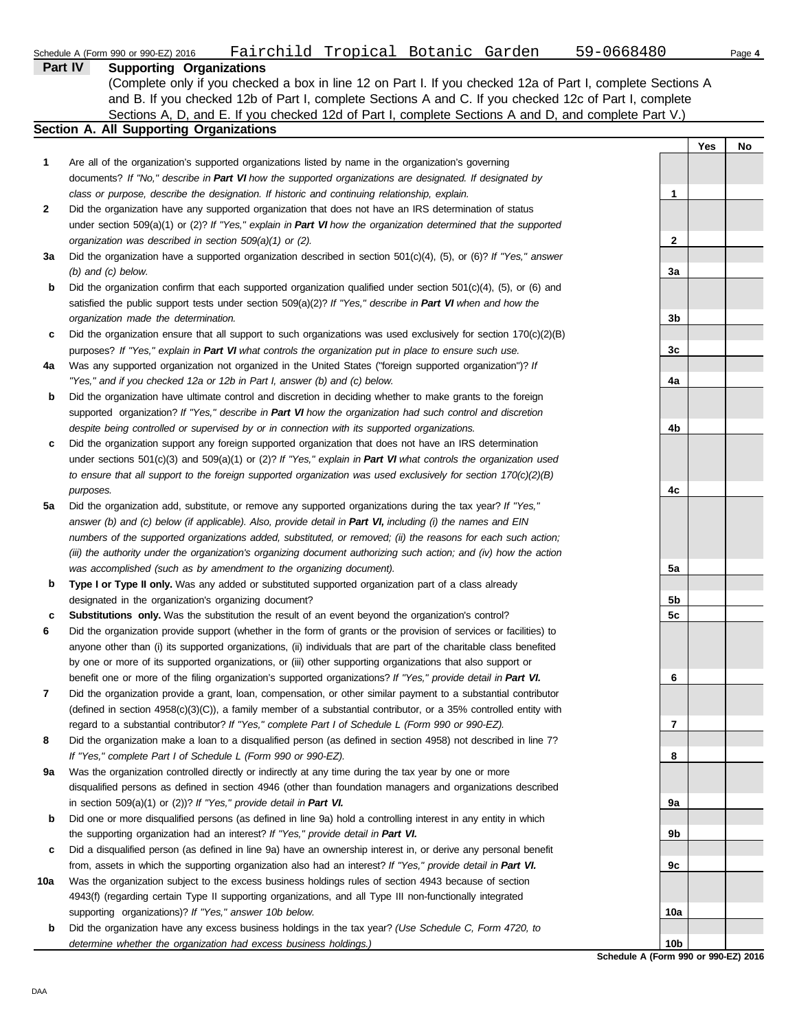Schedule A (Form 990 or 990-EZ) 2016 Fairchild Tropical Botanic Garden 59-0668480

## Part IV Supporting Organizations

(Complete only if you checked a box in line 12 on Part I. If you checked 12a of Part I, complete Sections A and B. If you checked 12b of Part I, complete Sections A and C. If you checked 12c of Part I, complete Sections A, D, and E. If you checked 12d of Part I, complete Sections A and D, and complete Part V.)

### Section A. All Supporting Organizations

| | | | Yes | No |
|---|---|---|---|---|
| **1** | Are all of the organization's supported organizations listed by name in the organization's governing documents? *If "No," describe in **Part VI** how the supported organizations are designated. If designated by class or purpose, describe the designation. If historic and continuing relationship, explain.* | **1** | | |
| **2** | Did the organization have any supported organization that does not have an IRS determination of status under section 509(a)(1) or (2)? *If "Yes," explain in **Part VI** how the organization determined that the supported organization was described in section 509(a)(1) or (2).* | **2** | | |
| **3a** | Did the organization have a supported organization described in section 501(c)(4), (5), or (6)? *If "Yes," answer (b) and (c) below.* | **3a** | | |
| **b** | Did the organization confirm that each supported organization qualified under section 501(c)(4), (5), or (6) and satisfied the public support tests under section 509(a)(2)? *If "Yes," describe in **Part VI** when and how the organization made the determination.* | **3b** | | |
| **c** | Did the organization ensure that all support to such organizations was used exclusively for section 170(c)(2)(B) purposes? *If "Yes," explain in **Part VI** what controls the organization put in place to ensure such use.* | **3c** | | |
| **4a** | Was any supported organization not organized in the United States ("foreign supported organization")? *If "Yes," and if you checked 12a or 12b in Part I, answer (b) and (c) below.* | **4a** | | |
| **b** | Did the organization have ultimate control and discretion in deciding whether to make grants to the foreign supported organization? *If "Yes," describe in **Part VI** how the organization had such control and discretion despite being controlled or supervised by or in connection with its supported organizations.* | **4b** | | |
| **c** | Did the organization support any foreign supported organization that does not have an IRS determination under sections 501(c)(3) and 509(a)(1) or (2)? *If "Yes," explain in **Part VI** what controls the organization used to ensure that all support to the foreign supported organization was used exclusively for section 170(c)(2)(B) purposes.* | **4c** | | |
| **5a** | Did the organization add, substitute, or remove any supported organizations during the tax year? *If "Yes," answer (b) and (c) below (if applicable). Also, provide detail in **Part VI,** including (i) the names and EIN numbers of the supported organizations added, substituted, or removed; (ii) the reasons for each such action; (iii) the authority under the organization's organizing document authorizing such action; and (iv) how the action was accomplished (such as by amendment to the organizing document).* | **5a** | | |
| **b** | **Type I or Type II only.** Was any added or substituted supported organization part of a class already designated in the organization's organizing document? | **5b** | | |
| **c** | **Substitutions only.** Was the substitution the result of an event beyond the organization's control? | **5c** | | |
| **6** | Did the organization provide support (whether in the form of grants or the provision of services or facilities) to anyone other than (i) its supported organizations, (ii) individuals that are part of the charitable class benefited by one or more of its supported organizations, or (iii) other supporting organizations that also support or benefit one or more of the filing organization's supported organizations? *If "Yes," provide detail in **Part VI.*** | **6** | | |
| **7** | Did the organization provide a grant, loan, compensation, or other similar payment to a substantial contributor (defined in section 4958(c)(3)(C)), a family member of a substantial contributor, or a 35% controlled entity with regard to a substantial contributor? *If "Yes," complete Part I of Schedule L (Form 990 or 990-EZ).* | **7** | | |
| **8** | Did the organization make a loan to a disqualified person (as defined in section 4958) not described in line 7? *If "Yes," complete Part I of Schedule L (Form 990 or 990-EZ).* | **8** | | |
| **9a** | Was the organization controlled directly or indirectly at any time during the tax year by one or more disqualified persons as defined in section 4946 (other than foundation managers and organizations described in section 509(a)(1) or (2))? *If "Yes," provide detail in **Part VI.*** | **9a** | | |
| **b** | Did one or more disqualified persons (as defined in line 9a) hold a controlling interest in any entity in which the supporting organization had an interest? *If "Yes," provide detail in **Part VI.*** | **9b** | | |
| **c** | Did a disqualified person (as defined in line 9a) have an ownership interest in, or derive any personal benefit from, assets in which the supporting organization also had an interest? *If "Yes," provide detail in **Part VI.*** | **9c** | | |
| **10a** | Was the organization subject to the excess business holdings rules of section 4943 because of section 4943(f) (regarding certain Type II supporting organizations, and all Type III non-functionally integrated supporting organizations)? *If "Yes," answer 10b below.* | **10a** | | |
| **b** | Did the organization have any excess business holdings in the tax year? *(Use Schedule C, Form 4720, to determine whether the organization had excess business holdings.)* | **10b** | | |

**Schedule A (Form 990 or 990-EZ) 2016**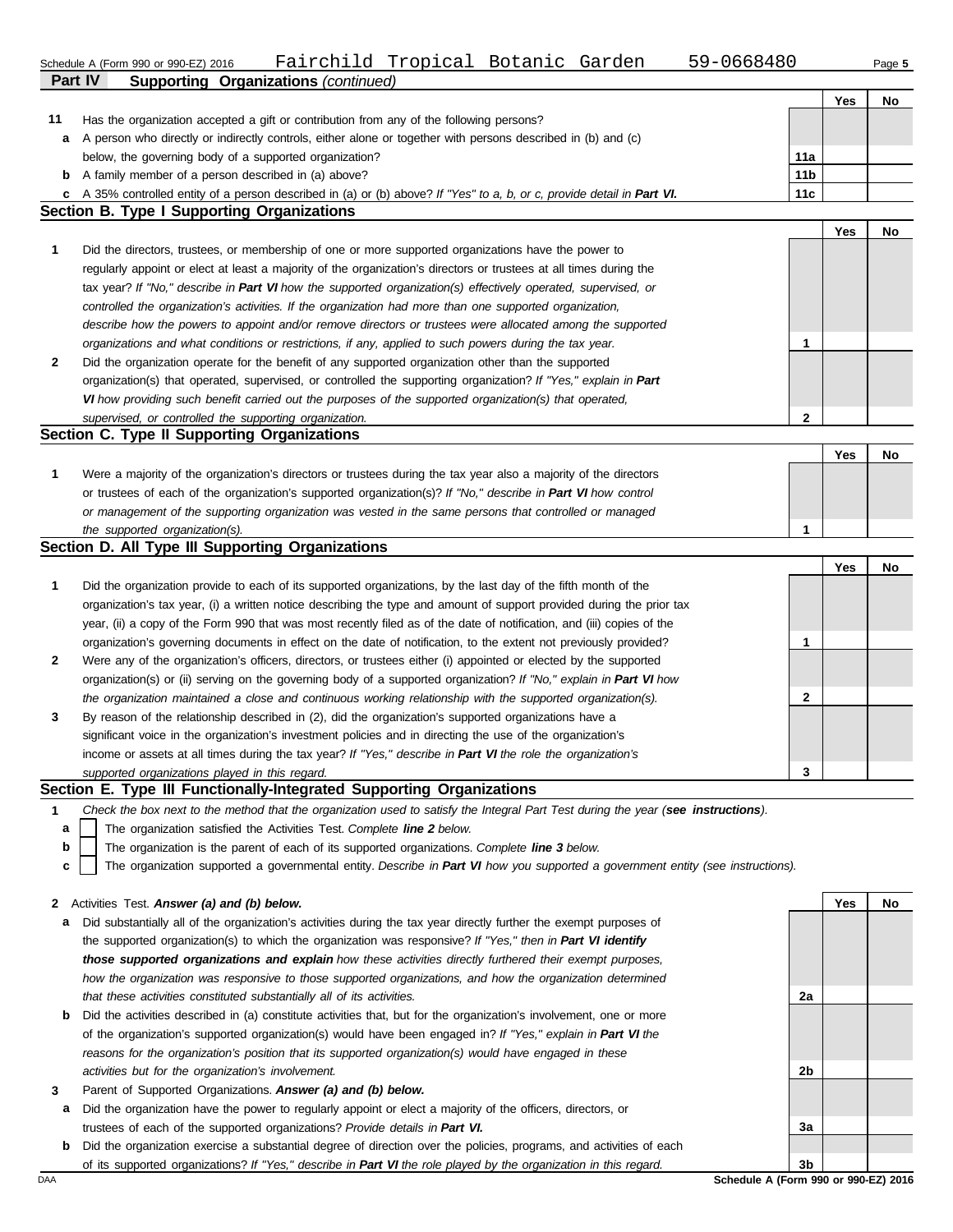Schedule A (Form 990 or 990-EZ) 2016 Fairchild Tropical Botanic Garden 59-0668480

**Part IV Supporting Organizations** *(continued)*

| | | | Yes | No |
|---|---|---|---|---|
| **11** | Has the organization accepted a gift or contribution from any of the following persons? | | | |
| **a** | A person who directly or indirectly controls, either alone or together with persons described in (b) and (c) below, the governing body of a supported organization? | 11a | | |
| **b** | A family member of a person described in (a) above? | 11b | | |
| **c** | A 35% controlled entity of a person described in (a) or (b) above? *If "Yes" to a, b, or c, provide detail in **Part VI**.* | 11c | | |

## Section B. Type I Supporting Organizations

| | | | Yes | No |
|---|---|---|---|---|
| **1** | Did the directors, trustees, or membership of one or more supported organizations have the power to regularly appoint or elect at least a majority of the organization's directors or trustees at all times during the tax year? *If "No," describe in **Part VI** how the supported organization(s) effectively operated, supervised, or controlled the organization's activities. If the organization had more than one supported organization, describe how the powers to appoint and/or remove directors or trustees were allocated among the supported organizations and what conditions or restrictions, if any, applied to such powers during the tax year.* | 1 | | |
| **2** | Did the organization operate for the benefit of any supported organization other than the supported organization(s) that operated, supervised, or controlled the supporting organization? *If "Yes," explain in **Part VI** how providing such benefit carried out the purposes of the supported organization(s) that operated, supervised, or controlled the supporting organization.* | 2 | | |

## Section C. Type II Supporting Organizations

| | | | Yes | No |
|---|---|---|---|---|
| **1** | Were a majority of the organization's directors or trustees during the tax year also a majority of the directors or trustees of each of the organization's supported organization(s)? *If "No," describe in **Part VI** how control or management of the supporting organization was vested in the same persons that controlled or managed the supported organization(s).* | 1 | | |

## Section D. All Type III Supporting Organizations

| | | | Yes | No |
|---|---|---|---|---|
| **1** | Did the organization provide to each of its supported organizations, by the last day of the fifth month of the organization's tax year, (i) a written notice describing the type and amount of support provided during the prior tax year, (ii) a copy of the Form 990 that was most recently filed as of the date of notification, and (iii) copies of the organization's governing documents in effect on the date of notification, to the extent not previously provided? | 1 | | |
| **2** | Were any of the organization's officers, directors, or trustees either (i) appointed or elected by the supported organization(s) or (ii) serving on the governing body of a supported organization? *If "No," explain in **Part VI** how the organization maintained a close and continuous working relationship with the supported organization(s).* | 2 | | |
| **3** | By reason of the relationship described in (2), did the organization's supported organizations have a significant voice in the organization's investment policies and in directing the use of the organization's income or assets at all times during the tax year? *If "Yes," describe in **Part VI** the role the organization's supported organizations played in this regard.* | 3 | | |

## Section E. Type III Functionally-Integrated Supporting Organizations

**1** *Check the box next to the method that the organization used to satisfy the Integral Part Test during the year (**see instructions**).*

- **a** ☐ The organization satisfied the Activities Test. *Complete **line 2** below.*
- **b** ☐ The organization is the parent of each of its supported organizations. *Complete **line 3** below.*
- **c** ☐ The organization supported a governmental entity. *Describe in **Part VI** how you supported a government entity (see instructions).*

| | | | Yes | No |
|---|---|---|---|---|
| **2** | Activities Test. ***Answer (a) and (b) below.*** | | | |
| **a** | Did substantially all of the organization's activities during the tax year directly further the exempt purposes of the supported organization(s) to which the organization was responsive? *If "Yes," then in **Part VI identify those supported organizations and explain** how these activities directly furthered their exempt purposes, how the organization was responsive to those supported organizations, and how the organization determined that these activities constituted substantially all of its activities.* | 2a | | |
| **b** | Did the activities described in (a) constitute activities that, but for the organization's involvement, one or more of the organization's supported organization(s) would have been engaged in? *If "Yes," explain in **Part VI** the reasons for the organization's position that its supported organization(s) would have engaged in these activities but for the organization's involvement.* | 2b | | |
| **3** | Parent of Supported Organizations. ***Answer (a) and (b) below.*** | | | |
| **a** | Did the organization have the power to regularly appoint or elect a majority of the officers, directors, or trustees of each of the supported organizations? *Provide details in **Part VI**.* | 3a | | |
| **b** | Did the organization exercise a substantial degree of direction over the policies, programs, and activities of each of its supported organizations? *If "Yes," describe in **Part VI** the role played by the organization in this regard.* | 3b | | |

DAA **Schedule A (Form 990 or 990-EZ) 2016**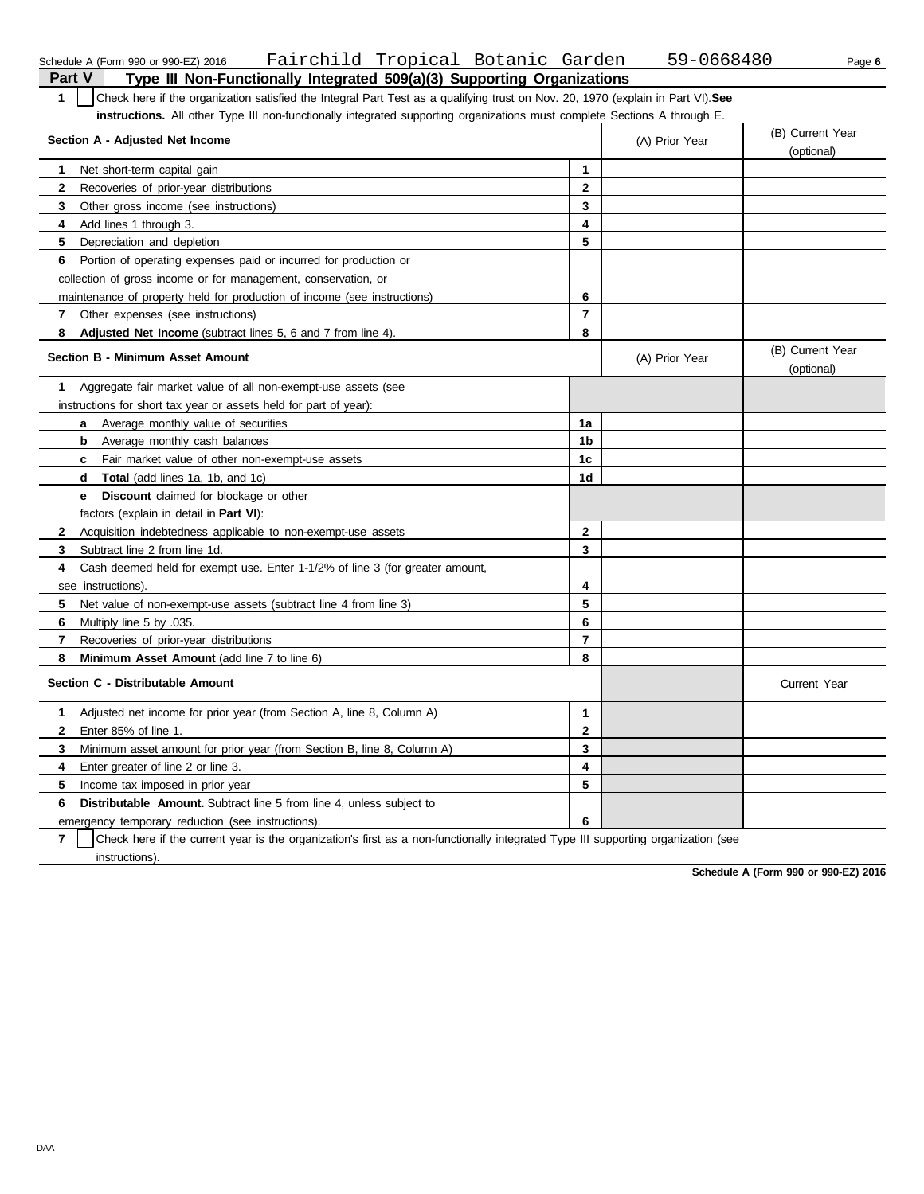Schedule A (Form 990 or 990-EZ) 2016 Fairchild Tropical Botanic Garden 59-0668480

## Part V Type III Non-Functionally Integrated 509(a)(3) Supporting Organizations

**1** ☐ Check here if the organization satisfied the Integral Part Test as a qualifying trust on Nov. 20, 1970 (explain in Part VI). **See instructions.** All other Type III non-functionally integrated supporting organizations must complete Sections A through E.

| Section A - Adjusted Net Income | | (A) Prior Year | (B) Current Year (optional) |
|---|---|---|---|
| **1** Net short-term capital gain | 1 | | |
| **2** Recoveries of prior-year distributions | 2 | | |
| **3** Other gross income (see instructions) | 3 | | |
| **4** Add lines 1 through 3. | 4 | | |
| **5** Depreciation and depletion | 5 | | |
| **6** Portion of operating expenses paid or incurred for production or collection of gross income or for management, conservation, or maintenance of property held for production of income (see instructions) | 6 | | |
| **7** Other expenses (see instructions) | 7 | | |
| **8** **Adjusted Net Income** (subtract lines 5, 6 and 7 from line 4). | 8 | | |

| Section B - Minimum Asset Amount | | (A) Prior Year | (B) Current Year (optional) |
|---|---|---|---|
| **1** Aggregate fair market value of all non-exempt-use assets (see instructions for short tax year or assets held for part of year): | | | |
| **a** Average monthly value of securities | 1a | | |
| **b** Average monthly cash balances | 1b | | |
| **c** Fair market value of other non-exempt-use assets | 1c | | |
| **d** **Total** (add lines 1a, 1b, and 1c) | 1d | | |
| **e** **Discount** claimed for blockage or other factors (explain in detail in **Part VI**): | | | |
| **2** Acquisition indebtedness applicable to non-exempt-use assets | 2 | | |
| **3** Subtract line 2 from line 1d. | 3 | | |
| **4** Cash deemed held for exempt use. Enter 1-1/2% of line 3 (for greater amount, see instructions). | 4 | | |
| **5** Net value of non-exempt-use assets (subtract line 4 from line 3) | 5 | | |
| **6** Multiply line 5 by .035. | 6 | | |
| **7** Recoveries of prior-year distributions | 7 | | |
| **8** **Minimum Asset Amount** (add line 7 to line 6) | 8 | | |

| Section C - Distributable Amount | | | Current Year |
|---|---|---|---|
| **1** Adjusted net income for prior year (from Section A, line 8, Column A) | 1 | | |
| **2** Enter 85% of line 1. | 2 | | |
| **3** Minimum asset amount for prior year (from Section B, line 8, Column A) | 3 | | |
| **4** Enter greater of line 2 or line 3. | 4 | | |
| **5** Income tax imposed in prior year | 5 | | |
| **6** **Distributable Amount.** Subtract line 5 from line 4, unless subject to emergency temporary reduction (see instructions). | 6 | | |

**7** ☐ Check here if the current year is the organization's first as a non-functionally integrated Type III supporting organization (see instructions).

**Schedule A (Form 990 or 990-EZ) 2016**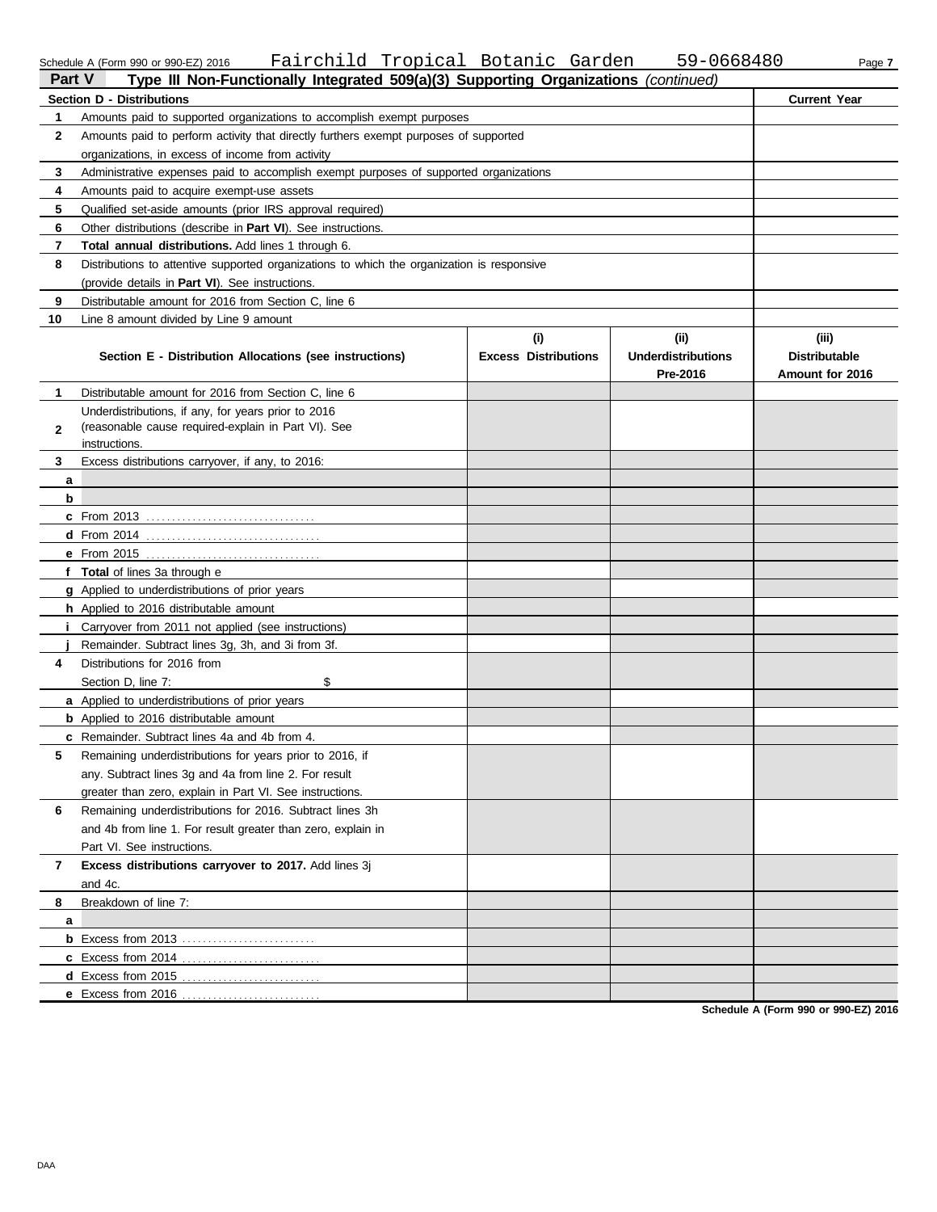Schedule A (Form 990 or 990-EZ) 2016 Fairchild Tropical Botanic Garden 59-0668480

## Part V Type III Non-Functionally Integrated 509(a)(3) Supporting Organizations *(continued)*

| | **Section D - Distributions** | **Current Year** |
|---|---|---|
| 1 | Amounts paid to supported organizations to accomplish exempt purposes | |
| 2 | Amounts paid to perform activity that directly furthers exempt purposes of supported organizations, in excess of income from activity | |
| 3 | Administrative expenses paid to accomplish exempt purposes of supported organizations | |
| 4 | Amounts paid to acquire exempt-use assets | |
| 5 | Qualified set-aside amounts (prior IRS approval required) | |
| 6 | Other distributions (describe in **Part VI**). See instructions. | |
| 7 | **Total annual distributions.** Add lines 1 through 6. | |
| 8 | Distributions to attentive supported organizations to which the organization is responsive (provide details in **Part VI**). See instructions. | |
| 9 | Distributable amount for 2016 from Section C, line 6 | |
| 10 | Line 8 amount divided by Line 9 amount | |

| | **Section E - Distribution Allocations (see instructions)** | **(i) Excess Distributions** | **(ii) Underdistributions Pre-2016** | **(iii) Distributable Amount for 2016** |
|---|---|---|---|---|
| 1 | Distributable amount for 2016 from Section C, line 6 | | | |
| 2 | Underdistributions, if any, for years prior to 2016 (reasonable cause required-explain in Part VI). See instructions. | | | |
| 3 | Excess distributions carryover, if any, to 2016: | | | |
| a | | | | |
| b | | | | |
| c | From 2013 | | | |
| d | From 2014 | | | |
| e | From 2015 | | | |
| f | **Total** of lines 3a through e | | | |
| g | Applied to underdistributions of prior years | | | |
| h | Applied to 2016 distributable amount | | | |
| i | Carryover from 2011 not applied (see instructions) | | | |
| j | Remainder. Subtract lines 3g, 3h, and 3i from 3f. | | | |
| 4 | Distributions for 2016 from Section D, line 7: $ | | | |
| a | Applied to underdistributions of prior years | | | |
| b | Applied to 2016 distributable amount | | | |
| c | Remainder. Subtract lines 4a and 4b from 4. | | | |
| 5 | Remaining underdistributions for years prior to 2016, if any. Subtract lines 3g and 4a from line 2. For result greater than zero, explain in Part VI. See instructions. | | | |
| 6 | Remaining underdistributions for 2016. Subtract lines 3h and 4b from line 1. For result greater than zero, explain in Part VI. See instructions. | | | |
| 7 | **Excess distributions carryover to 2017.** Add lines 3j and 4c. | | | |
| 8 | Breakdown of line 7: | | | |
| a | | | | |
| b | Excess from 2013 | | | |
| c | Excess from 2014 | | | |
| d | Excess from 2015 | | | |
| e | Excess from 2016 | | | |

**Schedule A (Form 990 or 990-EZ) 2016**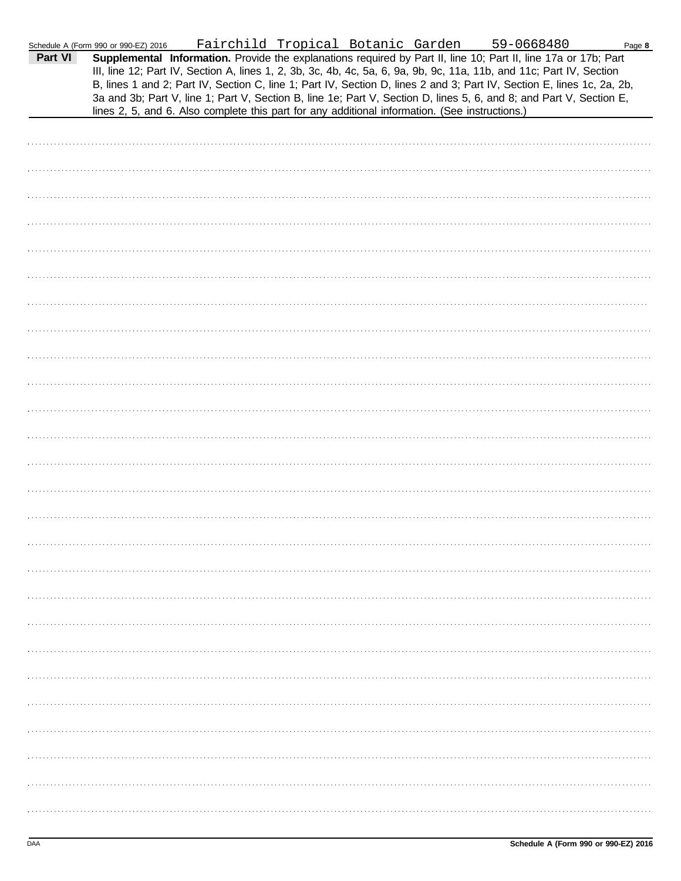Fairchild Tropical Botanic Garden 59-0668480

**Part VI** **Supplemental Information.** Provide the explanations required by Part II, line 10; Part II, line 17a or 17b; Part III, line 12; Part IV, Section A, lines 1, 2, 3b, 3c, 4b, 4c, 5a, 6, 9a, 9b, 9c, 11a, 11b, and 11c; Part IV, Section B, lines 1 and 2; Part IV, Section C, line 1; Part IV, Section D, lines 2 and 3; Part IV, Section E, lines 1c, 2a, 2b, 3a and 3b; Part V, line 1; Part V, Section B, line 1e; Part V, Section D, lines 5, 6, and 8; and Part V, Section E, lines 2, 5, and 6. Also complete this part for any additional information. (See instructions.)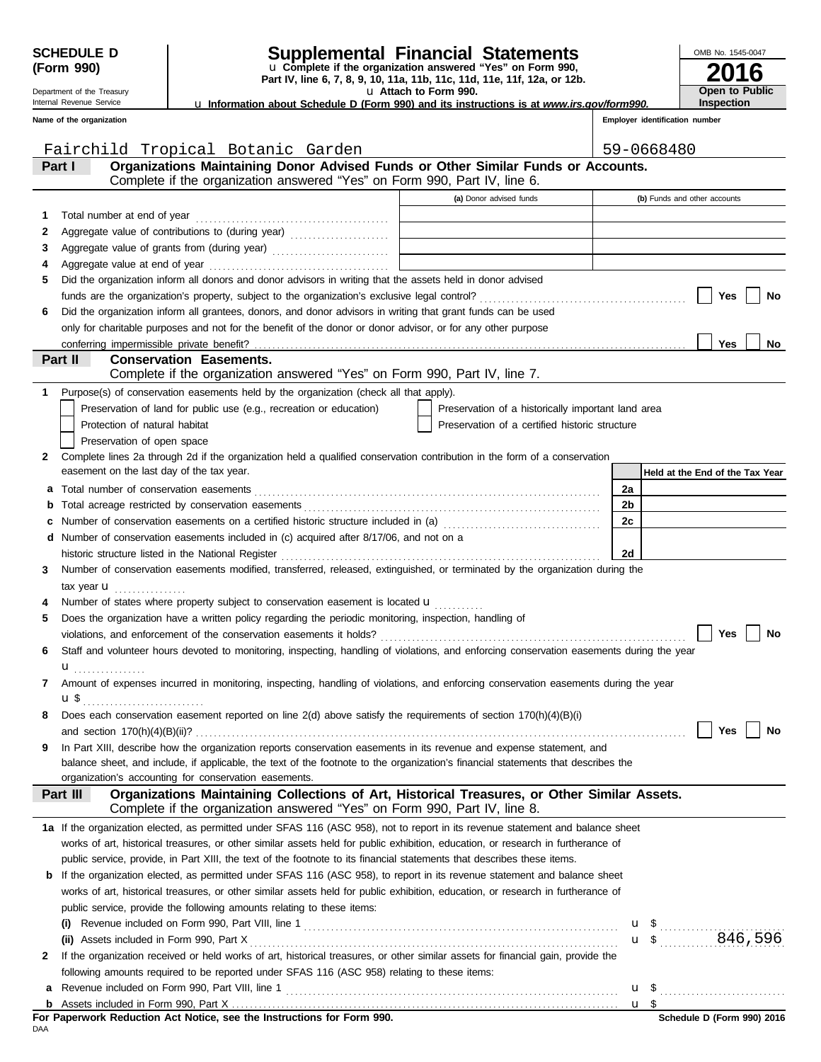**SCHEDULE D (Form 990)**

Department of the Treasury
Internal Revenue Service

# Supplemental Financial Statements

u Complete if the organization answered "Yes" on Form 990, Part IV, line 6, 7, 8, 9, 10, 11a, 11b, 11c, 11d, 11e, 11f, 12a, or 12b.
u Attach to Form 990.
u Information about Schedule D (Form 990) and its instructions is at *www.irs.gov/form990.*

OMB No. 1545-0047

**2016**

**Open to Public Inspection**

**Name of the organization:** Fairchild Tropical Botanic Garden

**Employer identification number:** 59-0668480

## Part I — Organizations Maintaining Donor Advised Funds or Other Similar Funds or Accounts.

Complete if the organization answered "Yes" on Form 990, Part IV, line 6.

| | | (a) Donor advised funds | (b) Funds and other accounts |
|---|---|---|---|
| 1 | Total number at end of year | | |
| 2 | Aggregate value of contributions to (during year) | | |
| 3 | Aggregate value of grants from (during year) | | |
| 4 | Aggregate value at end of year | | |

5 Did the organization inform all donors and donor advisors in writing that the assets held in donor advised funds are the organization's property, subject to the organization's exclusive legal control? ☐ Yes ☐ No

6 Did the organization inform all grantees, donors, and donor advisors in writing that grant funds can be used only for charitable purposes and not for the benefit of the donor or donor advisor, or for any other purpose conferring impermissible private benefit? ☐ Yes ☐ No

## Part II — Conservation Easements.

Complete if the organization answered "Yes" on Form 990, Part IV, line 7.

1 Purpose(s) of conservation easements held by the organization (check all that apply).

- ☐ Preservation of land for public use (e.g., recreation or education)
- ☐ Protection of natural habitat
- ☐ Preservation of open space
- ☐ Preservation of a historically important land area
- ☐ Preservation of a certified historic structure

2 Complete lines 2a through 2d if the organization held a qualified conservation contribution in the form of a conservation easement on the last day of the tax year.

| | | | Held at the End of the Tax Year |
|---|---|---|---|
| a | Total number of conservation easements | 2a | |
| b | Total acreage restricted by conservation easements | 2b | |
| c | Number of conservation easements on a certified historic structure included in (a) | 2c | |
| d | Number of conservation easements included in (c) acquired after 8/17/06, and not on a historic structure listed in the National Register | 2d | |

3 Number of conservation easements modified, transferred, released, extinguished, or terminated by the organization during the tax year u

4 Number of states where property subject to conservation easement is located u

5 Does the organization have a written policy regarding the periodic monitoring, inspection, handling of violations, and enforcement of the conservation easements it holds? ☐ Yes ☐ No

6 Staff and volunteer hours devoted to monitoring, inspecting, handling of violations, and enforcing conservation easements during the year u

7 Amount of expenses incurred in monitoring, inspecting, handling of violations, and enforcing conservation easements during the year u $

8 Does each conservation easement reported on line 2(d) above satisfy the requirements of section 170(h)(4)(B)(i) and section 170(h)(4)(B)(ii)? ☐ Yes ☐ No

9 In Part XIII, describe how the organization reports conservation easements in its revenue and expense statement, and balance sheet, and include, if applicable, the text of the footnote to the organization's financial statements that describes the organization's accounting for conservation easements.

## Part III — Organizations Maintaining Collections of Art, Historical Treasures, or Other Similar Assets.

Complete if the organization answered "Yes" on Form 990, Part IV, line 8.

**1a** If the organization elected, as permitted under SFAS 116 (ASC 958), not to report in its revenue statement and balance sheet works of art, historical treasures, or other similar assets held for public exhibition, education, or research in furtherance of public service, provide, in Part XIII, the text of the footnote to its financial statements that describes these items.

**b** If the organization elected, as permitted under SFAS 116 (ASC 958), to report in its revenue statement and balance sheet works of art, historical treasures, or other similar assets held for public exhibition, education, or research in furtherance of public service, provide the following amounts relating to these items:

| | | |
|---|---|---|
| (i) | Revenue included on Form 990, Part VIII, line 1 | u $ |
| (ii) | Assets included in Form 990, Part X | u $ 846,596 |

**2** If the organization received or held works of art, historical treasures, or other similar assets for financial gain, provide the following amounts required to be reported under SFAS 116 (ASC 958) relating to these items:

| | | |
|---|---|---|
| a | Revenue included on Form 990, Part VIII, line 1 | u $ |
| b | Assets included in Form 990, Part X | u $ |

**For Paperwork Reduction Act Notice, see the Instructions for Form 990.**

DAA

Schedule D (Form 990) 2016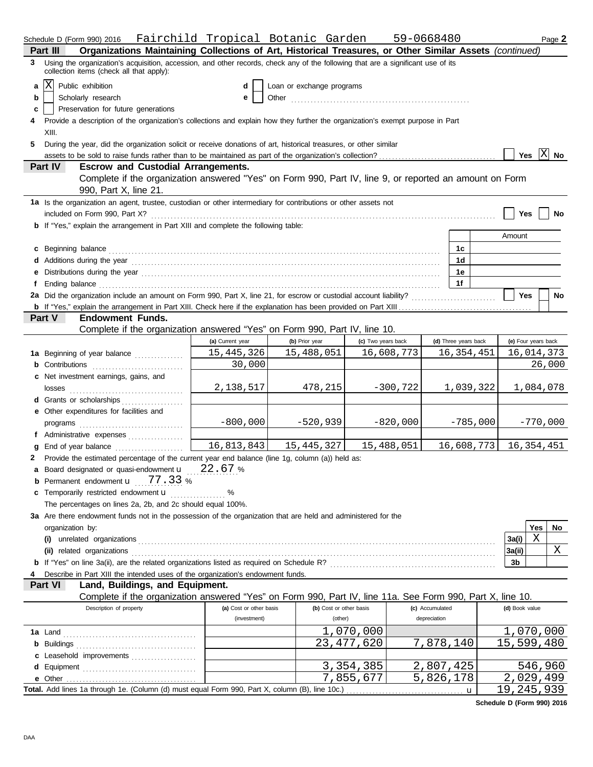Schedule D (Form 990) 2016 Fairchild Tropical Botanic Garden 59-0668480

**Part III — Organizations Maintaining Collections of Art, Historical Treasures, or Other Similar Assets** *(continued)*

3 Using the organization's acquisition, accession, and other records, check any of the following that are a significant use of its collection items (check all that apply):

- a [X] Public exhibition
- b [ ] Scholarly research
- c [ ] Preservation for future generations
- d [ ] Loan or exchange programs
- e [ ] Other

4 Provide a description of the organization's collections and explain how they further the organization's exempt purpose in Part XIII.

5 During the year, did the organization solicit or receive donations of art, historical treasures, or other similar assets to be sold to raise funds rather than to be maintained as part of the organization's collection? [ ] Yes [X] No

**Part IV — Escrow and Custodial Arrangements.**

Complete if the organization answered "Yes" on Form 990, Part IV, line 9, or reported an amount on Form 990, Part X, line 21.

1a Is the organization an agent, trustee, custodian or other intermediary for contributions or other assets not included on Form 990, Part X? [ ] Yes [ ] No

b If "Yes," explain the arrangement in Part XIII and complete the following table:

| | | Amount |
|---|---|---|
| c Beginning balance | 1c | |
| d Additions during the year | 1d | |
| e Distributions during the year | 1e | |
| f Ending balance | 1f | |

2a Did the organization include an amount on Form 990, Part X, line 21, for escrow or custodial account liability? [ ] Yes [ ] No

b If "Yes," explain the arrangement in Part XIII. Check here if the explanation has been provided on Part XIII [ ]

**Part V — Endowment Funds.**

Complete if the organization answered "Yes" on Form 990, Part IV, line 10.

| | (a) Current year | (b) Prior year | (c) Two years back | (d) Three years back | (e) Four years back |
|---|---|---|---|---|---|
| 1a Beginning of year balance | 15,445,326 | 15,488,051 | 16,608,773 | 16,354,451 | 16,014,373 |
| b Contributions | 30,000 | | | | 26,000 |
| c Net investment earnings, gains, and losses | 2,138,517 | 478,215 | -300,722 | 1,039,322 | 1,084,078 |
| d Grants or scholarships | | | | | |
| e Other expenditures for facilities and programs | -800,000 | -520,939 | -820,000 | -785,000 | -770,000 |
| f Administrative expenses | | | | | |
| g End of year balance | 16,813,843 | 15,445,327 | 15,488,051 | 16,608,773 | 16,354,451 |

2 Provide the estimated percentage of the current year end balance (line 1g, column (a)) held as:

- a Board designated or quasi-endowment u 22.67 %
- b Permanent endowment u 77.33 %
- c Temporarily restricted endowment u %

The percentages on lines 2a, 2b, and 2c should equal 100%.

3a Are there endowment funds not in the possession of the organization that are held and administered for the organization by:

| | | Yes | No |
|---|---|---|---|
| (i) unrelated organizations | 3a(i) | X | |
| (ii) related organizations | 3a(ii) | | X |
| b If "Yes" on line 3a(ii), are the related organizations listed as required on Schedule R? | 3b | | |

4 Describe in Part XIII the intended uses of the organization's endowment funds.

**Part VI — Land, Buildings, and Equipment.**

Complete if the organization answered "Yes" on Form 990, Part IV, line 11a. See Form 990, Part X, line 10.

| Description of property | (a) Cost or other basis (investment) | (b) Cost or other basis (other) | (c) Accumulated depreciation | (d) Book value |
|---|---|---|---|---|
| 1a Land | | 1,070,000 | | 1,070,000 |
| b Buildings | | 23,477,620 | 7,878,140 | 15,599,480 |
| c Leasehold improvements | | | | |
| d Equipment | | 3,354,385 | 2,807,425 | 546,960 |
| e Other | | 7,855,677 | 5,826,178 | 2,029,499 |
| **Total.** Add lines 1a through 1e. (Column (d) must equal Form 990, Part X, column (B), line 10c.) u | | | | 19,245,939 |

Schedule D (Form 990) 2016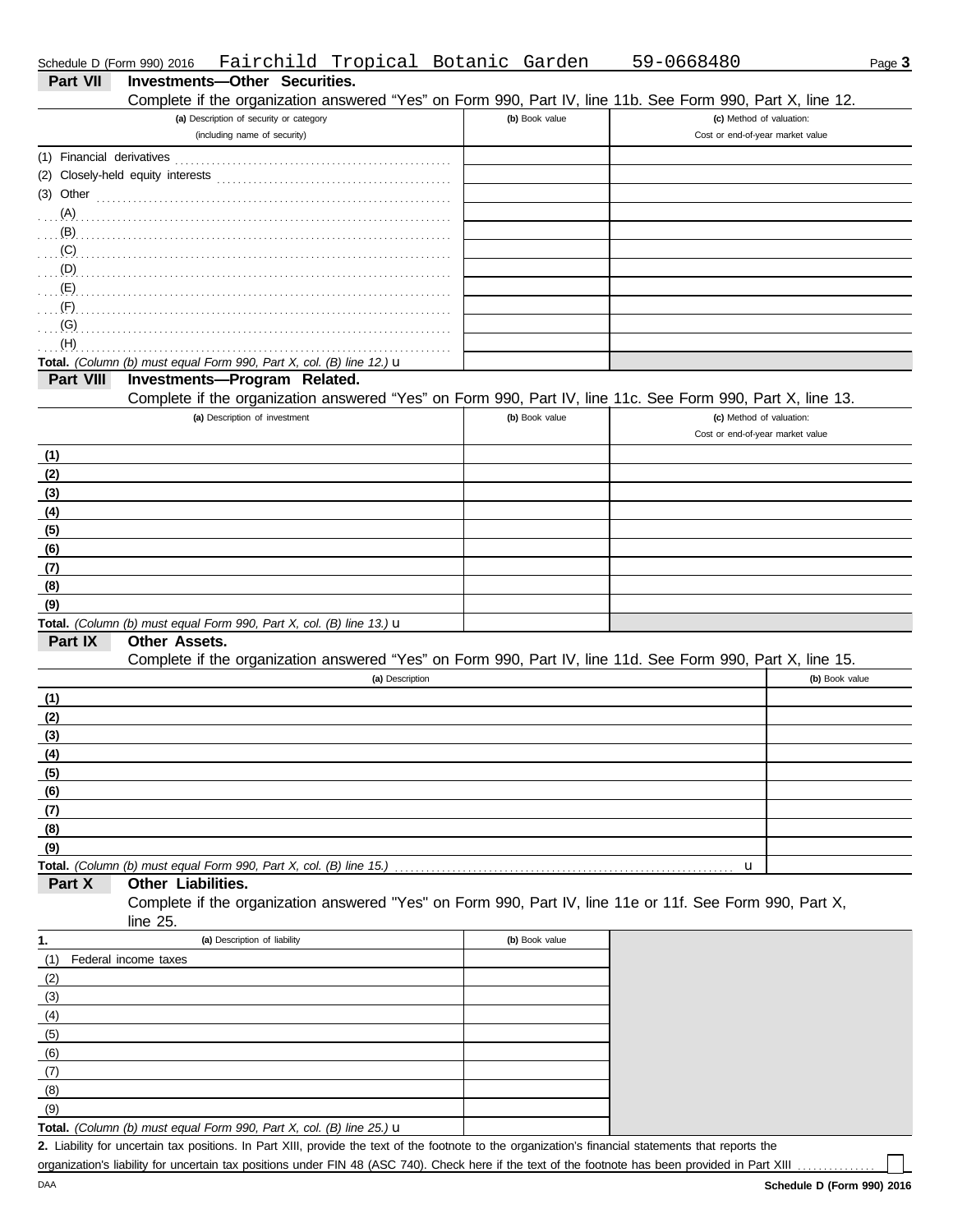Schedule D (Form 990) 2016 Fairchild Tropical Botanic Garden 59-0668480

## Part VII Investments—Other Securities.

Complete if the organization answered "Yes" on Form 990, Part IV, line 11b. See Form 990, Part X, line 12.

| (a) Description of security or category (including name of security) | (b) Book value | (c) Method of valuation: Cost or end-of-year market value |
|---|---|---|
| (1) Financial derivatives | | |
| (2) Closely-held equity interests | | |
| (3) Other | | |
| (A) | | |
| (B) | | |
| (C) | | |
| (D) | | |
| (E) | | |
| (F) | | |
| (G) | | |
| (H) | | |
| **Total.** *(Column (b) must equal Form 990, Part X, col. (B) line 12.)* u | | |

## Part VIII Investments—Program Related.

Complete if the organization answered "Yes" on Form 990, Part IV, line 11c. See Form 990, Part X, line 13.

| (a) Description of investment | (b) Book value | (c) Method of valuation: Cost or end-of-year market value |
|---|---|---|
| (1) | | |
| (2) | | |
| (3) | | |
| (4) | | |
| (5) | | |
| (6) | | |
| (7) | | |
| (8) | | |
| (9) | | |
| **Total.** *(Column (b) must equal Form 990, Part X, col. (B) line 13.)* u | | |

## Part IX Other Assets.

Complete if the organization answered "Yes" on Form 990, Part IV, line 11d. See Form 990, Part X, line 15.

| (a) Description | (b) Book value |
|---|---|
| (1) | |
| (2) | |
| (3) | |
| (4) | |
| (5) | |
| (6) | |
| (7) | |
| (8) | |
| (9) | |
| **Total.** *(Column (b) must equal Form 990, Part X, col. (B) line 15.)* u | |

## Part X Other Liabilities.

Complete if the organization answered "Yes" on Form 990, Part IV, line 11e or 11f. See Form 990, Part X, line 25.

| 1. (a) Description of liability | (b) Book value |
|---|---|
| (1) Federal income taxes | |
| (2) | |
| (3) | |
| (4) | |
| (5) | |
| (6) | |
| (7) | |
| (8) | |
| (9) | |
| **Total.** *(Column (b) must equal Form 990, Part X, col. (B) line 25.)* u | |

**2.** Liability for uncertain tax positions. In Part XIII, provide the text of the footnote to the organization's financial statements that reports the organization's liability for uncertain tax positions under FIN 48 (ASC 740). Check here if the text of the footnote has been provided in Part XIII ☐

DAA **Schedule D (Form 990) 2016**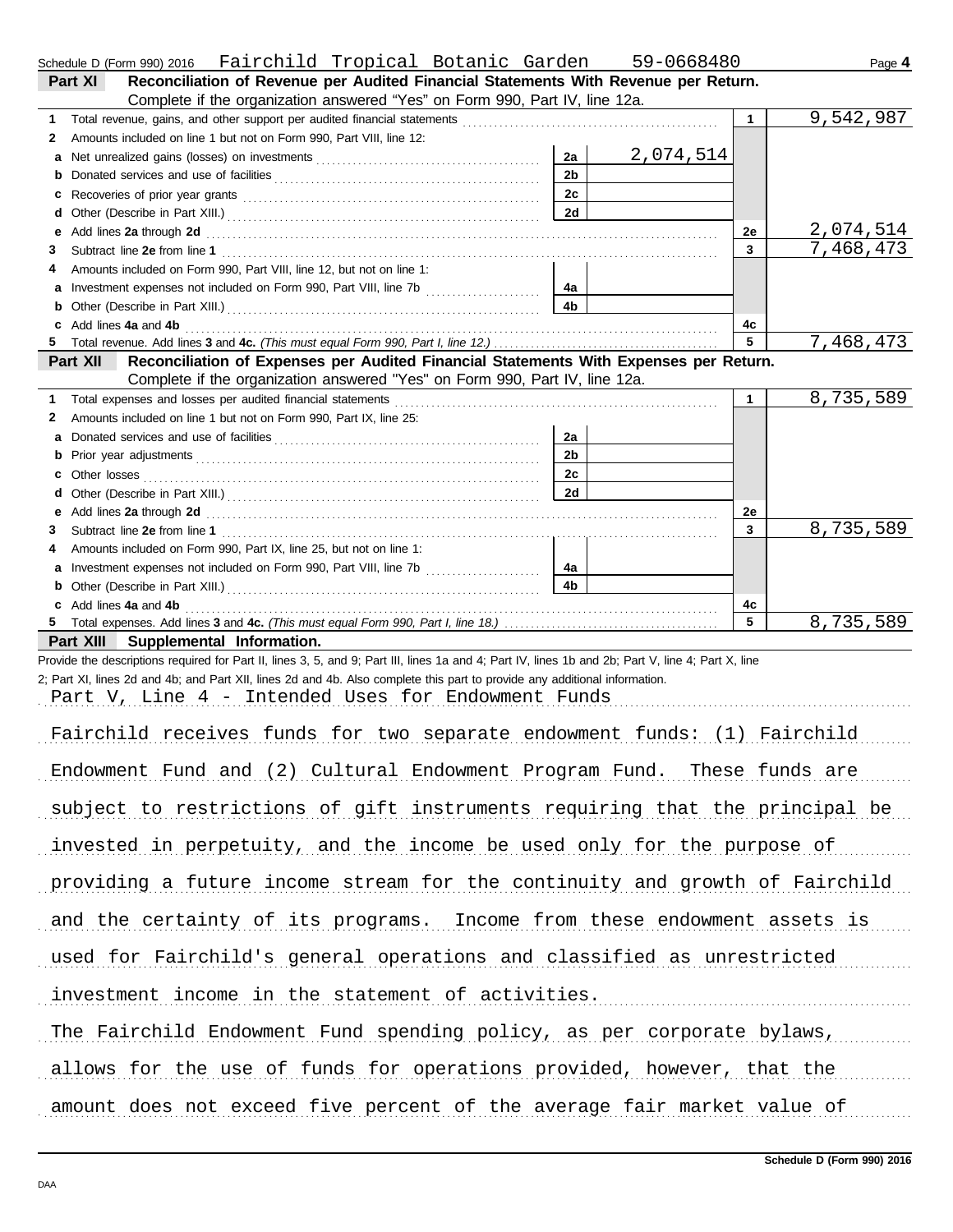Schedule D (Form 990) 2016 Fairchild Tropical Botanic Garden 59-0668480

## Part XI Reconciliation of Revenue per Audited Financial Statements With Revenue per Return.

Complete if the organization answered "Yes" on Form 990, Part IV, line 12a.

| | | | | | |
|---|---|---|---|---|---|
| 1 | Total revenue, gains, and other support per audited financial statements | | | 1 | 9,542,987 |
| 2 | Amounts included on line 1 but not on Form 990, Part VIII, line 12: | | | | |
| a | Net unrealized gains (losses) on investments | 2a | 2,074,514 | | |
| b | Donated services and use of facilities | 2b | | | |
| c | Recoveries of prior year grants | 2c | | | |
| d | Other (Describe in Part XIII.) | 2d | | | |
| e | Add lines **2a** through **2d** | | | 2e | 2,074,514 |
| 3 | Subtract line **2e** from line **1** | | | 3 | 7,468,473 |
| 4 | Amounts included on Form 990, Part VIII, line 12, but not on line 1: | | | | |
| a | Investment expenses not included on Form 990, Part VIII, line 7b | 4a | | | |
| b | Other (Describe in Part XIII.) | 4b | | | |
| c | Add lines **4a** and **4b** | | | 4c | |
| 5 | Total revenue. Add lines **3** and **4c.** *(This must equal Form 990, Part I, line 12.)* | | | 5 | 7,468,473 |

## Part XII Reconciliation of Expenses per Audited Financial Statements With Expenses per Return.

Complete if the organization answered "Yes" on Form 990, Part IV, line 12a.

| | | | | | |
|---|---|---|---|---|---|
| 1 | Total expenses and losses per audited financial statements | | | 1 | 8,735,589 |
| 2 | Amounts included on line 1 but not on Form 990, Part IX, line 25: | | | | |
| a | Donated services and use of facilities | 2a | | | |
| b | Prior year adjustments | 2b | | | |
| c | Other losses | 2c | | | |
| d | Other (Describe in Part XIII.) | 2d | | | |
| e | Add lines **2a** through **2d** | | | 2e | |
| 3 | Subtract line **2e** from line **1** | | | 3 | 8,735,589 |
| 4 | Amounts included on Form 990, Part IX, line 25, but not on line 1: | | | | |
| a | Investment expenses not included on Form 990, Part VIII, line 7b | 4a | | | |
| b | Other (Describe in Part XIII.) | 4b | | | |
| c | Add lines **4a** and **4b** | | | 4c | |
| 5 | Total expenses. Add lines **3** and **4c.** *(This must equal Form 990, Part I, line 18.)* | | | 5 | 8,735,589 |

## Part XIII Supplemental Information.

Provide the descriptions required for Part II, lines 3, 5, and 9; Part III, lines 1a and 4; Part IV, lines 1b and 2b; Part V, line 4; Part X, line 2; Part XI, lines 2d and 4b; and Part XII, lines 2d and 4b. Also complete this part to provide any additional information.

Part V, Line 4 - Intended Uses for Endowment Funds

Fairchild receives funds for two separate endowment funds: (1) Fairchild Endowment Fund and (2) Cultural Endowment Program Fund. These funds are subject to restrictions of gift instruments requiring that the principal be invested in perpetuity, and the income be used only for the purpose of providing a future income stream for the continuity and growth of Fairchild and the certainty of its programs. Income from these endowment assets is used for Fairchild's general operations and classified as unrestricted investment income in the statement of activities.

The Fairchild Endowment Fund spending policy, as per corporate bylaws, allows for the use of funds for operations provided, however, that the amount does not exceed five percent of the average fair market value of

Schedule D (Form 990) 2016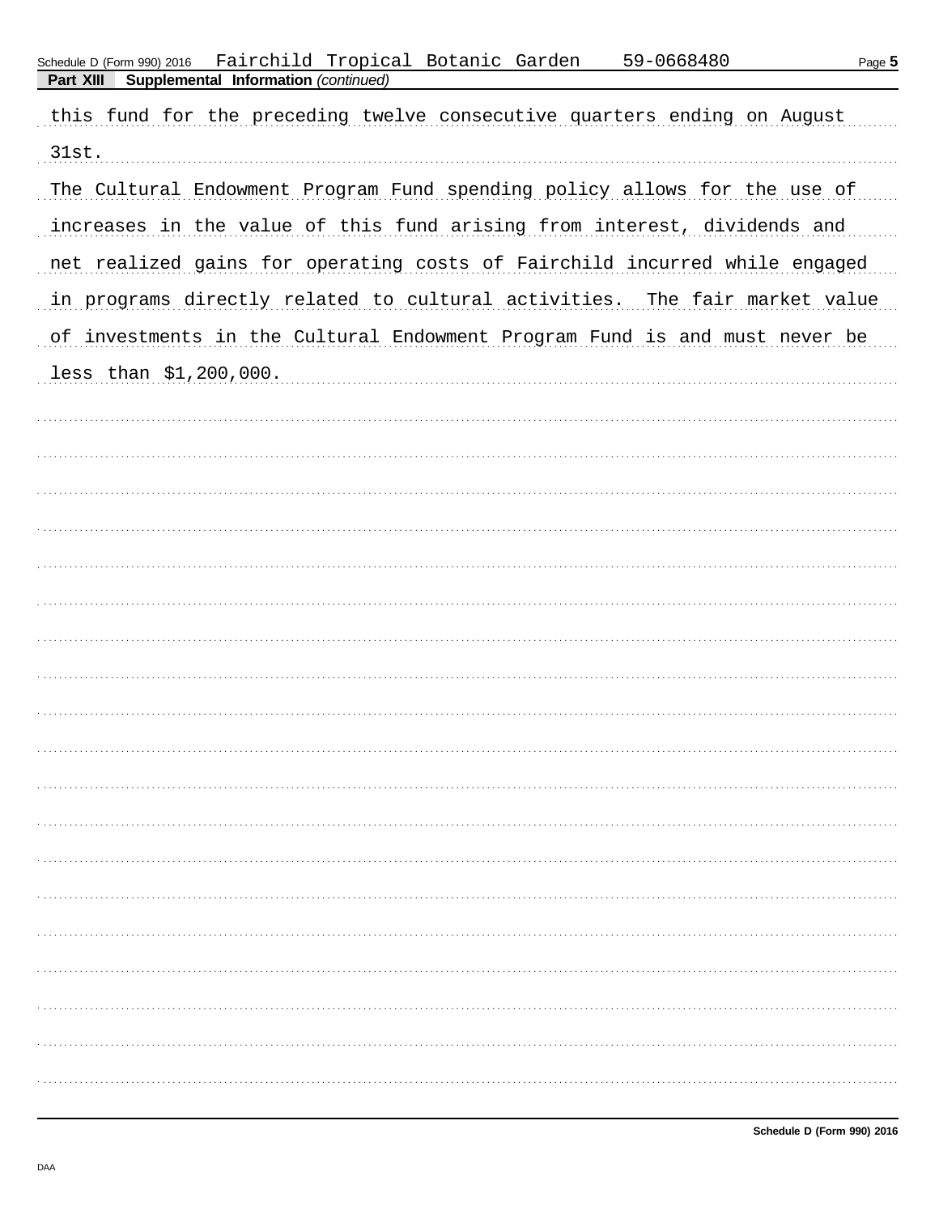**Part XIII Supplemental Information** *(continued)*

this fund for the preceding twelve consecutive quarters ending on August 31st.

The Cultural Endowment Program Fund spending policy allows for the use of increases in the value of this fund arising from interest, dividends and net realized gains for operating costs of Fairchild incurred while engaged in programs directly related to cultural activities. The fair market value of investments in the Cultural Endowment Program Fund is and must never be less than $1,200,000.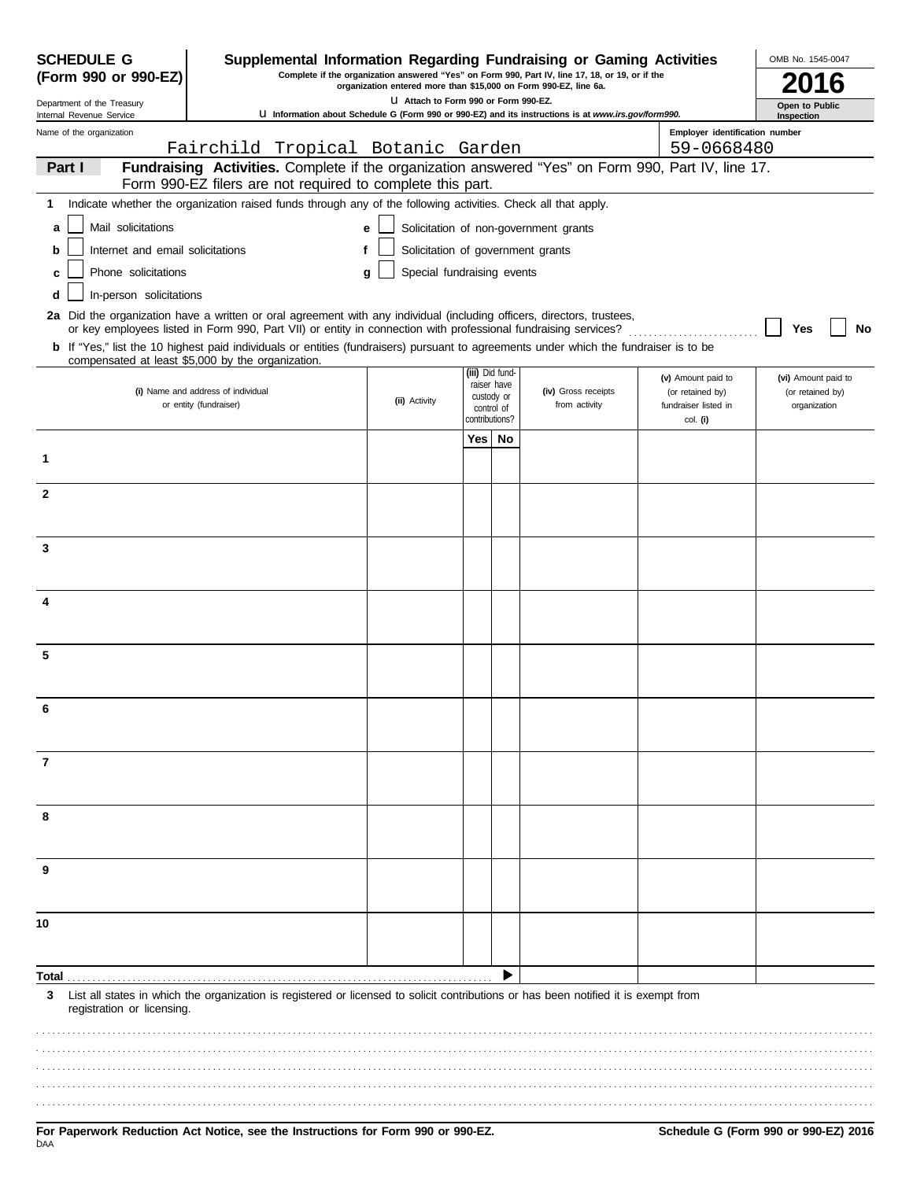**SCHEDULE G (Form 990 or 990-EZ)**

Department of the Treasury
Internal Revenue Service

# Supplemental Information Regarding Fundraising or Gaming Activities

**Complete if the organization answered "Yes" on Form 990, Part IV, line 17, 18, or 19, or if the organization entered more than $15,000 on Form 990-EZ, line 6a.**

**▶ Attach to Form 990 or Form 990-EZ.**

**▶ Information about Schedule G (Form 990 or 990-EZ) and its instructions is at www.irs.gov/form990.**

OMB No. 1545-0047

**2016**

**Open to Public Inspection**

Name of the organization: Fairchild Tropical Botanic Garden

Employer identification number: 59-0668480

**Part I** **Fundraising Activities.** Complete if the organization answered "Yes" on Form 990, Part IV, line 17. Form 990-EZ filers are not required to complete this part.

**1** Indicate whether the organization raised funds through any of the following activities. Check all that apply.

- **a** ☐ Mail solicitations
- **b** ☐ Internet and email solicitations
- **c** ☐ Phone solicitations
- **d** ☐ In-person solicitations
- **e** ☐ Solicitation of non-government grants
- **f** ☐ Solicitation of government grants
- **g** ☐ Special fundraising events

**2a** Did the organization have a written or oral agreement with any individual (including officers, directors, trustees, or key employees listed in Form 990, Part VII) or entity in connection with professional fundraising services? ☐ **Yes** ☐ **No**

**b** If "Yes," list the 10 highest paid individuals or entities (fundraisers) pursuant to agreements under which the fundraiser is to be compensated at least $5,000 by the organization.

| | (i) Name and address of individual or entity (fundraiser) | (ii) Activity | (iii) Did fundraiser have custody or control of contributions? | | (iv) Gross receipts from activity | (v) Amount paid to (or retained by) fundraiser listed in col. (i) | (vi) Amount paid to (or retained by) organization |
|---|---|---|---|---|---|---|---|
| | | | Yes | No | | | |
| 1 | | | | | | | |
| 2 | | | | | | | |
| 3 | | | | | | | |
| 4 | | | | | | | |
| 5 | | | | | | | |
| 6 | | | | | | | |
| 7 | | | | | | | |
| 8 | | | | | | | |
| 9 | | | | | | | |
| 10 | | | | | | | |
| **Total** ▶ | | | | | | | |

**3** List all states in which the organization is registered or licensed to solicit contributions or has been notified it is exempt from registration or licensing.

**For Paperwork Reduction Act Notice, see the Instructions for Form 990 or 990-EZ.**

**Schedule G (Form 990 or 990-EZ) 2016**

DAA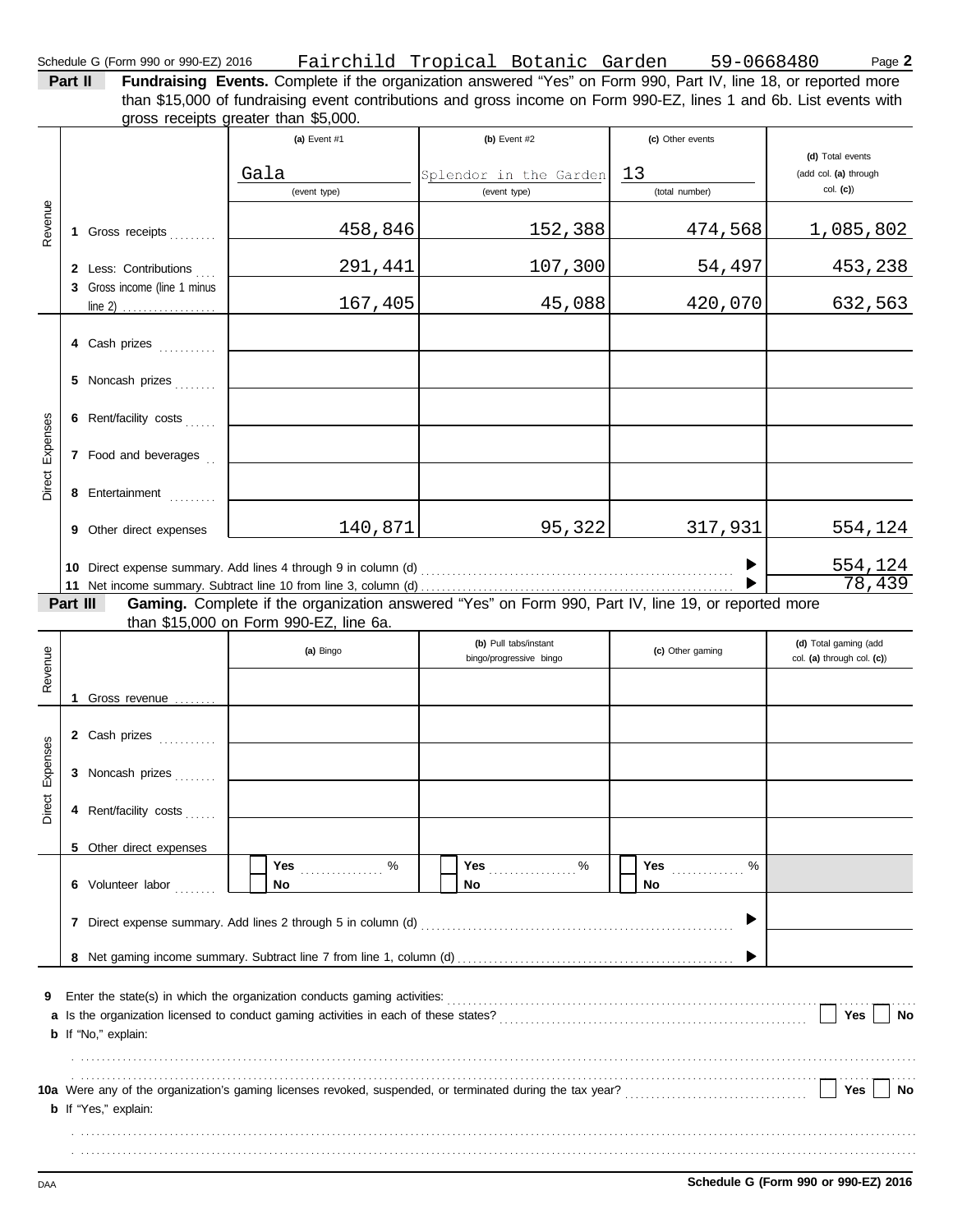Schedule G (Form 990 or 990-EZ) 2016 Fairchild Tropical Botanic Garden 59-0668480

**Part II** **Fundraising Events.** Complete if the organization answered "Yes" on Form 990, Part IV, line 18, or reported more than $15,000 of fundraising event contributions and gross income on Form 990-EZ, lines 1 and 6b. List events with gross receipts greater than $5,000.

| | | (a) Event #1 | (b) Event #2 | (c) Other events | (d) Total events (add col. (a) through col. (c)) |
|---|---|---|---|---|---|
| | | Gala (event type) | Splendor in the Garden (event type) | 13 (total number) | |
| Revenue | 1 Gross receipts | 458,846 | 152,388 | 474,568 | 1,085,802 |
| | 2 Less: Contributions | 291,441 | 107,300 | 54,497 | 453,238 |
| | 3 Gross income (line 1 minus line 2) | 167,405 | 45,088 | 420,070 | 632,563 |
| Direct Expenses | 4 Cash prizes | | | | |
| | 5 Noncash prizes | | | | |
| | 6 Rent/facility costs | | | | |
| | 7 Food and beverages | | | | |
| | 8 Entertainment | | | | |
| | 9 Other direct expenses | 140,871 | 95,322 | 317,931 | 554,124 |
| | 10 Direct expense summary. Add lines 4 through 9 in column (d) | | | | 554,124 |
| | 11 Net income summary. Subtract line 10 from line 3, column (d) | | | | 78,439 |

**Part III** **Gaming.** Complete if the organization answered "Yes" on Form 990, Part IV, line 19, or reported more than $15,000 on Form 990-EZ, line 6a.

| | | (a) Bingo | (b) Pull tabs/instant bingo/progressive bingo | (c) Other gaming | (d) Total gaming (add col. (a) through col. (c)) |
|---|---|---|---|---|---|
| Revenue | 1 Gross revenue | | | | |
| Direct Expenses | 2 Cash prizes | | | | |
| | 3 Noncash prizes | | | | |
| | 4 Rent/facility costs | | | | |
| | 5 Other direct expenses | | | | |
| | 6 Volunteer labor | Yes ___ % / No | Yes ___ % / No | Yes ___ % / No | |
| | 7 Direct expense summary. Add lines 2 through 5 in column (d) | | | | |
| | 8 Net gaming income summary. Subtract line 7 from line 1, column (d) | | | | |

9 Enter the state(s) in which the organization conducts gaming activities:

a Is the organization licensed to conduct gaming activities in each of these states? Yes No

b If "No," explain:

10a Were any of the organization's gaming licenses revoked, suspended, or terminated during the tax year? Yes No

b If "Yes," explain:

DAA Schedule G (Form 990 or 990-EZ) 2016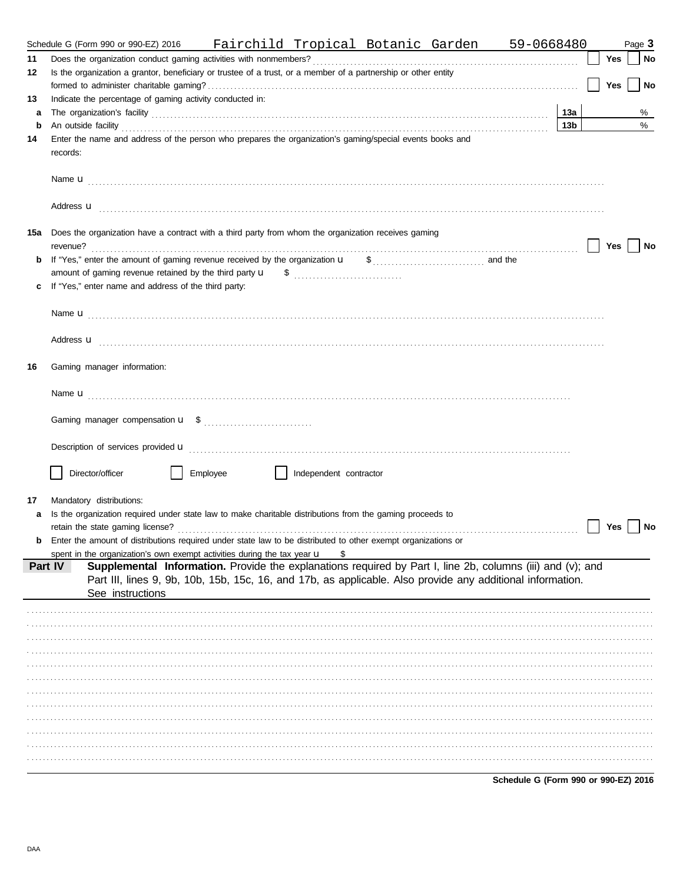Schedule G (Form 990 or 990-EZ) 2016 Fairchild Tropical Botanic Garden 59-0668480

**11** Does the organization conduct gaming activities with nonmembers? ☐ Yes ☐ No

**12** Is the organization a grantor, beneficiary or trustee of a trust, or a member of a partnership or other entity formed to administer charitable gaming? ☐ Yes ☐ No

**13** Indicate the percentage of gaming activity conducted in:

**a** The organization's facility **13a** %

**b** An outside facility **13b** %

**14** Enter the name and address of the person who prepares the organization's gaming/special events books and records:

Name u

Address u

**15a** Does the organization have a contract with a third party from whom the organization receives gaming revenue? ☐ Yes ☐ No

**b** If "Yes," enter the amount of gaming revenue received by the organization u $ and the amount of gaming revenue retained by the third party u $

**c** If "Yes," enter name and address of the third party:

Name u

Address u

**16** Gaming manager information:

Name u

Gaming manager compensation u $

Description of services provided u

☐ Director/officer ☐ Employee ☐ Independent contractor

**17** Mandatory distributions:

**a** Is the organization required under state law to make charitable distributions from the gaming proceeds to retain the state gaming license? ☐ Yes ☐ No

**b** Enter the amount of distributions required under state law to be distributed to other exempt organizations or spent in the organization's own exempt activities during the tax year u $

**Part IV** **Supplemental Information.** Provide the explanations required by Part I, line 2b, columns (iii) and (v); and Part III, lines 9, 9b, 10b, 15b, 15c, 16, and 17b, as applicable. Also provide any additional information. See instructions

**Schedule G (Form 990 or 990-EZ) 2016**

DAA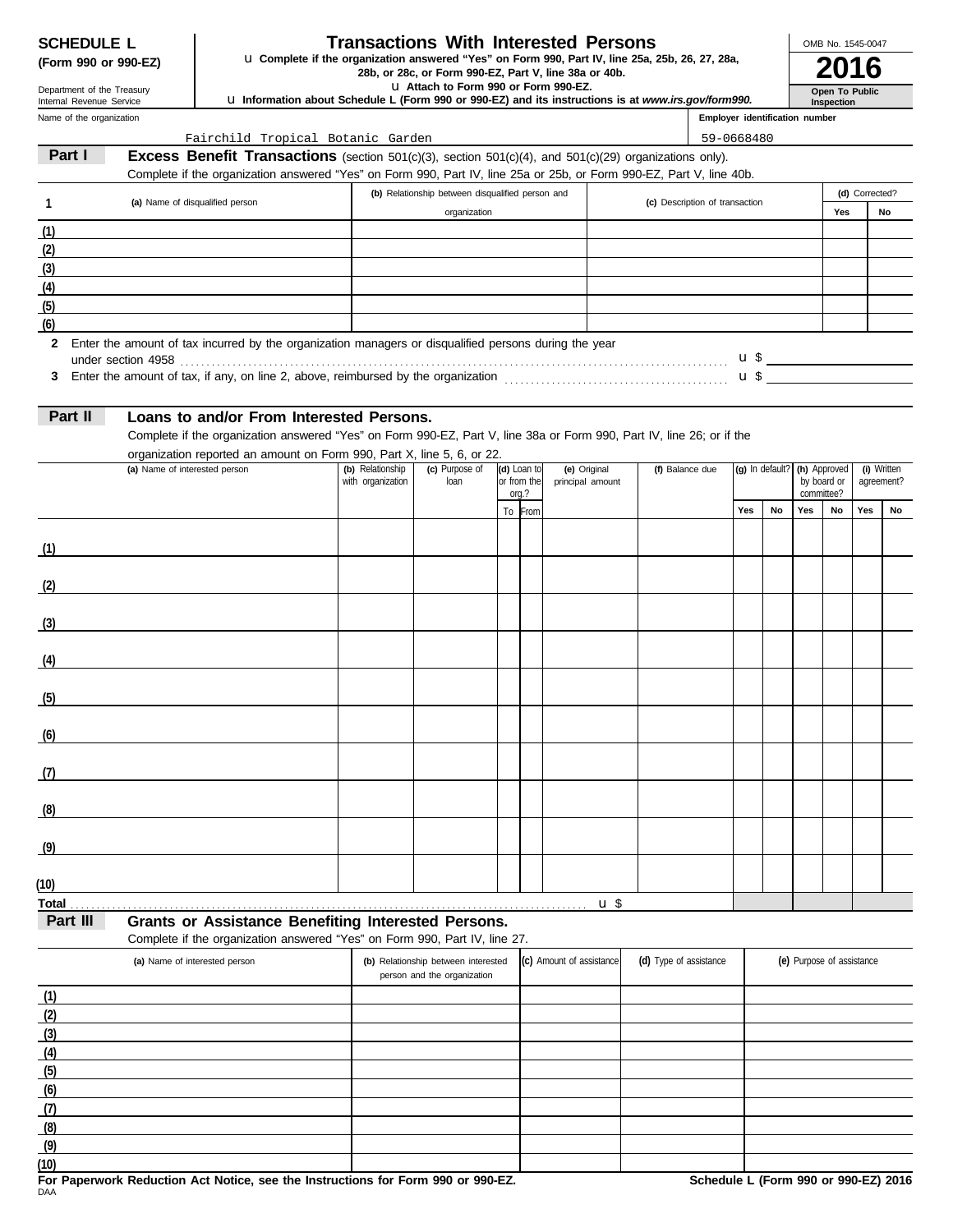**SCHEDULE L**
**(Form 990 or 990-EZ)**

Department of the Treasury
Internal Revenue Service

# Transactions With Interested Persons

u **Complete if the organization answered "Yes" on Form 990, Part IV, line 25a, 25b, 26, 27, 28a, 28b, or 28c, or Form 990-EZ, Part V, line 38a or 40b.**
u **Attach to Form 990 or Form 990-EZ.**
u **Information about Schedule L (Form 990 or 990-EZ) and its instructions is at *www.irs.gov/form990.***

OMB No. 1545-0047

**2016**

**Open To Public Inspection**

Name of the organization: Fairchild Tropical Botanic Garden

**Employer identification number**: 59-0668480

## Part I Excess Benefit Transactions (section 501(c)(3), section 501(c)(4), and 501(c)(29) organizations only).

Complete if the organization answered "Yes" on Form 990, Part IV, line 25a or 25b, or Form 990-EZ, Part V, line 40b.

| 1 (a) Name of disqualified person | (b) Relationship between disqualified person and organization | (c) Description of transaction | (d) Corrected? Yes | No |
|---|---|---|---|---|
| (1) | | | | |
| (2) | | | | |
| (3) | | | | |
| (4) | | | | |
| (5) | | | | |
| (6) | | | | |

**2** Enter the amount of tax incurred by the organization managers or disqualified persons during the year under section 4958 . . . u $

**3** Enter the amount of tax, if any, on line 2, above, reimbursed by the organization . . . u $

## Part II Loans to and/or From Interested Persons.

Complete if the organization answered "Yes" on Form 990-EZ, Part V, line 38a or Form 990, Part IV, line 26; or if the organization reported an amount on Form 990, Part X, line 5, 6, or 22.

| (a) Name of interested person | (b) Relationship with organization | (c) Purpose of loan | (d) Loan to or from the org.? To | From | (e) Original principal amount | (f) Balance due | (g) In default? Yes | No | (h) Approved by board or committee? Yes | No | (i) Written agreement? Yes | No |
|---|---|---|---|---|---|---|---|---|---|---|---|---|
| (1) | | | | | | | | | | | | |
| (2) | | | | | | | | | | | | |
| (3) | | | | | | | | | | | | |
| (4) | | | | | | | | | | | | |
| (5) | | | | | | | | | | | | |
| (6) | | | | | | | | | | | | |
| (7) | | | | | | | | | | | | |
| (8) | | | | | | | | | | | | |
| (9) | | | | | | | | | | | | |
| (10) | | | | | | | | | | | | |
| Total . . . | | | | | u $ | | | | | | | |

## Part III Grants or Assistance Benefiting Interested Persons.

Complete if the organization answered "Yes" on Form 990, Part IV, line 27.

| (a) Name of interested person | (b) Relationship between interested person and the organization | (c) Amount of assistance | (d) Type of assistance | (e) Purpose of assistance |
|---|---|---|---|---|
| (1) | | | | |
| (2) | | | | |
| (3) | | | | |
| (4) | | | | |
| (5) | | | | |
| (6) | | | | |
| (7) | | | | |
| (8) | | | | |
| (9) | | | | |
| (10) | | | | |

**For Paperwork Reduction Act Notice, see the Instructions for Form 990 or 990-EZ.** **Schedule L (Form 990 or 990-EZ) 2016**

DAA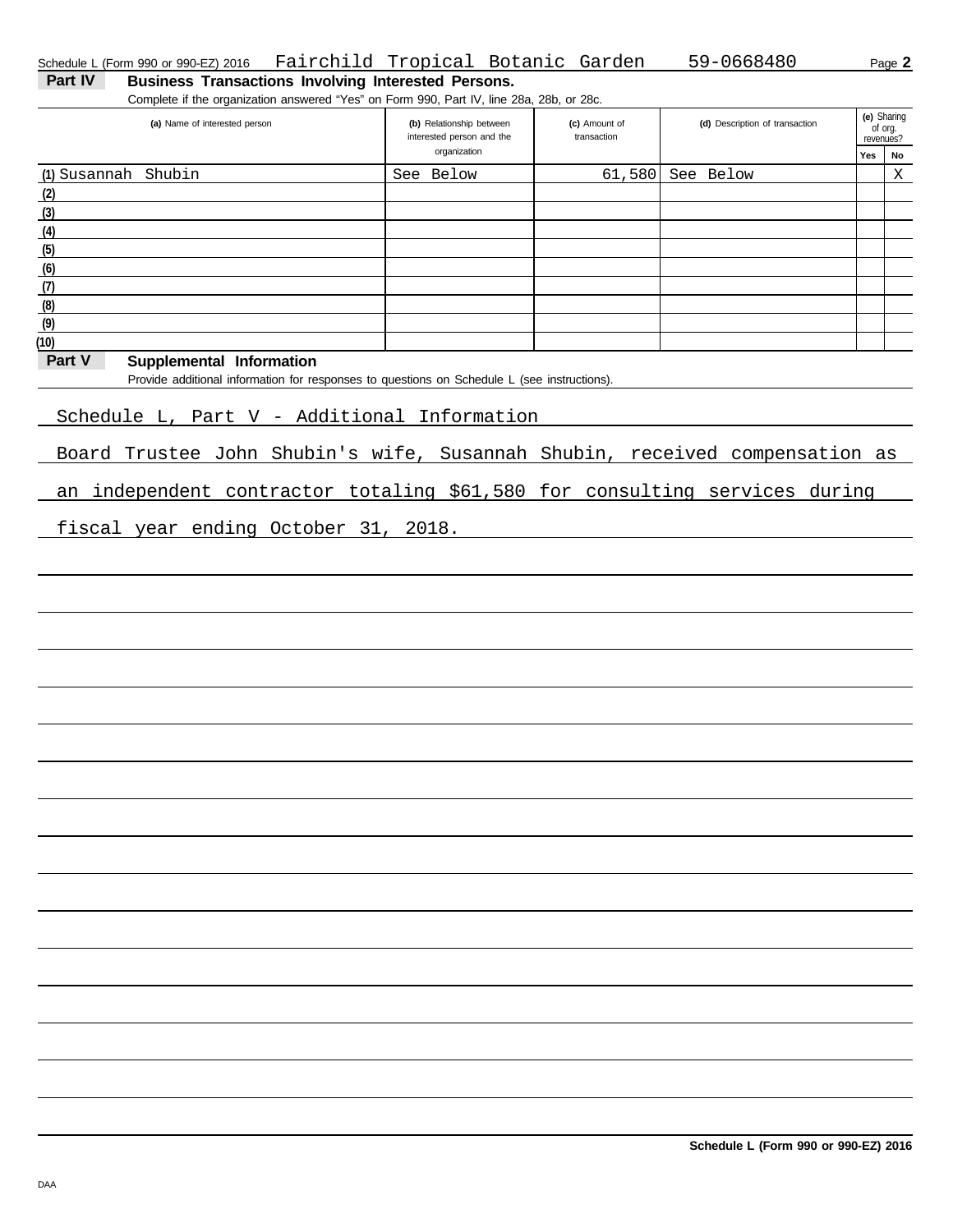Schedule L (Form 990 or 990-EZ) 2016 Fairchild Tropical Botanic Garden 59-0668480

## Part IV Business Transactions Involving Interested Persons.

Complete if the organization answered "Yes" on Form 990, Part IV, line 28a, 28b, or 28c.

| (a) Name of interested person | (b) Relationship between interested person and the organization | (c) Amount of transaction | (d) Description of transaction | (e) Sharing of org. revenues? Yes | No |
|---|---|---|---|---|---|
| (1) Susannah Shubin | See Below | 61,580 | See Below | | X |
| (2) | | | | | |
| (3) | | | | | |
| (4) | | | | | |
| (5) | | | | | |
| (6) | | | | | |
| (7) | | | | | |
| (8) | | | | | |
| (9) | | | | | |
| (10) | | | | | |

## Part V Supplemental Information

Provide additional information for responses to questions on Schedule L (see instructions).

Schedule L, Part V - Additional Information

Board Trustee John Shubin's wife, Susannah Shubin, received compensation as an independent contractor totaling $61,580 for consulting services during fiscal year ending October 31, 2018.

Schedule L (Form 990 or 990-EZ) 2016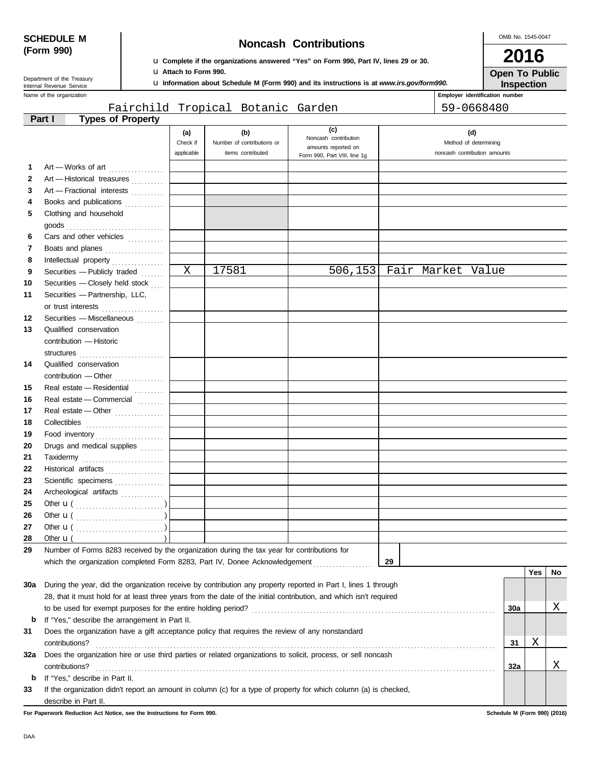**SCHEDULE M (Form 990)**

Department of the Treasury
Internal Revenue Service

# Noncash Contributions

u **Complete if the organizations answered "Yes" on Form 990, Part IV, lines 29 or 30.**
u **Attach to Form 990.**
u **Information about Schedule M (Form 990) and its instructions is at** ***www.irs.gov/form990.***

OMB No. 1545-0047

**2016**

**Open To Public Inspection**

Name of the organization: Fairchild Tropical Botanic Garden

Employer identification number: 59-0668480

## Part I Types of Property

| | | (a) Check if applicable | (b) Number of contributions or items contributed | (c) Noncash contribution amounts reported on Form 990, Part VIII, line 1g | (d) Method of determining noncash contribution amounts |
|---|---|---|---|---|---|
| 1 | Art — Works of art | | | | |
| 2 | Art — Historical treasures | | | | |
| 3 | Art — Fractional interests | | | | |
| 4 | Books and publications | | | | |
| 5 | Clothing and household goods | | | | |
| 6 | Cars and other vehicles | | | | |
| 7 | Boats and planes | | | | |
| 8 | Intellectual property | | | | |
| 9 | Securities — Publicly traded | X | 17581 | 506,153 | Fair Market Value |
| 10 | Securities — Closely held stock | | | | |
| 11 | Securities — Partnership, LLC, or trust interests | | | | |
| 12 | Securities — Miscellaneous | | | | |
| 13 | Qualified conservation contribution — Historic structures | | | | |
| 14 | Qualified conservation contribution — Other | | | | |
| 15 | Real estate — Residential | | | | |
| 16 | Real estate — Commercial | | | | |
| 17 | Real estate — Other | | | | |
| 18 | Collectibles | | | | |
| 19 | Food inventory | | | | |
| 20 | Drugs and medical supplies | | | | |
| 21 | Taxidermy | | | | |
| 22 | Historical artifacts | | | | |
| 23 | Scientific specimens | | | | |
| 24 | Archeological artifacts | | | | |
| 25 | Other u ( ) | | | | |
| 26 | Other u ( ) | | | | |
| 27 | Other u ( ) | | | | |
| 28 | Other u ( ) | | | | |

29 Number of Forms 8283 received by the organization during the tax year for contributions for which the organization completed Form 8283, Part IV, Donee Acknowledgement ..... **29**

| | | | Yes | No |
|---|---|---|---|---|
| 30a | During the year, did the organization receive by contribution any property reported in Part I, lines 1 through 28, that it must hold for at least three years from the date of the initial contribution, and which isn't required to be used for exempt purposes for the entire holding period? | 30a | | X |
| b | If "Yes," describe the arrangement in Part II. | | | |
| 31 | Does the organization have a gift acceptance policy that requires the review of any nonstandard contributions? | 31 | X | |
| 32a | Does the organization hire or use third parties or related organizations to solicit, process, or sell noncash contributions? | 32a | | X |
| b | If "Yes," describe in Part II. | | | |
| 33 | If the organization didn't report an amount in column (c) for a type of property for which column (a) is checked, describe in Part II. | | | |

**For Paperwork Reduction Act Notice, see the Instructions for Form 990.**

**Schedule M (Form 990) (2016)**

DAA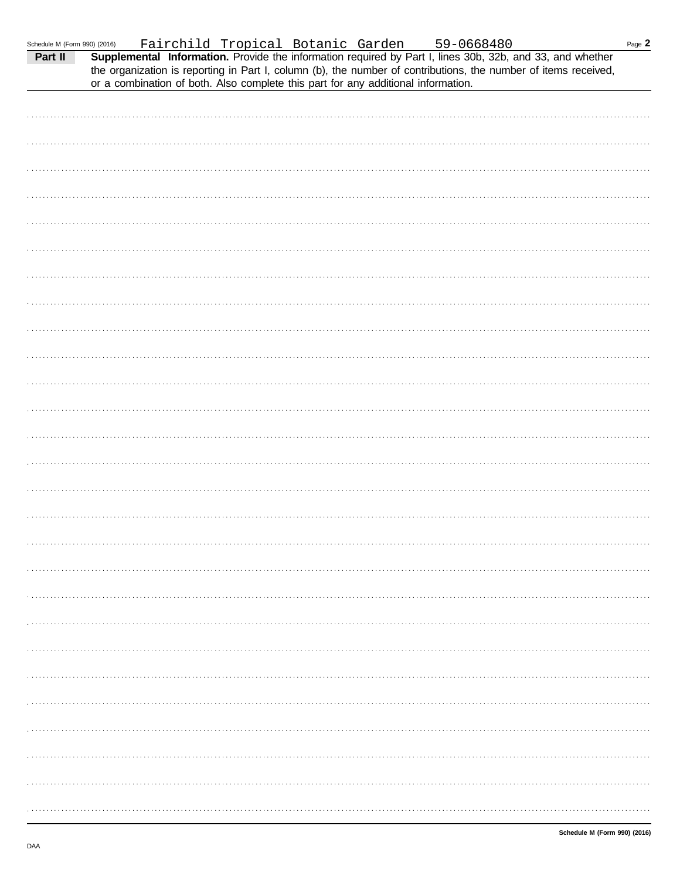Fairchild Tropical Botanic Garden 59-0668480

**Part II** **Supplemental Information.** Provide the information required by Part I, lines 30b, 32b, and 33, and whether the organization is reporting in Part I, column (b), the number of contributions, the number of items received, or a combination of both. Also complete this part for any additional information.

DAA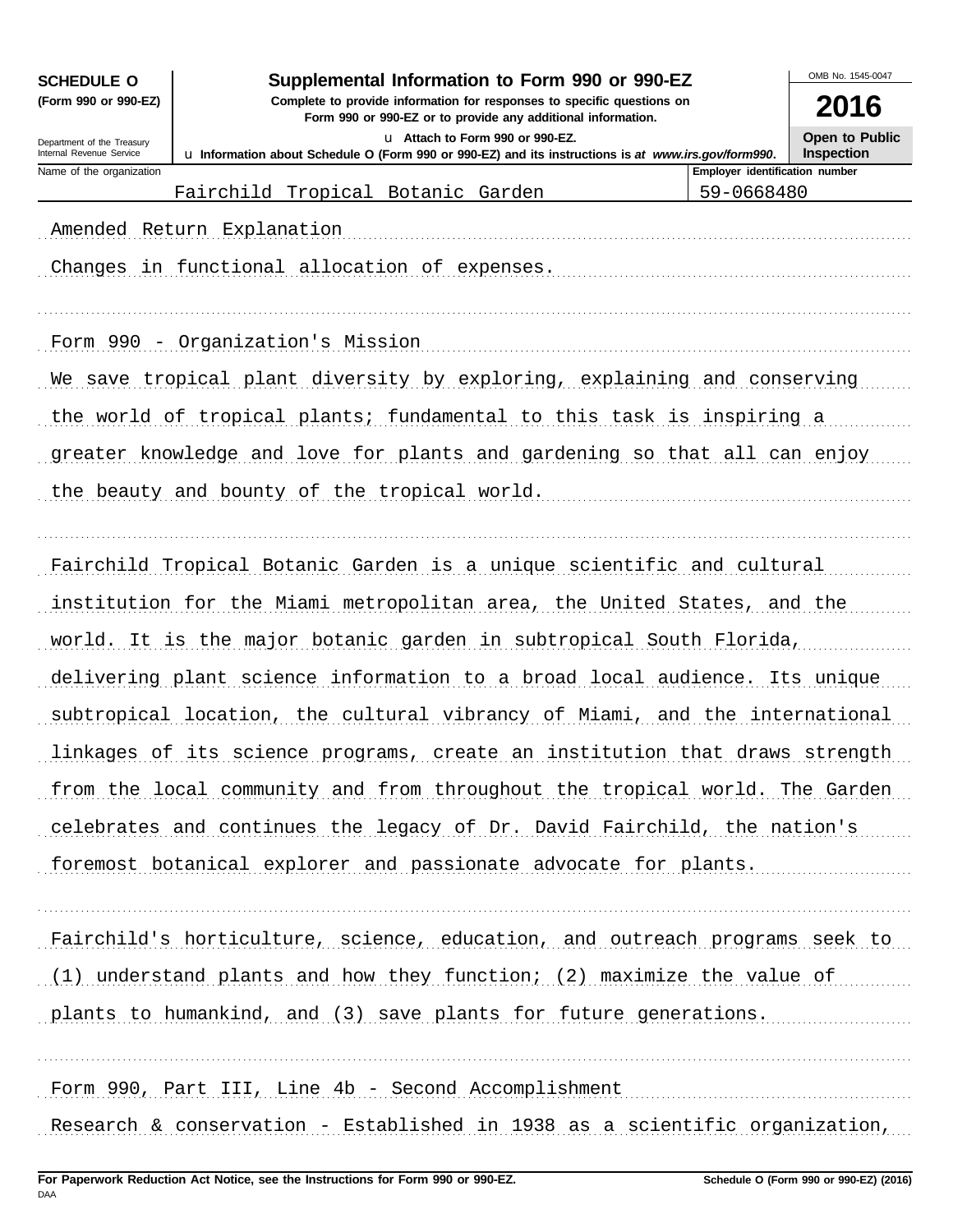**SCHEDULE O** **(Form 990 or 990-EZ)**

Department of the Treasury
Internal Revenue Service

# Supplemental Information to Form 990 or 990-EZ

**Complete to provide information for responses to specific questions on Form 990 or 990-EZ or to provide any additional information.**

**u Attach to Form 990 or 990-EZ.**

**u Information about Schedule O (Form 990 or 990-EZ) and its instructions is at *www.irs.gov/form990*.**

OMB No. 1545-0047

**2016**

**Open to Public Inspection**

| Name of the organization | Employer identification number |
|---|---|
| Fairchild Tropical Botanic Garden | 59-0668480 |

Amended Return Explanation

Changes in functional allocation of expenses.

Form 990 - Organization's Mission

We save tropical plant diversity by exploring, explaining and conserving the world of tropical plants; fundamental to this task is inspiring a greater knowledge and love for plants and gardening so that all can enjoy the beauty and bounty of the tropical world.

Fairchild Tropical Botanic Garden is a unique scientific and cultural institution for the Miami metropolitan area, the United States, and the world. It is the major botanic garden in subtropical South Florida, delivering plant science information to a broad local audience. Its unique subtropical location, the cultural vibrancy of Miami, and the international linkages of its science programs, create an institution that draws strength from the local community and from throughout the tropical world. The Garden celebrates and continues the legacy of Dr. David Fairchild, the nation's foremost botanical explorer and passionate advocate for plants.

Fairchild's horticulture, science, education, and outreach programs seek to (1) understand plants and how they function; (2) maximize the value of plants to humankind, and (3) save plants for future generations.

Form 990, Part III, Line 4b - Second Accomplishment

Research & conservation - Established in 1938 as a scientific organization,

**For Paperwork Reduction Act Notice, see the Instructions for Form 990 or 990-EZ.** **Schedule O (Form 990 or 990-EZ) (2016)**

DAA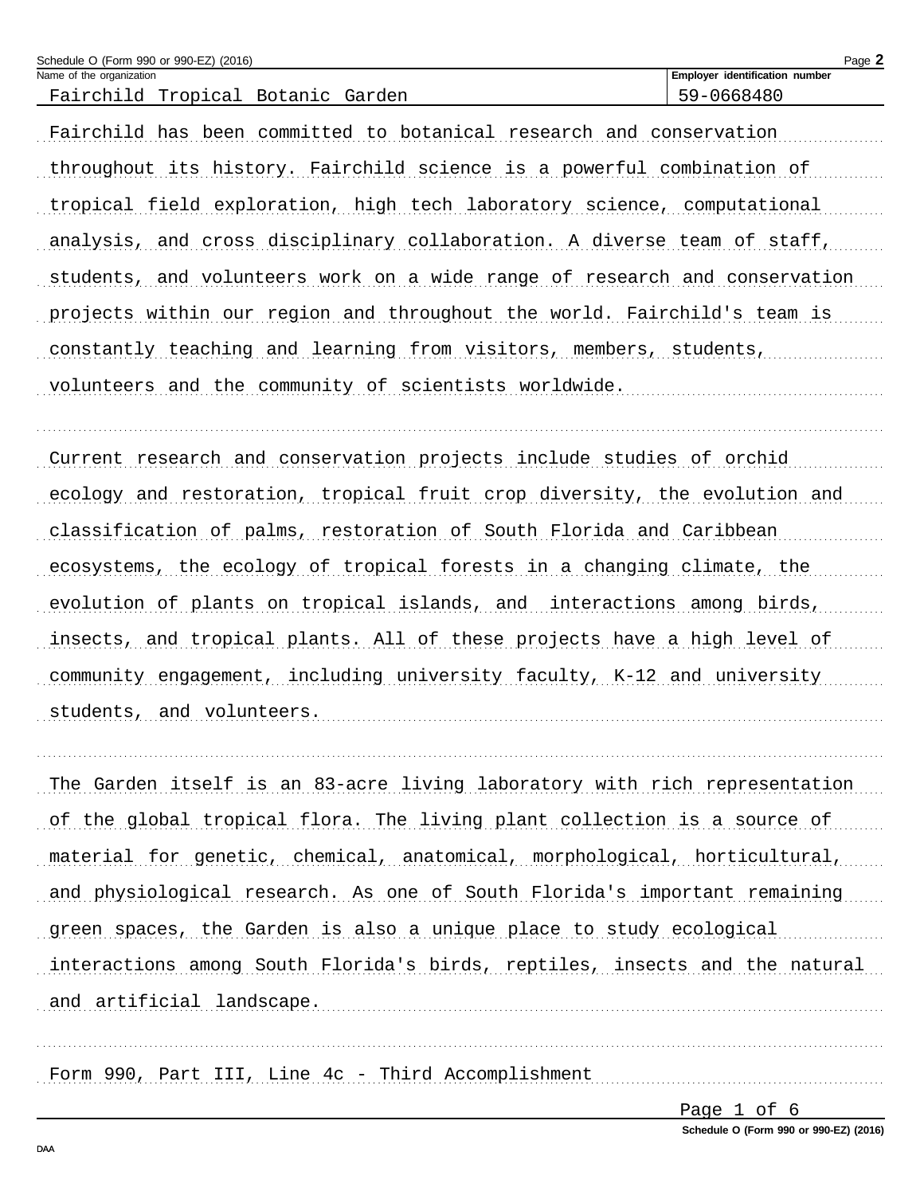Schedule O (Form 990 or 990-EZ) (2016)

| Name of the organization | Employer identification number |
| --- | --- |
| Fairchild Tropical Botanic Garden | 59-0668480 |

Fairchild has been committed to botanical research and conservation throughout its history. Fairchild science is a powerful combination of tropical field exploration, high tech laboratory science, computational analysis, and cross disciplinary collaboration. A diverse team of staff, students, and volunteers work on a wide range of research and conservation projects within our region and throughout the world. Fairchild's team is constantly teaching and learning from visitors, members, students, volunteers and the community of scientists worldwide.

Current research and conservation projects include studies of orchid ecology and restoration, tropical fruit crop diversity, the evolution and classification of palms, restoration of South Florida and Caribbean ecosystems, the ecology of tropical forests in a changing climate, the evolution of plants on tropical islands, and interactions among birds, insects, and tropical plants. All of these projects have a high level of community engagement, including university faculty, K-12 and university students, and volunteers.

The Garden itself is an 83-acre living laboratory with rich representation of the global tropical flora. The living plant collection is a source of material for genetic, chemical, anatomical, morphological, horticultural, and physiological research. As one of South Florida's important remaining green spaces, the Garden is also a unique place to study ecological interactions among South Florida's birds, reptiles, insects and the natural and artificial landscape.

Form 990, Part III, Line 4c - Third Accomplishment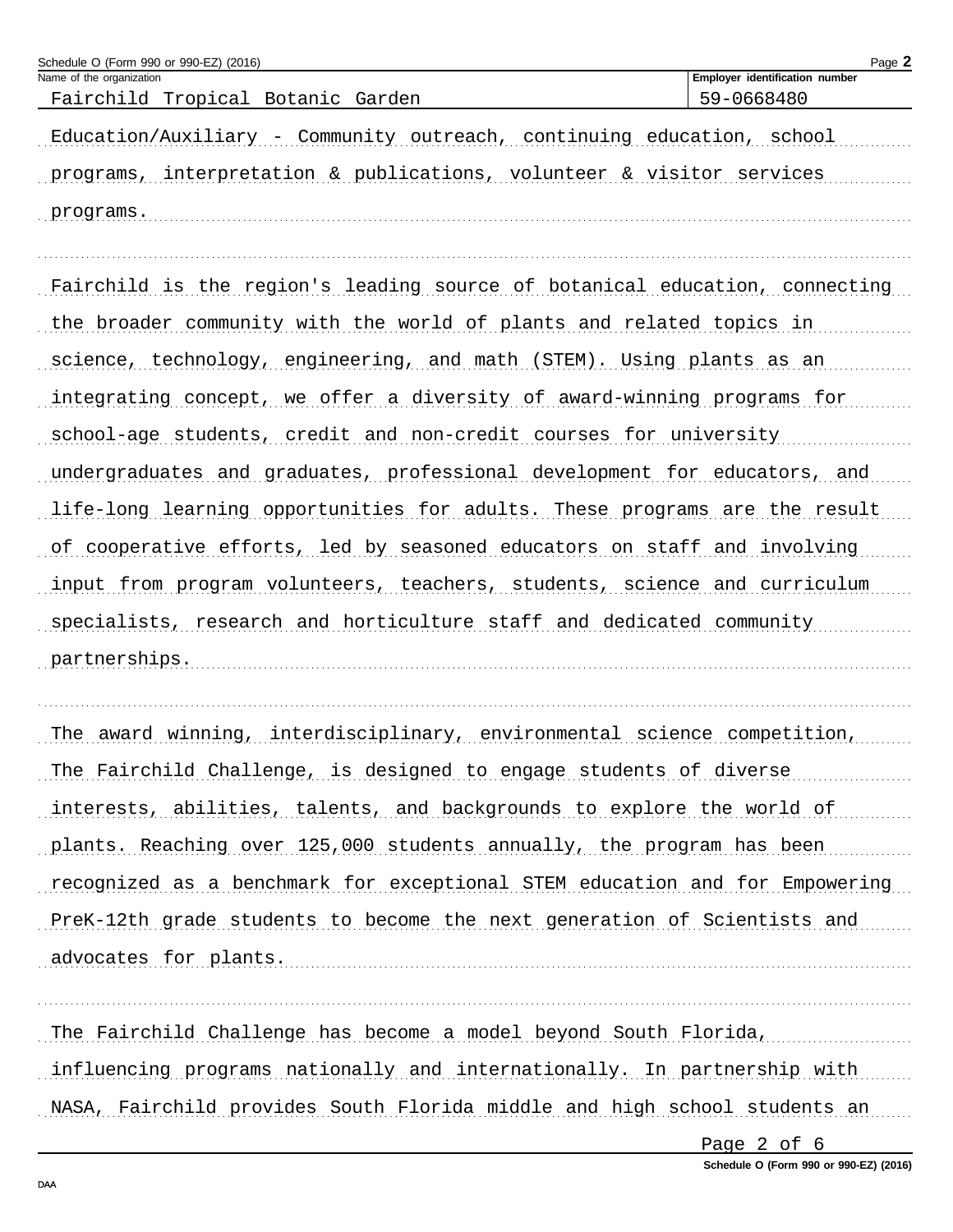| Name of the organization | Employer identification number |
| --- | --- |
| Fairchild Tropical Botanic Garden | 59-0668480 |

Education/Auxiliary - Community outreach, continuing education, school programs, interpretation & publications, volunteer & visitor services programs.

Fairchild is the region's leading source of botanical education, connecting the broader community with the world of plants and related topics in science, technology, engineering, and math (STEM). Using plants as an integrating concept, we offer a diversity of award-winning programs for school-age students, credit and non-credit courses for university undergraduates and graduates, professional development for educators, and life-long learning opportunities for adults. These programs are the result of cooperative efforts, led by seasoned educators on staff and involving input from program volunteers, teachers, students, science and curriculum specialists, research and horticulture staff and dedicated community partnerships.

The award winning, interdisciplinary, environmental science competition, The Fairchild Challenge, is designed to engage students of diverse interests, abilities, talents, and backgrounds to explore the world of plants. Reaching over 125,000 students annually, the program has been recognized as a benchmark for exceptional STEM education and for Empowering PreK-12th grade students to become the next generation of Scientists and advocates for plants.

The Fairchild Challenge has become a model beyond South Florida, influencing programs nationally and internationally. In partnership with NASA, Fairchild provides South Florida middle and high school students an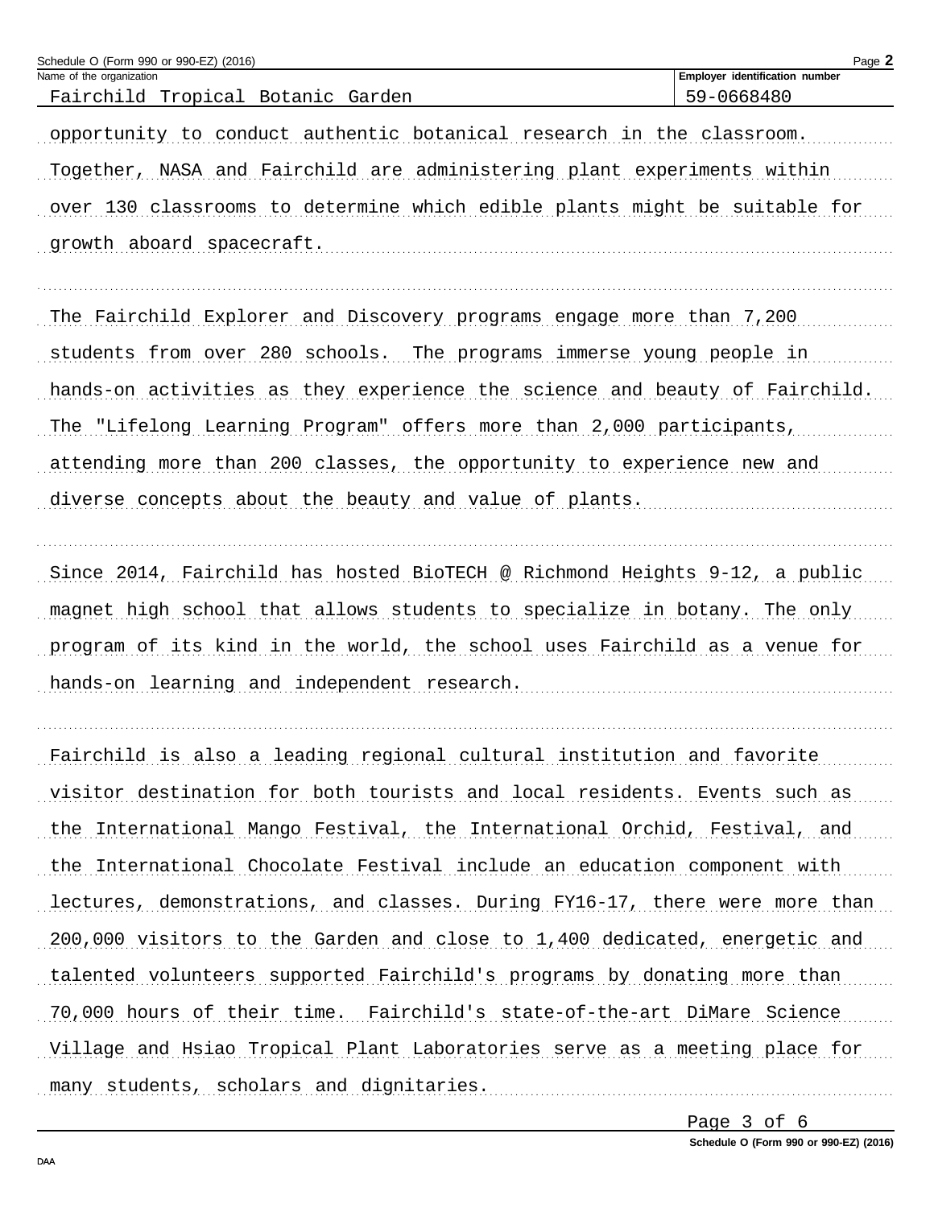Name of the organization: Fairchild Tropical Botanic Garden

Employer identification number: 59-0668480

opportunity to conduct authentic botanical research in the classroom. Together, NASA and Fairchild are administering plant experiments within over 130 classrooms to determine which edible plants might be suitable for growth aboard spacecraft.

The Fairchild Explorer and Discovery programs engage more than 7,200 students from over 280 schools. The programs immerse young people in hands-on activities as they experience the science and beauty of Fairchild. The "Lifelong Learning Program" offers more than 2,000 participants, attending more than 200 classes, the opportunity to experience new and diverse concepts about the beauty and value of plants.

Since 2014, Fairchild has hosted BioTECH @ Richmond Heights 9-12, a public magnet high school that allows students to specialize in botany. The only program of its kind in the world, the school uses Fairchild as a venue for hands-on learning and independent research.

Fairchild is also a leading regional cultural institution and favorite visitor destination for both tourists and local residents. Events such as the International Mango Festival, the International Orchid, Festival, and the International Chocolate Festival include an education component with lectures, demonstrations, and classes. During FY16-17, there were more than 200,000 visitors to the Garden and close to 1,400 dedicated, energetic and talented volunteers supported Fairchild's programs by donating more than 70,000 hours of their time. Fairchild's state-of-the-art DiMare Science Village and Hsiao Tropical Plant Laboratories serve as a meeting place for many students, scholars and dignitaries.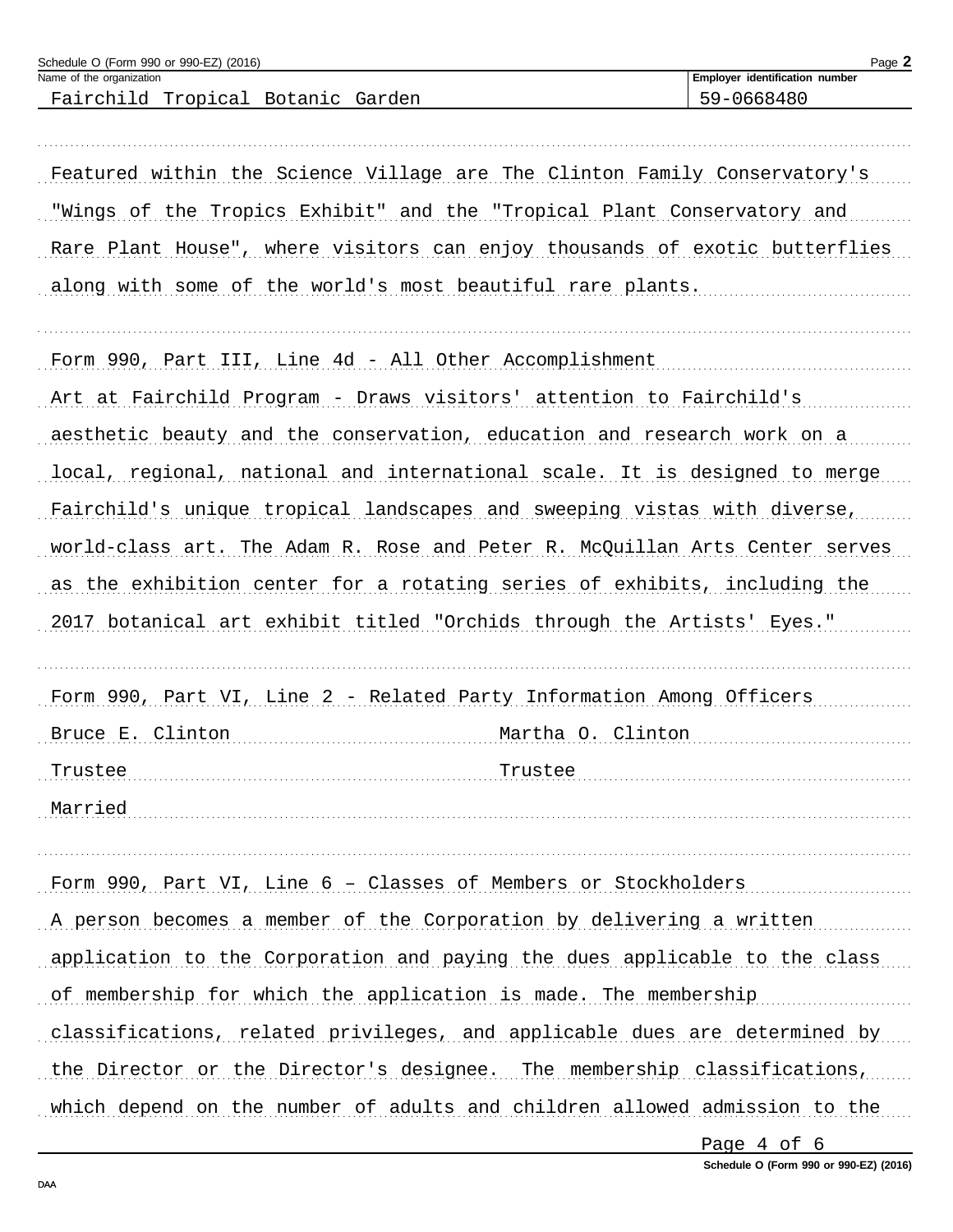Schedule O (Form 990 or 990-EZ) (2016)

Name of the organization: Fairchild Tropical Botanic Garden

Employer identification number: 59-0668480

Featured within the Science Village are The Clinton Family Conservatory's "Wings of the Tropics Exhibit" and the "Tropical Plant Conservatory and Rare Plant House", where visitors can enjoy thousands of exotic butterflies along with some of the world's most beautiful rare plants.

Form 990, Part III, Line 4d - All Other Accomplishment

Art at Fairchild Program - Draws visitors' attention to Fairchild's aesthetic beauty and the conservation, education and research work on a local, regional, national and international scale. It is designed to merge Fairchild's unique tropical landscapes and sweeping vistas with diverse, world-class art. The Adam R. Rose and Peter R. McQuillan Arts Center serves as the exhibition center for a rotating series of exhibits, including the 2017 botanical art exhibit titled "Orchids through the Artists' Eyes."

Form 990, Part VI, Line 2 - Related Party Information Among Officers

| | |
|---|---|
| Bruce E. Clinton | Martha O. Clinton |
| Trustee | Trustee |
| Married | |

Form 990, Part VI, Line 6 – Classes of Members or Stockholders

A person becomes a member of the Corporation by delivering a written application to the Corporation and paying the dues applicable to the class of membership for which the application is made. The membership classifications, related privileges, and applicable dues are determined by the Director or the Director's designee. The membership classifications, which depend on the number of adults and children allowed admission to the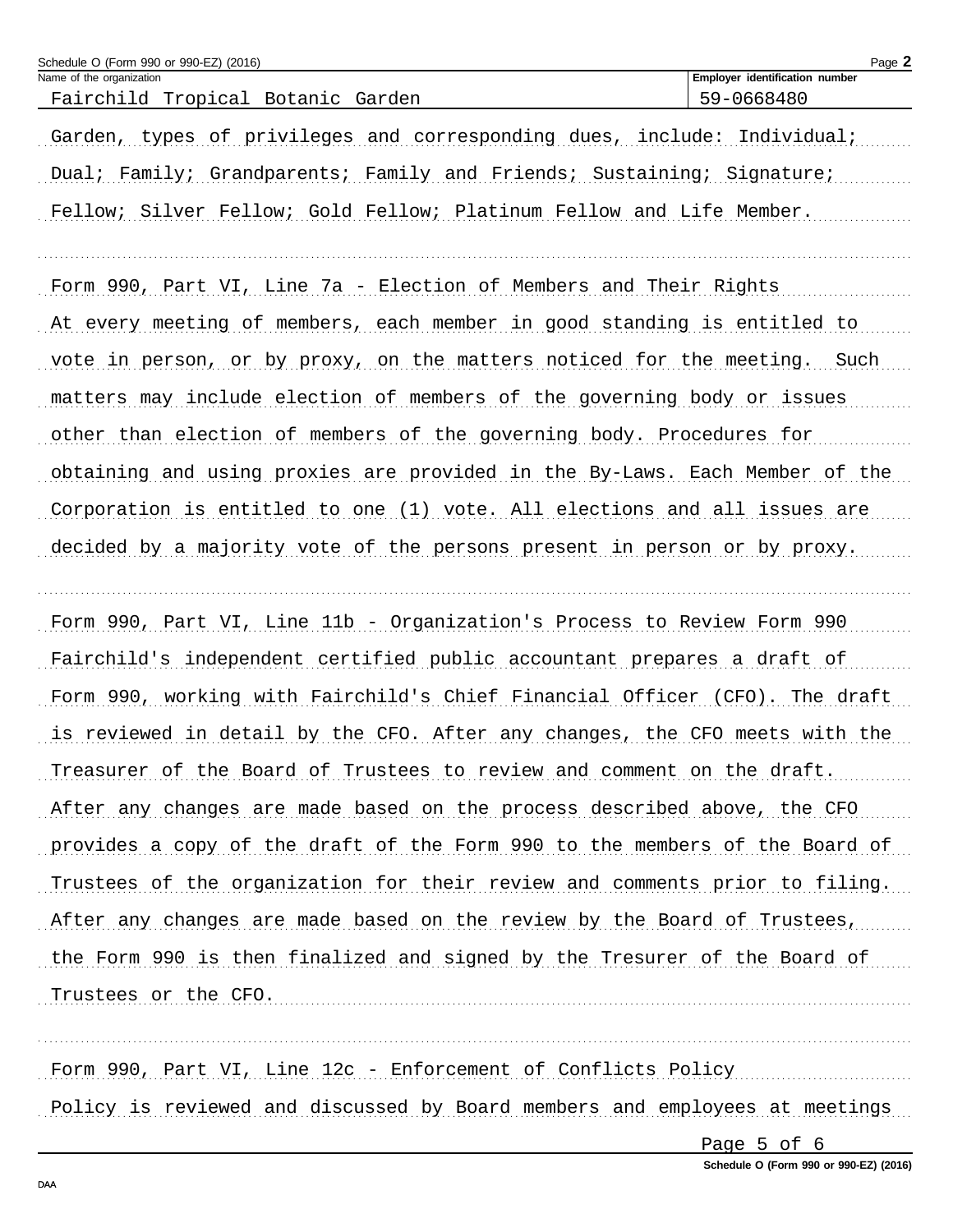Garden, types of privileges and corresponding dues, include: Individual; Dual; Family; Grandparents; Family and Friends; Sustaining; Signature; Fellow; Silver Fellow; Gold Fellow; Platinum Fellow and Life Member.

Form 990, Part VI, Line 7a - Election of Members and Their Rights

At every meeting of members, each member in good standing is entitled to vote in person, or by proxy, on the matters noticed for the meeting. Such matters may include election of members of the governing body or issues other than election of members of the governing body. Procedures for obtaining and using proxies are provided in the By-Laws. Each Member of the Corporation is entitled to one (1) vote. All elections and all issues are decided by a majority vote of the persons present in person or by proxy.

Form 990, Part VI, Line 11b - Organization's Process to Review Form 990

Fairchild's independent certified public accountant prepares a draft of Form 990, working with Fairchild's Chief Financial Officer (CFO). The draft is reviewed in detail by the CFO. After any changes, the CFO meets with the Treasurer of the Board of Trustees to review and comment on the draft. After any changes are made based on the process described above, the CFO provides a copy of the draft of the Form 990 to the members of the Board of Trustees of the organization for their review and comments prior to filing. After any changes are made based on the review by the Board of Trustees, the Form 990 is then finalized and signed by the Tresurer of the Board of Trustees or the CFO.

Form 990, Part VI, Line 12c - Enforcement of Conflicts Policy

Policy is reviewed and discussed by Board members and employees at meetings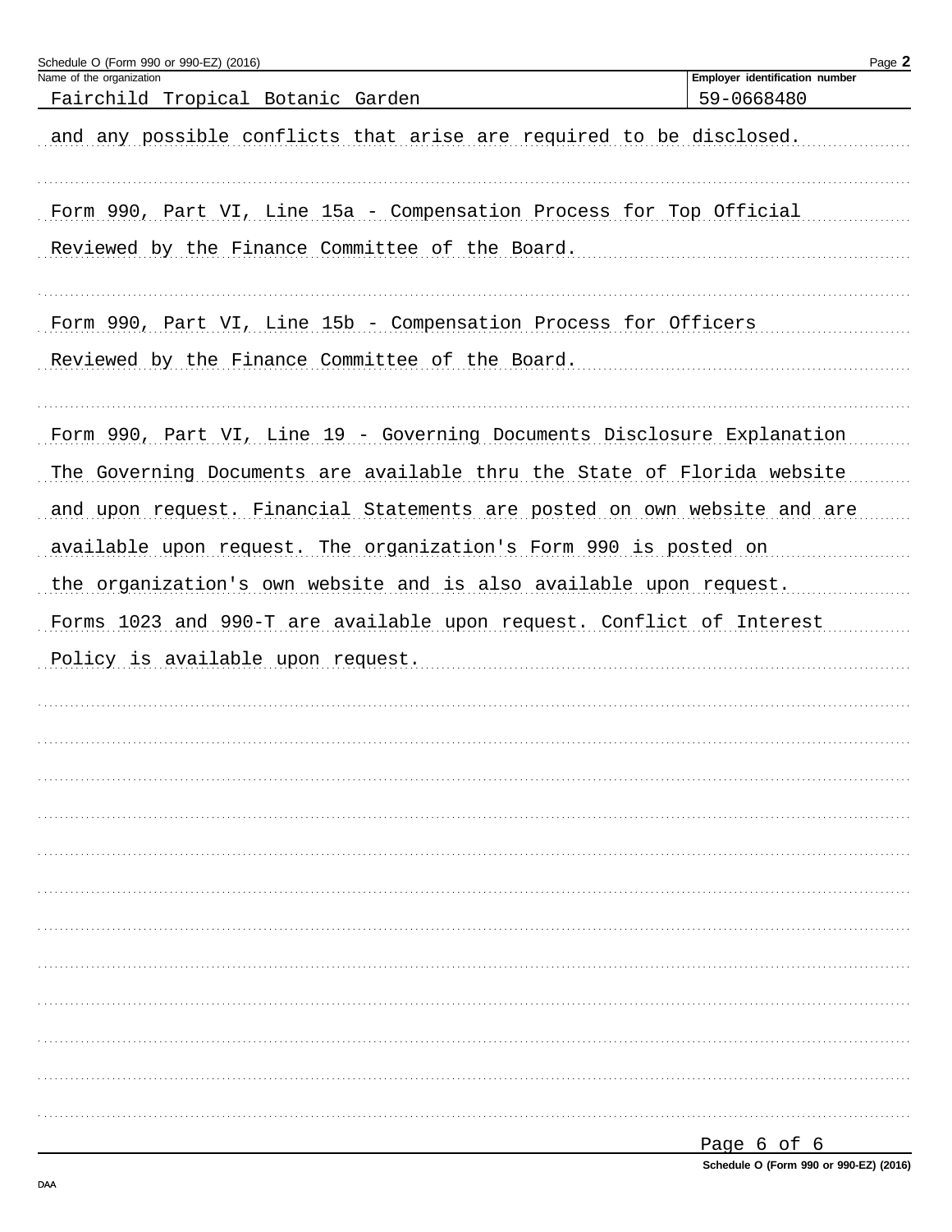Schedule O (Form 990 or 990-EZ) (2016) Page **2**

| Name of the organization | Employer identification number |
| --- | --- |
| Fairchild Tropical Botanic Garden | 59-0668480 |

and any possible conflicts that arise are required to be disclosed.

Form 990, Part VI, Line 15a - Compensation Process for Top Official

Reviewed by the Finance Committee of the Board.

Form 990, Part VI, Line 15b - Compensation Process for Officers

Reviewed by the Finance Committee of the Board.

Form 990, Part VI, Line 19 - Governing Documents Disclosure Explanation

The Governing Documents are available thru the State of Florida website and upon request. Financial Statements are posted on own website and are available upon request. The organization's Form 990 is posted on the organization's own website and is also available upon request. Forms 1023 and 990-T are available upon request. Conflict of Interest Policy is available upon request.

**Schedule O (Form 990 or 990-EZ) (2016)**

DAA